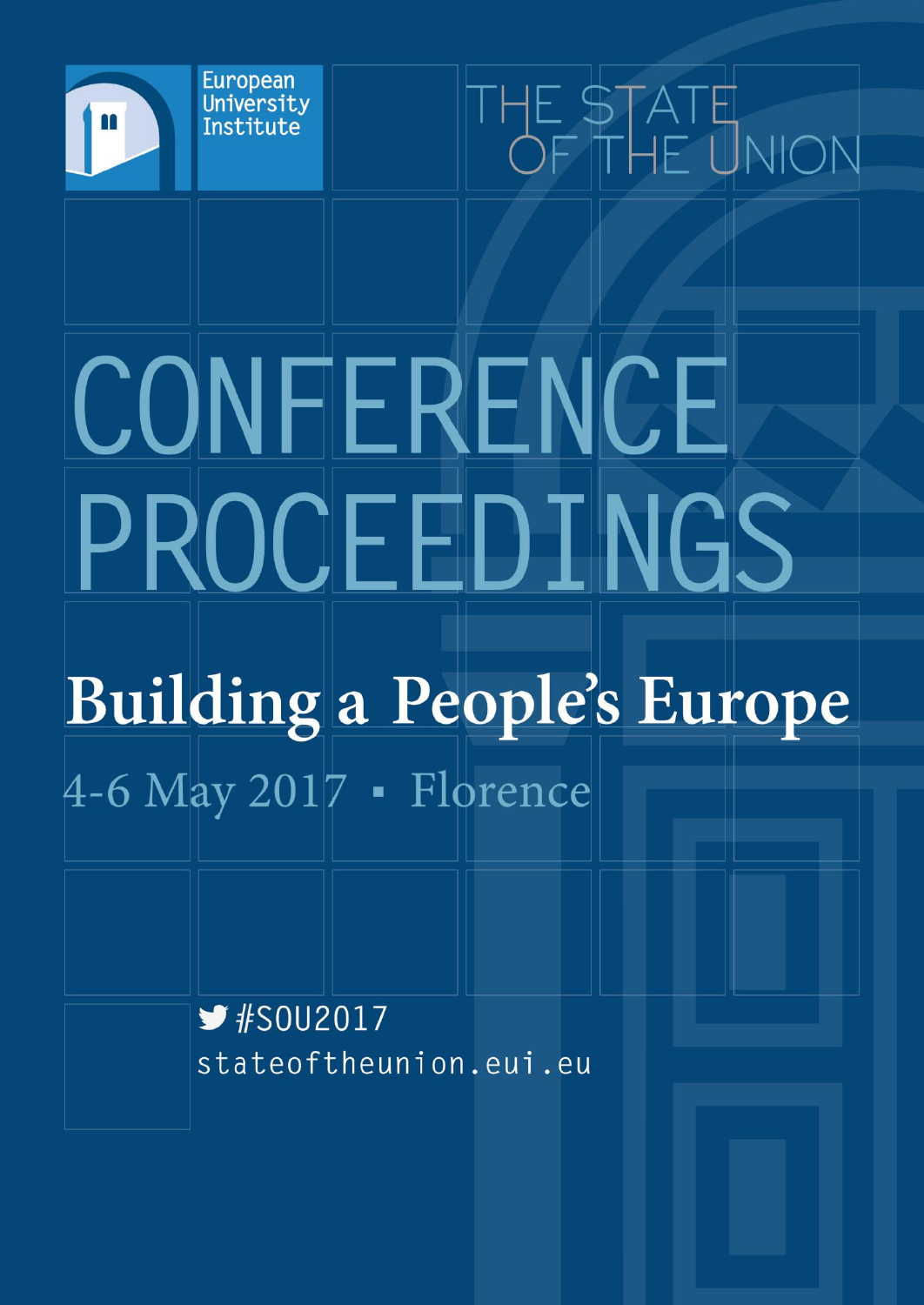European University Institute

THE STATE OF THE UNION

# CONFERENCE PROCEEDINGS

## Building a People's Europe

4-6 May 2017 ▪ Florence

#SOU2017

stateoftheunion.eui.eu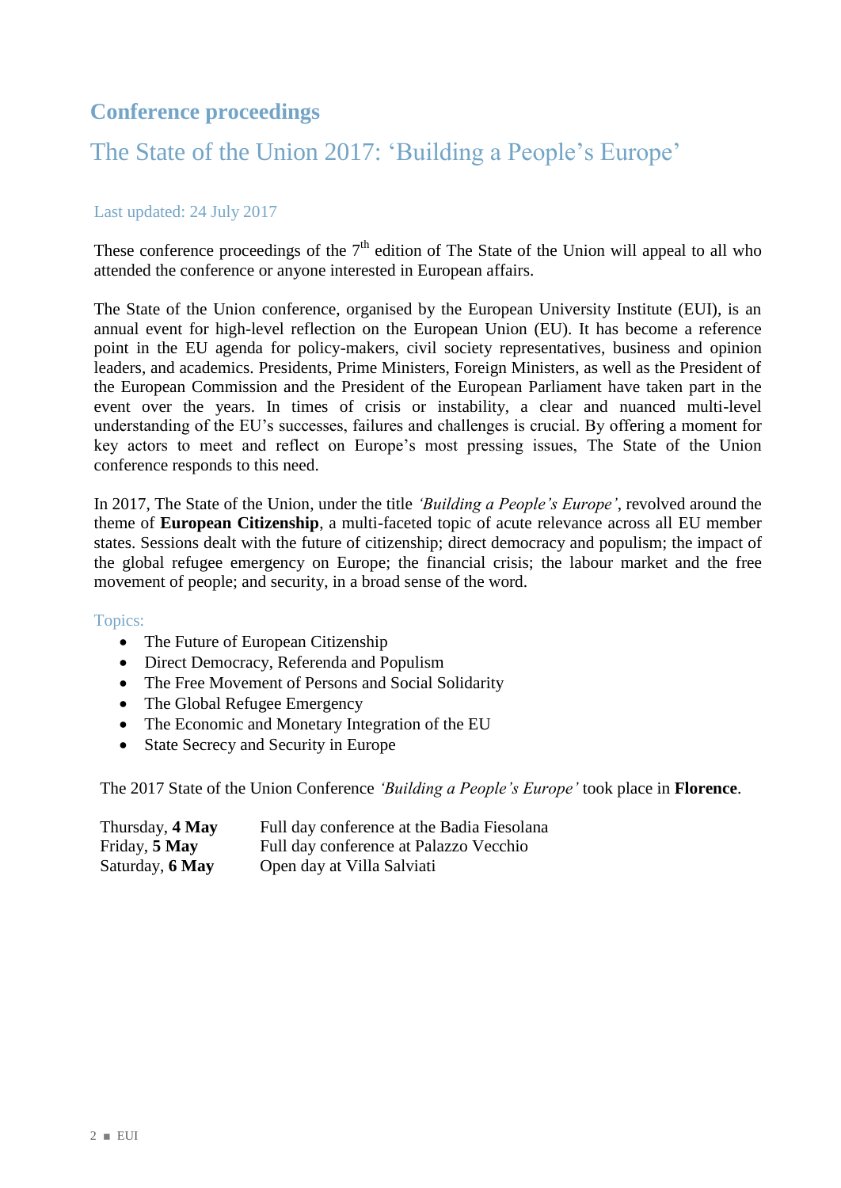# Conference proceedings

## The State of the Union 2017: 'Building a People's Europe'

Last updated: 24 July 2017

These conference proceedings of the 7th edition of The State of the Union will appeal to all who attended the conference or anyone interested in European affairs.

The State of the Union conference, organised by the European University Institute (EUI), is an annual event for high-level reflection on the European Union (EU). It has become a reference point in the EU agenda for policy-makers, civil society representatives, business and opinion leaders, and academics. Presidents, Prime Ministers, Foreign Ministers, as well as the President of the European Commission and the President of the European Parliament have taken part in the event over the years. In times of crisis or instability, a clear and nuanced multi-level understanding of the EU's successes, failures and challenges is crucial. By offering a moment for key actors to meet and reflect on Europe's most pressing issues, The State of the Union conference responds to this need.

In 2017, The State of the Union, under the title *'Building a People's Europe'*, revolved around the theme of **European Citizenship**, a multi-faceted topic of acute relevance across all EU member states. Sessions dealt with the future of citizenship; direct democracy and populism; the impact of the global refugee emergency on Europe; the financial crisis; the labour market and the free movement of people; and security, in a broad sense of the word.

Topics:

- The Future of European Citizenship
- Direct Democracy, Referenda and Populism
- The Free Movement of Persons and Social Solidarity
- The Global Refugee Emergency
- The Economic and Monetary Integration of the EU
- State Secrecy and Security in Europe

The 2017 State of the Union Conference *'Building a People's Europe'* took place in **Florence**.

| | |
|---|---|
| Thursday, **4 May** | Full day conference at the Badia Fiesolana |
| Friday, **5 May** | Full day conference at Palazzo Vecchio |
| Saturday, **6 May** | Open day at Villa Salviati |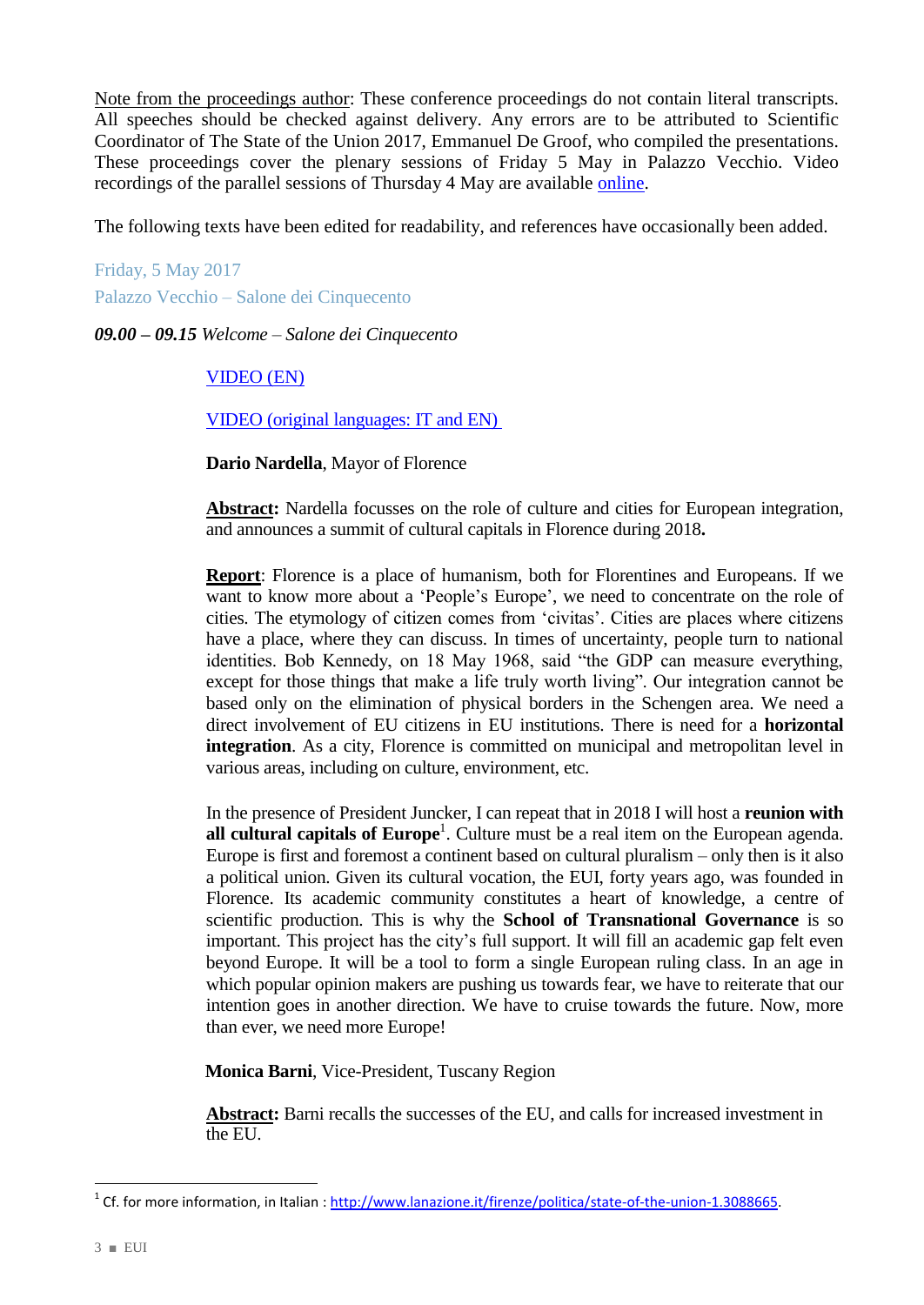Note from the proceedings author: These conference proceedings do not contain literal transcripts. All speeches should be checked against delivery. Any errors are to be attributed to Scientific Coordinator of The State of the Union 2017, Emmanuel De Groof, who compiled the presentations. These proceedings cover the plenary sessions of Friday 5 May in Palazzo Vecchio. Video recordings of the parallel sessions of Thursday 4 May are available online.

The following texts have been edited for readability, and references have occasionally been added.

Friday, 5 May 2017

Palazzo Vecchio – Salone dei Cinquecento

***09.00 – 09.15** Welcome – Salone dei Cinquecento*

VIDEO (EN)

VIDEO (original languages: IT and EN)

**Dario Nardella**, Mayor of Florence

**Abstract:** Nardella focusses on the role of culture and cities for European integration, and announces a summit of cultural capitals in Florence during 2018**.**

**Report**: Florence is a place of humanism, both for Florentines and Europeans. If we want to know more about a 'People's Europe', we need to concentrate on the role of cities. The etymology of citizen comes from 'civitas'. Cities are places where citizens have a place, where they can discuss. In times of uncertainty, people turn to national identities. Bob Kennedy, on 18 May 1968, said "the GDP can measure everything, except for those things that make a life truly worth living". Our integration cannot be based only on the elimination of physical borders in the Schengen area. We need a direct involvement of EU citizens in EU institutions. There is need for a **horizontal integration**. As a city, Florence is committed on municipal and metropolitan level in various areas, including on culture, environment, etc.

In the presence of President Juncker, I can repeat that in 2018 I will host a **reunion with all cultural capitals of Europe**[1]. Culture must be a real item on the European agenda. Europe is first and foremost a continent based on cultural pluralism – only then is it also a political union. Given its cultural vocation, the EUI, forty years ago, was founded in Florence. Its academic community constitutes a heart of knowledge, a centre of scientific production. This is why the **School of Transnational Governance** is so important. This project has the city's full support. It will fill an academic gap felt even beyond Europe. It will be a tool to form a single European ruling class. In an age in which popular opinion makers are pushing us towards fear, we have to reiterate that our intention goes in another direction. We have to cruise towards the future. Now, more than ever, we need more Europe!

**Monica Barni**, Vice-President, Tuscany Region

**Abstract:** Barni recalls the successes of the EU, and calls for increased investment in the EU.

[1] Cf. for more information, in Italian : http://www.lanazione.it/firenze/politica/state-of-the-union-1.3088665.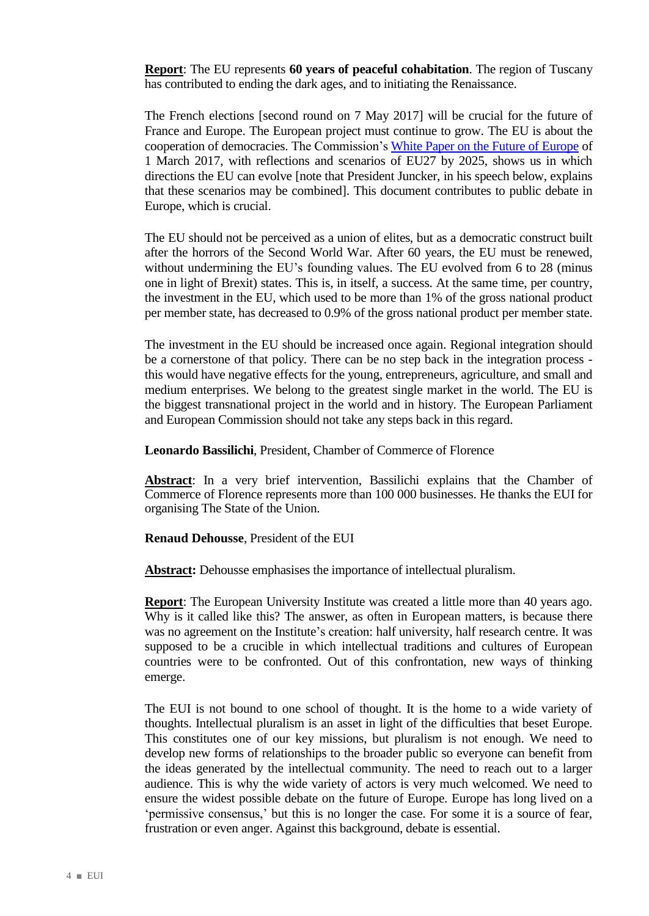**Report**: The EU represents **60 years of peaceful cohabitation**. The region of Tuscany has contributed to ending the dark ages, and to initiating the Renaissance.

The French elections [second round on 7 May 2017] will be crucial for the future of France and Europe. The European project must continue to grow. The EU is about the cooperation of democracies. The Commission's White Paper on the Future of Europe of 1 March 2017, with reflections and scenarios of EU27 by 2025, shows us in which directions the EU can evolve [note that President Juncker, in his speech below, explains that these scenarios may be combined]. This document contributes to public debate in Europe, which is crucial.

The EU should not be perceived as a union of elites, but as a democratic construct built after the horrors of the Second World War. After 60 years, the EU must be renewed, without undermining the EU's founding values. The EU evolved from 6 to 28 (minus one in light of Brexit) states. This is, in itself, a success. At the same time, per country, the investment in the EU, which used to be more than 1% of the gross national product per member state, has decreased to 0.9% of the gross national product per member state.

The investment in the EU should be increased once again. Regional integration should be a cornerstone of that policy. There can be no step back in the integration process - this would have negative effects for the young, entrepreneurs, agriculture, and small and medium enterprises. We belong to the greatest single market in the world. The EU is the biggest transnational project in the world and in history. The European Parliament and European Commission should not take any steps back in this regard.

**Leonardo Bassilichi**, President, Chamber of Commerce of Florence

**Abstract**: In a very brief intervention, Bassilichi explains that the Chamber of Commerce of Florence represents more than 100 000 businesses. He thanks the EUI for organising The State of the Union.

**Renaud Dehousse**, President of the EUI

**Abstract:** Dehousse emphasises the importance of intellectual pluralism.

**Report**: The European University Institute was created a little more than 40 years ago. Why is it called like this? The answer, as often in European matters, is because there was no agreement on the Institute's creation: half university, half research centre. It was supposed to be a crucible in which intellectual traditions and cultures of European countries were to be confronted. Out of this confrontation, new ways of thinking emerge.

The EUI is not bound to one school of thought. It is the home to a wide variety of thoughts. Intellectual pluralism is an asset in light of the difficulties that beset Europe. This constitutes one of our key missions, but pluralism is not enough. We need to develop new forms of relationships to the broader public so everyone can benefit from the ideas generated by the intellectual community. The need to reach out to a larger audience. This is why the wide variety of actors is very much welcomed. We need to ensure the widest possible debate on the future of Europe. Europe has long lived on a 'permissive consensus,' but this is no longer the case. For some it is a source of fear, frustration or even anger. Against this background, debate is essential.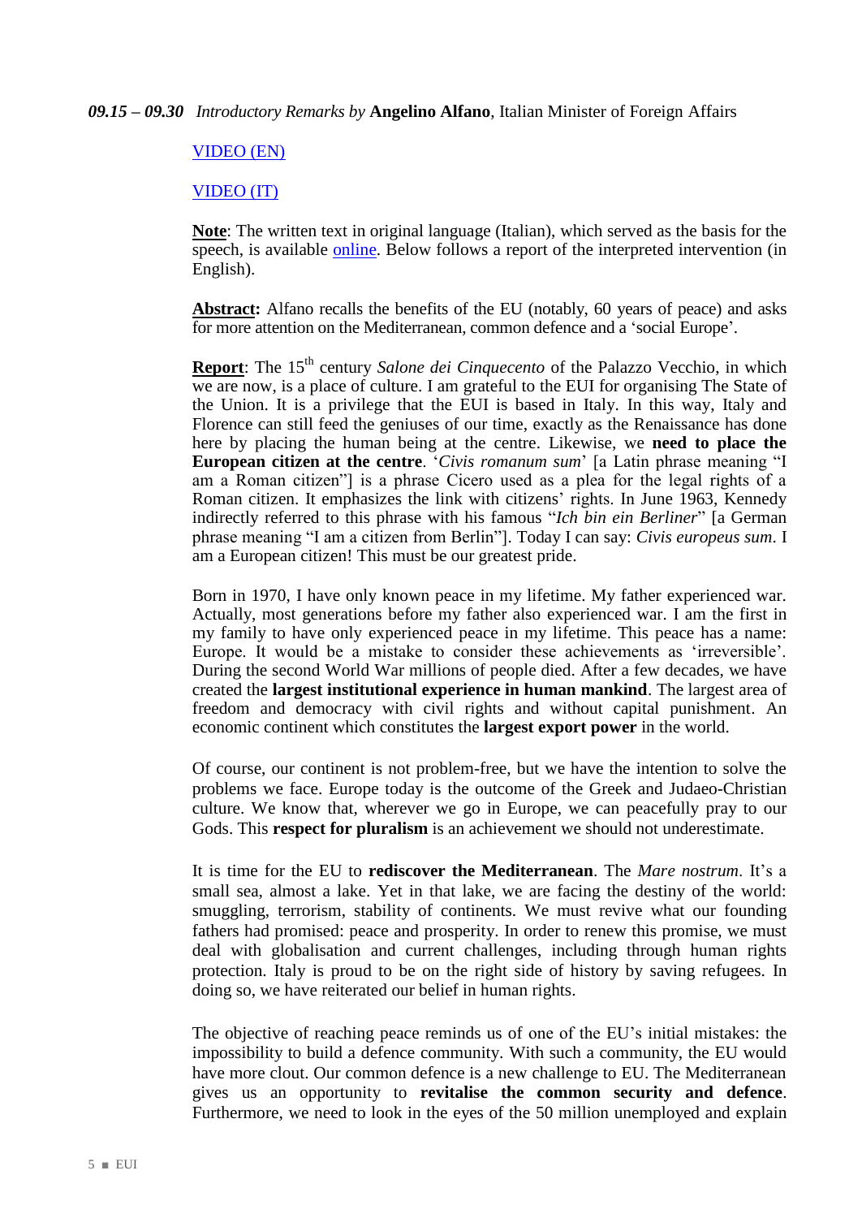***09.15 – 09.30*** *Introductory Remarks by* **Angelino Alfano**, Italian Minister of Foreign Affairs

VIDEO (EN)

VIDEO (IT)

**Note**: The written text in original language (Italian), which served as the basis for the speech, is available online. Below follows a report of the interpreted intervention (in English).

**Abstract:** Alfano recalls the benefits of the EU (notably, 60 years of peace) and asks for more attention on the Mediterranean, common defence and a 'social Europe'.

**Report**: The 15th century *Salone dei Cinquecento* of the Palazzo Vecchio, in which we are now, is a place of culture. I am grateful to the EUI for organising The State of the Union. It is a privilege that the EUI is based in Italy. In this way, Italy and Florence can still feed the geniuses of our time, exactly as the Renaissance has done here by placing the human being at the centre. Likewise, we **need to place the European citizen at the centre**. '*Civis romanum sum*' [a Latin phrase meaning "I am a Roman citizen"] is a phrase Cicero used as a plea for the legal rights of a Roman citizen. It emphasizes the link with citizens' rights. In June 1963, Kennedy indirectly referred to this phrase with his famous "*Ich bin ein Berliner*" [a German phrase meaning "I am a citizen from Berlin"]. Today I can say: *Civis europeus sum*. I am a European citizen! This must be our greatest pride.

Born in 1970, I have only known peace in my lifetime. My father experienced war. Actually, most generations before my father also experienced war. I am the first in my family to have only experienced peace in my lifetime. This peace has a name: Europe. It would be a mistake to consider these achievements as 'irreversible'. During the second World War millions of people died. After a few decades, we have created the **largest institutional experience in human mankind**. The largest area of freedom and democracy with civil rights and without capital punishment. An economic continent which constitutes the **largest export power** in the world.

Of course, our continent is not problem-free, but we have the intention to solve the problems we face. Europe today is the outcome of the Greek and Judaeo-Christian culture. We know that, wherever we go in Europe, we can peacefully pray to our Gods. This **respect for pluralism** is an achievement we should not underestimate.

It is time for the EU to **rediscover the Mediterranean**. The *Mare nostrum*. It's a small sea, almost a lake. Yet in that lake, we are facing the destiny of the world: smuggling, terrorism, stability of continents. We must revive what our founding fathers had promised: peace and prosperity. In order to renew this promise, we must deal with globalisation and current challenges, including through human rights protection. Italy is proud to be on the right side of history by saving refugees. In doing so, we have reiterated our belief in human rights.

The objective of reaching peace reminds us of one of the EU's initial mistakes: the impossibility to build a defence community. With such a community, the EU would have more clout. Our common defence is a new challenge to EU. The Mediterranean gives us an opportunity to **revitalise the common security and defence**. Furthermore, we need to look in the eyes of the 50 million unemployed and explain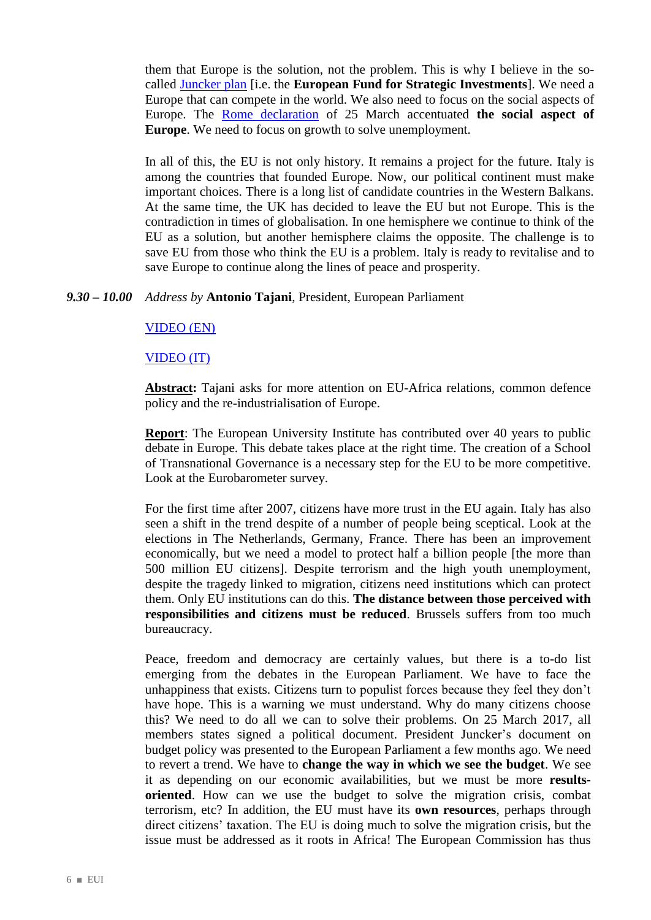them that Europe is the solution, not the problem. This is why I believe in the so-called Juncker plan [i.e. the **European Fund for Strategic Investments**]. We need a Europe that can compete in the world. We also need to focus on the social aspects of Europe. The Rome declaration of 25 March accentuated **the social aspect of Europe**. We need to focus on growth to solve unemployment.

In all of this, the EU is not only history. It remains a project for the future. Italy is among the countries that founded Europe. Now, our political continent must make important choices. There is a long list of candidate countries in the Western Balkans. At the same time, the UK has decided to leave the EU but not Europe. This is the contradiction in times of globalisation. In one hemisphere we continue to think of the EU as a solution, but another hemisphere claims the opposite. The challenge is to save EU from those who think the EU is a problem. Italy is ready to revitalise and to save Europe to continue along the lines of peace and prosperity.

***9.30 – 10.00*** *Address by* **Antonio Tajani**, President, European Parliament

VIDEO (EN)

VIDEO (IT)

**Abstract:** Tajani asks for more attention on EU-Africa relations, common defence policy and the re-industrialisation of Europe.

**Report**: The European University Institute has contributed over 40 years to public debate in Europe. This debate takes place at the right time. The creation of a School of Transnational Governance is a necessary step for the EU to be more competitive. Look at the Eurobarometer survey.

For the first time after 2007, citizens have more trust in the EU again. Italy has also seen a shift in the trend despite of a number of people being sceptical. Look at the elections in The Netherlands, Germany, France. There has been an improvement economically, but we need a model to protect half a billion people [the more than 500 million EU citizens]. Despite terrorism and the high youth unemployment, despite the tragedy linked to migration, citizens need institutions which can protect them. Only EU institutions can do this. **The distance between those perceived with responsibilities and citizens must be reduced**. Brussels suffers from too much bureaucracy.

Peace, freedom and democracy are certainly values, but there is a to-do list emerging from the debates in the European Parliament. We have to face the unhappiness that exists. Citizens turn to populist forces because they feel they don't have hope. This is a warning we must understand. Why do many citizens choose this? We need to do all we can to solve their problems. On 25 March 2017, all members states signed a political document. President Juncker's document on budget policy was presented to the European Parliament a few months ago. We need to revert a trend. We have to **change the way in which we see the budget**. We see it as depending on our economic availabilities, but we must be more **results-oriented**. How can we use the budget to solve the migration crisis, combat terrorism, etc? In addition, the EU must have its **own resources**, perhaps through direct citizens' taxation. The EU is doing much to solve the migration crisis, but the issue must be addressed as it roots in Africa! The European Commission has thus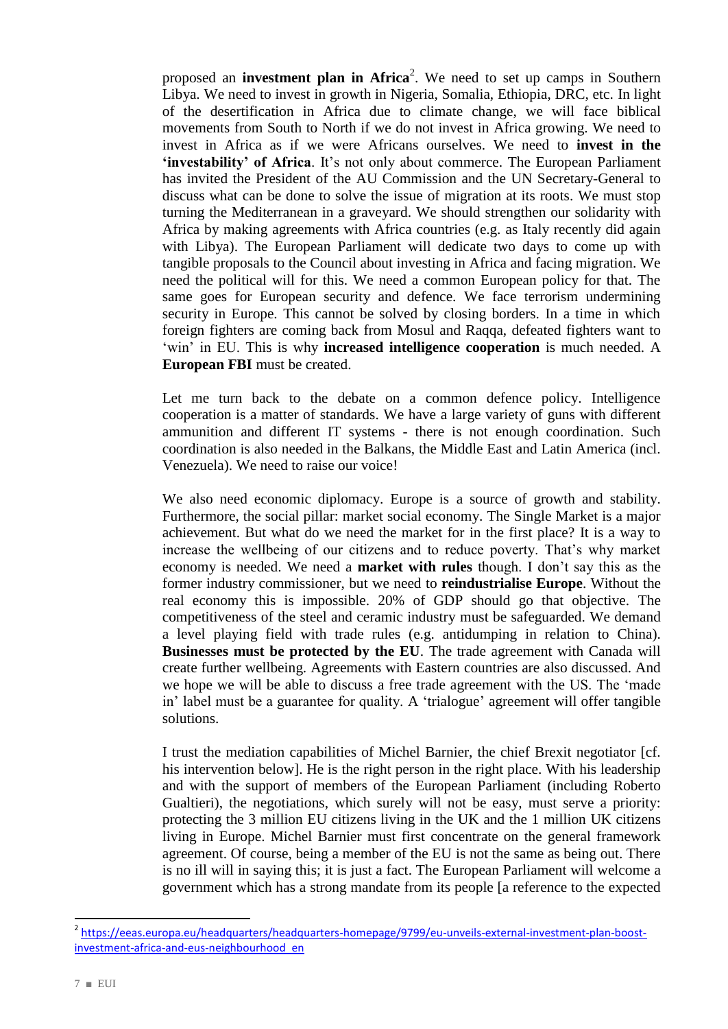proposed an **investment plan in Africa**[2]. We need to set up camps in Southern Libya. We need to invest in growth in Nigeria, Somalia, Ethiopia, DRC, etc. In light of the desertification in Africa due to climate change, we will face biblical movements from South to North if we do not invest in Africa growing. We need to invest in Africa as if we were Africans ourselves. We need to **invest in the 'investability' of Africa**. It's not only about commerce. The European Parliament has invited the President of the AU Commission and the UN Secretary-General to discuss what can be done to solve the issue of migration at its roots. We must stop turning the Mediterranean in a graveyard. We should strengthen our solidarity with Africa by making agreements with Africa countries (e.g. as Italy recently did again with Libya). The European Parliament will dedicate two days to come up with tangible proposals to the Council about investing in Africa and facing migration. We need the political will for this. We need a common European policy for that. The same goes for European security and defence. We face terrorism undermining security in Europe. This cannot be solved by closing borders. In a time in which foreign fighters are coming back from Mosul and Raqqa, defeated fighters want to 'win' in EU. This is why **increased intelligence cooperation** is much needed. A **European FBI** must be created.

Let me turn back to the debate on a common defence policy. Intelligence cooperation is a matter of standards. We have a large variety of guns with different ammunition and different IT systems - there is not enough coordination. Such coordination is also needed in the Balkans, the Middle East and Latin America (incl. Venezuela). We need to raise our voice!

We also need economic diplomacy. Europe is a source of growth and stability. Furthermore, the social pillar: market social economy. The Single Market is a major achievement. But what do we need the market for in the first place? It is a way to increase the wellbeing of our citizens and to reduce poverty. That's why market economy is needed. We need a **market with rules** though. I don't say this as the former industry commissioner, but we need to **reindustrialise Europe**. Without the real economy this is impossible. 20% of GDP should go that objective. The competitiveness of the steel and ceramic industry must be safeguarded. We demand a level playing field with trade rules (e.g. antidumping in relation to China). **Businesses must be protected by the EU**. The trade agreement with Canada will create further wellbeing. Agreements with Eastern countries are also discussed. And we hope we will be able to discuss a free trade agreement with the US. The 'made in' label must be a guarantee for quality. A 'trialogue' agreement will offer tangible solutions.

I trust the mediation capabilities of Michel Barnier, the chief Brexit negotiator [cf. his intervention below]. He is the right person in the right place. With his leadership and with the support of members of the European Parliament (including Roberto Gualtieri), the negotiations, which surely will not be easy, must serve a priority: protecting the 3 million EU citizens living in the UK and the 1 million UK citizens living in Europe. Michel Barnier must first concentrate on the general framework agreement. Of course, being a member of the EU is not the same as being out. There is no ill will in saying this; it is just a fact. The European Parliament will welcome a government which has a strong mandate from its people [a reference to the expected

---

[2] https://eeas.europa.eu/headquarters/headquarters-homepage/9799/eu-unveils-external-investment-plan-boost-investment-africa-and-eus-neighbourhood_en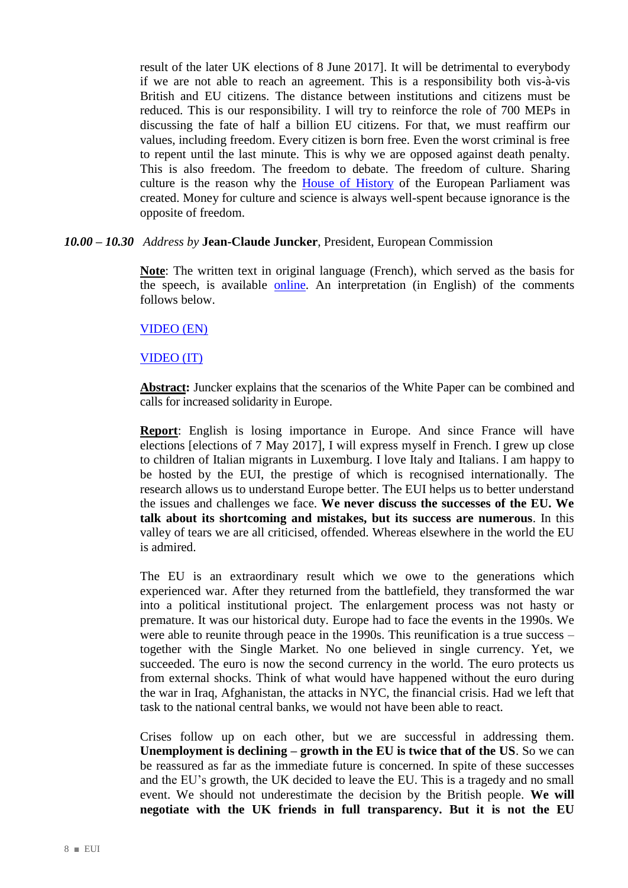result of the later UK elections of 8 June 2017]. It will be detrimental to everybody if we are not able to reach an agreement. This is a responsibility both vis-à-vis British and EU citizens. The distance between institutions and citizens must be reduced. This is our responsibility. I will try to reinforce the role of 700 MEPs in discussing the fate of half a billion EU citizens. For that, we must reaffirm our values, including freedom. Every citizen is born free. Even the worst criminal is free to repent until the last minute. This is why we are opposed against death penalty. This is also freedom. The freedom to debate. The freedom of culture. Sharing culture is the reason why the House of History of the European Parliament was created. Money for culture and science is always well-spent because ignorance is the opposite of freedom.

***10.00 – 10.30*** *Address by* **Jean-Claude Juncker**, President, European Commission

**Note**: The written text in original language (French), which served as the basis for the speech, is available online. An interpretation (in English) of the comments follows below.

VIDEO (EN)

VIDEO (IT)

**Abstract:** Juncker explains that the scenarios of the White Paper can be combined and calls for increased solidarity in Europe.

**Report**: English is losing importance in Europe. And since France will have elections [elections of 7 May 2017], I will express myself in French. I grew up close to children of Italian migrants in Luxemburg. I love Italy and Italians. I am happy to be hosted by the EUI, the prestige of which is recognised internationally. The research allows us to understand Europe better. The EUI helps us to better understand the issues and challenges we face. **We never discuss the successes of the EU. We talk about its shortcoming and mistakes, but its success are numerous**. In this valley of tears we are all criticised, offended. Whereas elsewhere in the world the EU is admired.

The EU is an extraordinary result which we owe to the generations which experienced war. After they returned from the battlefield, they transformed the war into a political institutional project. The enlargement process was not hasty or premature. It was our historical duty. Europe had to face the events in the 1990s. We were able to reunite through peace in the 1990s. This reunification is a true success – together with the Single Market. No one believed in single currency. Yet, we succeeded. The euro is now the second currency in the world. The euro protects us from external shocks. Think of what would have happened without the euro during the war in Iraq, Afghanistan, the attacks in NYC, the financial crisis. Had we left that task to the national central banks, we would not have been able to react.

Crises follow up on each other, but we are successful in addressing them. **Unemployment is declining – growth in the EU is twice that of the US**. So we can be reassured as far as the immediate future is concerned. In spite of these successes and the EU's growth, the UK decided to leave the EU. This is a tragedy and no small event. We should not underestimate the decision by the British people. **We will negotiate with the UK friends in full transparency. But it is not the EU**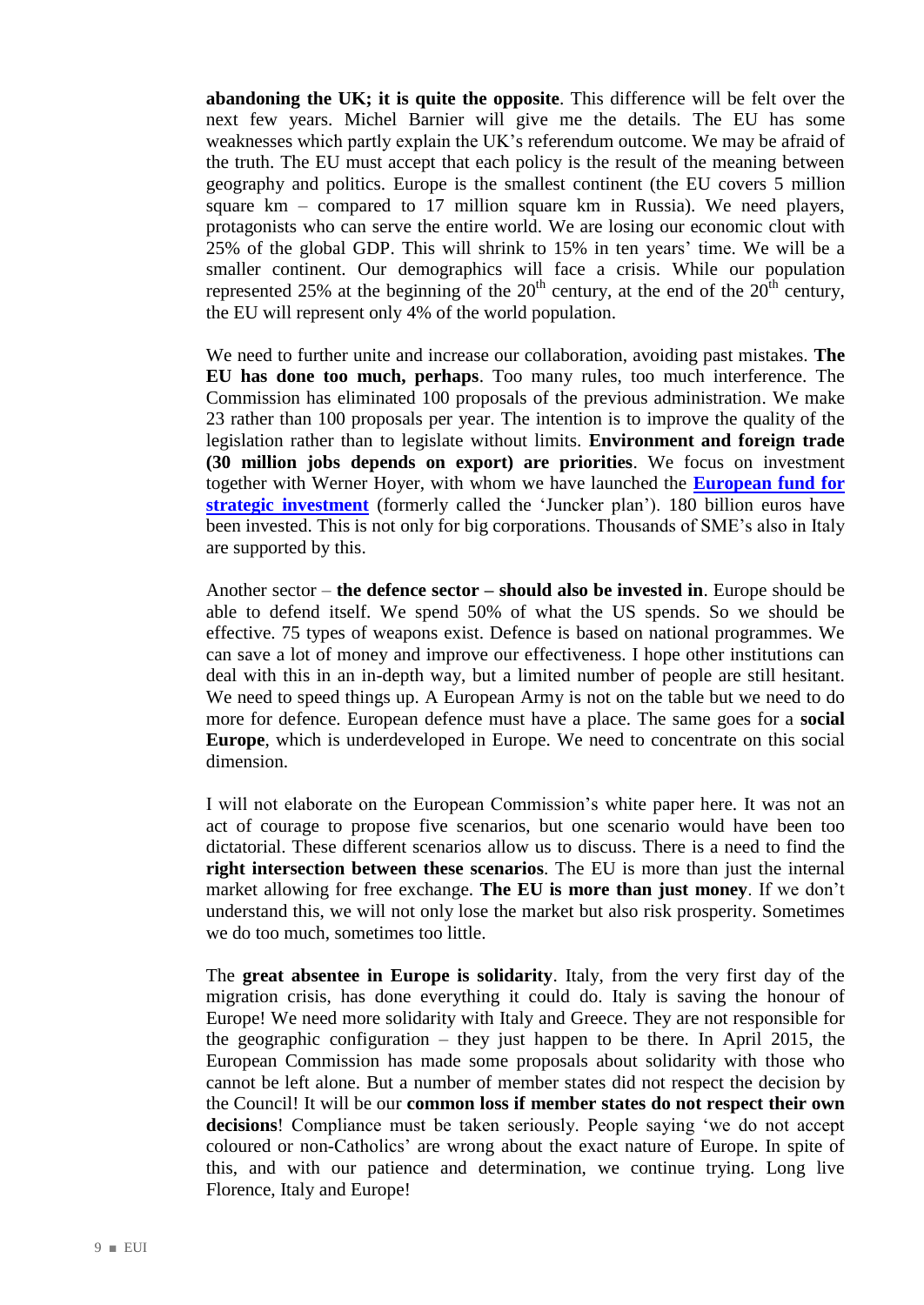**abandoning the UK; it is quite the opposite**. This difference will be felt over the next few years. Michel Barnier will give me the details. The EU has some weaknesses which partly explain the UK's referendum outcome. We may be afraid of the truth. The EU must accept that each policy is the result of the meaning between geography and politics. Europe is the smallest continent (the EU covers 5 million square km – compared to 17 million square km in Russia). We need players, protagonists who can serve the entire world. We are losing our economic clout with 25% of the global GDP. This will shrink to 15% in ten years' time. We will be a smaller continent. Our demographics will face a crisis. While our population represented 25% at the beginning of the 20th century, at the end of the 20th century, the EU will represent only 4% of the world population.

We need to further unite and increase our collaboration, avoiding past mistakes. **The EU has done too much, perhaps**. Too many rules, too much interference. The Commission has eliminated 100 proposals of the previous administration. We make 23 rather than 100 proposals per year. The intention is to improve the quality of the legislation rather than to legislate without limits. **Environment and foreign trade (30 million jobs depends on export) are priorities**. We focus on investment together with Werner Hoyer, with whom we have launched the **European fund for strategic investment** (formerly called the 'Juncker plan'). 180 billion euros have been invested. This is not only for big corporations. Thousands of SME's also in Italy are supported by this.

Another sector – **the defence sector – should also be invested in**. Europe should be able to defend itself. We spend 50% of what the US spends. So we should be effective. 75 types of weapons exist. Defence is based on national programmes. We can save a lot of money and improve our effectiveness. I hope other institutions can deal with this in an in-depth way, but a limited number of people are still hesitant. We need to speed things up. A European Army is not on the table but we need to do more for defence. European defence must have a place. The same goes for a **social Europe**, which is underdeveloped in Europe. We need to concentrate on this social dimension.

I will not elaborate on the European Commission's white paper here. It was not an act of courage to propose five scenarios, but one scenario would have been too dictatorial. These different scenarios allow us to discuss. There is a need to find the **right intersection between these scenarios**. The EU is more than just the internal market allowing for free exchange. **The EU is more than just money**. If we don't understand this, we will not only lose the market but also risk prosperity. Sometimes we do too much, sometimes too little.

The **great absentee in Europe is solidarity**. Italy, from the very first day of the migration crisis, has done everything it could do. Italy is saving the honour of Europe! We need more solidarity with Italy and Greece. They are not responsible for the geographic configuration – they just happen to be there. In April 2015, the European Commission has made some proposals about solidarity with those who cannot be left alone. But a number of member states did not respect the decision by the Council! It will be our **common loss if member states do not respect their own decisions**! Compliance must be taken seriously. People saying 'we do not accept coloured or non-Catholics' are wrong about the exact nature of Europe. In spite of this, and with our patience and determination, we continue trying. Long live Florence, Italy and Europe!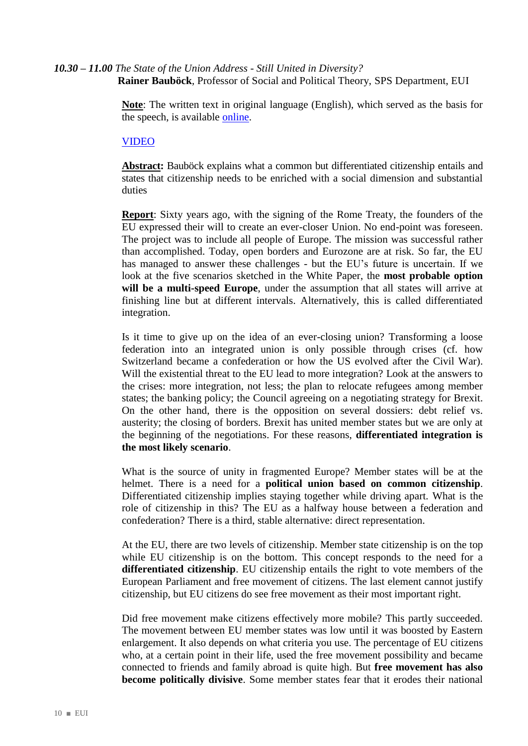***10.30 – 11.00*** *The State of the Union Address - Still United in Diversity?*
**Rainer Bauböck**, Professor of Social and Political Theory, SPS Department, EUI

**Note**: The written text in original language (English), which served as the basis for the speech, is available online.

VIDEO

**Abstract:** Bauböck explains what a common but differentiated citizenship entails and states that citizenship needs to be enriched with a social dimension and substantial duties

**Report**: Sixty years ago, with the signing of the Rome Treaty, the founders of the EU expressed their will to create an ever-closer Union. No end-point was foreseen. The project was to include all people of Europe. The mission was successful rather than accomplished. Today, open borders and Eurozone are at risk. So far, the EU has managed to answer these challenges - but the EU's future is uncertain. If we look at the five scenarios sketched in the White Paper, the **most probable option will be a multi-speed Europe**, under the assumption that all states will arrive at finishing line but at different intervals. Alternatively, this is called differentiated integration.

Is it time to give up on the idea of an ever-closing union? Transforming a loose federation into an integrated union is only possible through crises (cf. how Switzerland became a confederation or how the US evolved after the Civil War). Will the existential threat to the EU lead to more integration? Look at the answers to the crises: more integration, not less; the plan to relocate refugees among member states; the banking policy; the Council agreeing on a negotiating strategy for Brexit. On the other hand, there is the opposition on several dossiers: debt relief vs. austerity; the closing of borders. Brexit has united member states but we are only at the beginning of the negotiations. For these reasons, **differentiated integration is the most likely scenario**.

What is the source of unity in fragmented Europe? Member states will be at the helmet. There is a need for a **political union based on common citizenship**. Differentiated citizenship implies staying together while driving apart. What is the role of citizenship in this? The EU as a halfway house between a federation and confederation? There is a third, stable alternative: direct representation.

At the EU, there are two levels of citizenship. Member state citizenship is on the top while EU citizenship is on the bottom. This concept responds to the need for a **differentiated citizenship**. EU citizenship entails the right to vote members of the European Parliament and free movement of citizens. The last element cannot justify citizenship, but EU citizens do see free movement as their most important right.

Did free movement make citizens effectively more mobile? This partly succeeded. The movement between EU member states was low until it was boosted by Eastern enlargement. It also depends on what criteria you use. The percentage of EU citizens who, at a certain point in their life, used the free movement possibility and became connected to friends and family abroad is quite high. But **free movement has also become politically divisive**. Some member states fear that it erodes their national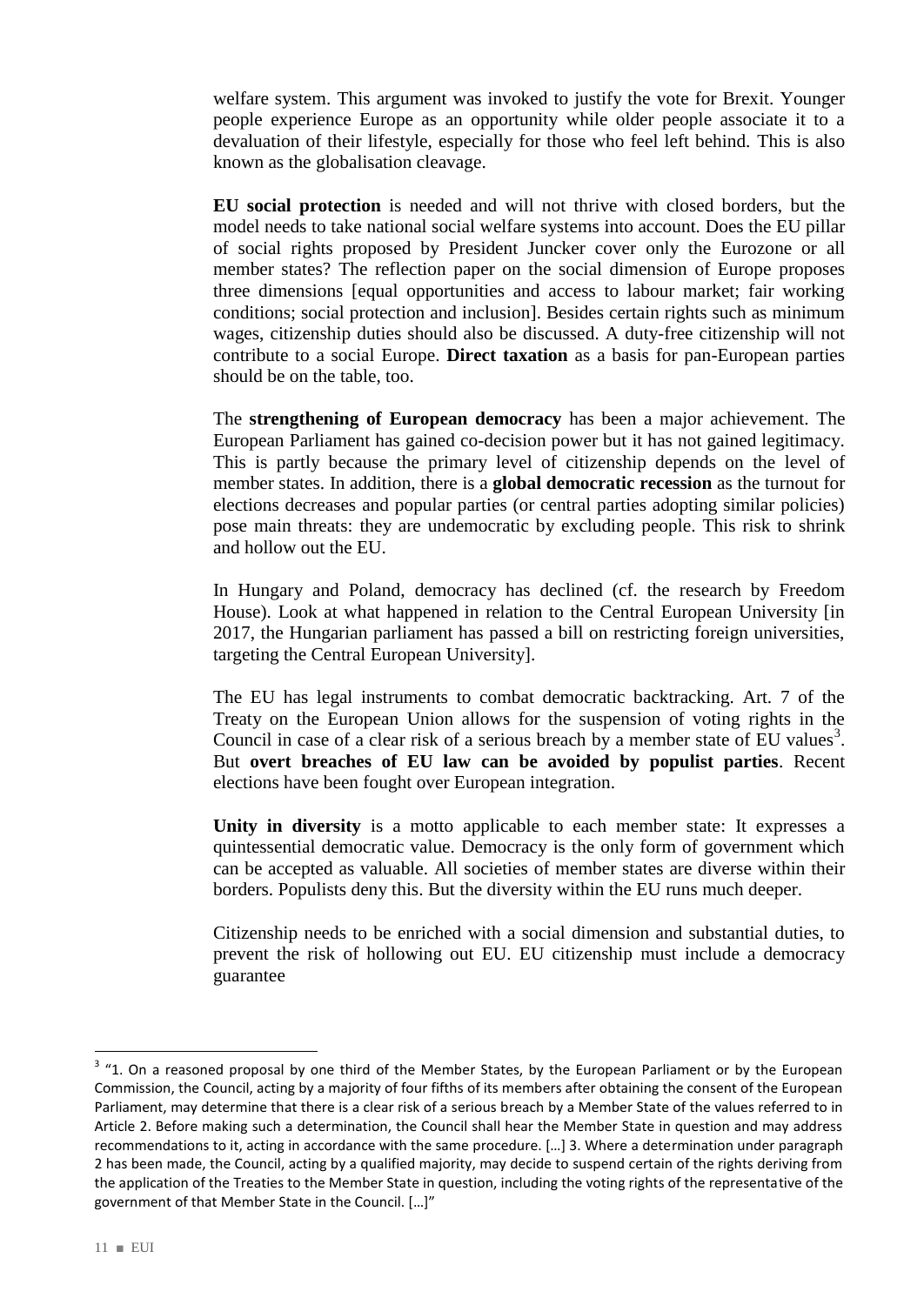welfare system. This argument was invoked to justify the vote for Brexit. Younger people experience Europe as an opportunity while older people associate it to a devaluation of their lifestyle, especially for those who feel left behind. This is also known as the globalisation cleavage.

**EU social protection** is needed and will not thrive with closed borders, but the model needs to take national social welfare systems into account. Does the EU pillar of social rights proposed by President Juncker cover only the Eurozone or all member states? The reflection paper on the social dimension of Europe proposes three dimensions [equal opportunities and access to labour market; fair working conditions; social protection and inclusion]. Besides certain rights such as minimum wages, citizenship duties should also be discussed. A duty-free citizenship will not contribute to a social Europe. **Direct taxation** as a basis for pan-European parties should be on the table, too.

The **strengthening of European democracy** has been a major achievement. The European Parliament has gained co-decision power but it has not gained legitimacy. This is partly because the primary level of citizenship depends on the level of member states. In addition, there is a **global democratic recession** as the turnout for elections decreases and popular parties (or central parties adopting similar policies) pose main threats: they are undemocratic by excluding people. This risk to shrink and hollow out the EU.

In Hungary and Poland, democracy has declined (cf. the research by Freedom House). Look at what happened in relation to the Central European University [in 2017, the Hungarian parliament has passed a bill on restricting foreign universities, targeting the Central European University].

The EU has legal instruments to combat democratic backtracking. Art. 7 of the Treaty on the European Union allows for the suspension of voting rights in the Council in case of a clear risk of a serious breach by a member state of EU values[3]. But **overt breaches of EU law can be avoided by populist parties**. Recent elections have been fought over European integration.

**Unity in diversity** is a motto applicable to each member state: It expresses a quintessential democratic value. Democracy is the only form of government which can be accepted as valuable. All societies of member states are diverse within their borders. Populists deny this. But the diversity within the EU runs much deeper.

Citizenship needs to be enriched with a social dimension and substantial duties, to prevent the risk of hollowing out EU. EU citizenship must include a democracy guarantee

[3] "1. On a reasoned proposal by one third of the Member States, by the European Parliament or by the European Commission, the Council, acting by a majority of four fifths of its members after obtaining the consent of the European Parliament, may determine that there is a clear risk of a serious breach by a Member State of the values referred to in Article 2. Before making such a determination, the Council shall hear the Member State in question and may address recommendations to it, acting in accordance with the same procedure. […] 3. Where a determination under paragraph 2 has been made, the Council, acting by a qualified majority, may decide to suspend certain of the rights deriving from the application of the Treaties to the Member State in question, including the voting rights of the representative of the government of that Member State in the Council. […]"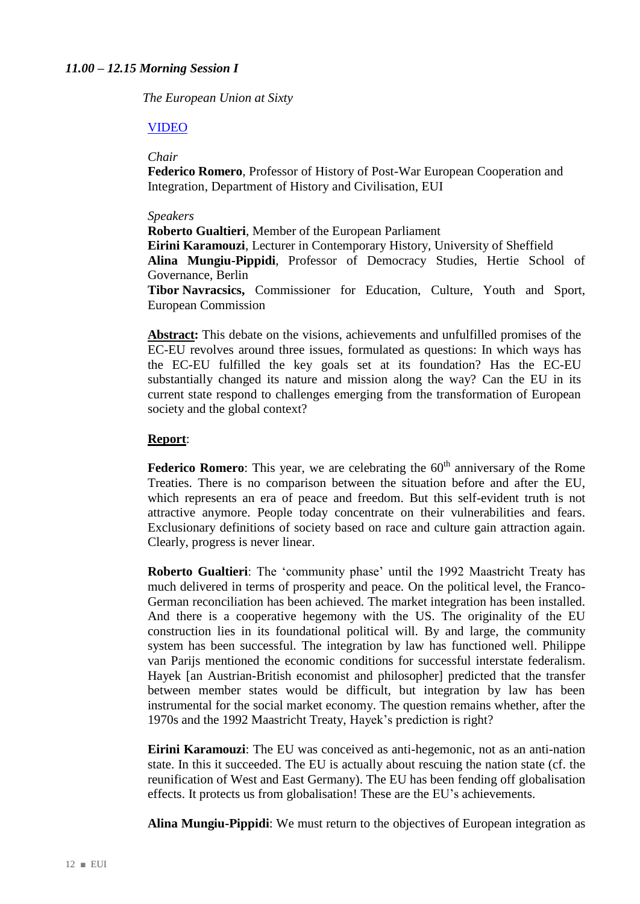### *11.00 – 12.15 Morning Session I*

*The European Union at Sixty*

VIDEO

*Chair*
**Federico Romero**, Professor of History of Post-War European Cooperation and Integration, Department of History and Civilisation, EUI

*Speakers*
**Roberto Gualtieri**, Member of the European Parliament
**Eirini Karamouzi**, Lecturer in Contemporary History, University of Sheffield
**Alina Mungiu-Pippidi**, Professor of Democracy Studies, Hertie School of Governance, Berlin
**Tibor Navracsics,** Commissioner for Education, Culture, Youth and Sport, European Commission

**Abstract:** This debate on the visions, achievements and unfulfilled promises of the EC-EU revolves around three issues, formulated as questions: In which ways has the EC-EU fulfilled the key goals set at its foundation? Has the EC-EU substantially changed its nature and mission along the way? Can the EU in its current state respond to challenges emerging from the transformation of European society and the global context?

**Report**:

**Federico Romero**: This year, we are celebrating the 60th anniversary of the Rome Treaties. There is no comparison between the situation before and after the EU, which represents an era of peace and freedom. But this self-evident truth is not attractive anymore. People today concentrate on their vulnerabilities and fears. Exclusionary definitions of society based on race and culture gain attraction again. Clearly, progress is never linear.

**Roberto Gualtieri**: The 'community phase' until the 1992 Maastricht Treaty has much delivered in terms of prosperity and peace. On the political level, the Franco-German reconciliation has been achieved. The market integration has been installed. And there is a cooperative hegemony with the US. The originality of the EU construction lies in its foundational political will. By and large, the community system has been successful. The integration by law has functioned well. Philippe van Parijs mentioned the economic conditions for successful interstate federalism. Hayek [an Austrian-British economist and philosopher] predicted that the transfer between member states would be difficult, but integration by law has been instrumental for the social market economy. The question remains whether, after the 1970s and the 1992 Maastricht Treaty, Hayek's prediction is right?

**Eirini Karamouzi**: The EU was conceived as anti-hegemonic, not as an anti-nation state. In this it succeeded. The EU is actually about rescuing the nation state (cf. the reunification of West and East Germany). The EU has been fending off globalisation effects. It protects us from globalisation! These are the EU's achievements.

**Alina Mungiu-Pippidi**: We must return to the objectives of European integration as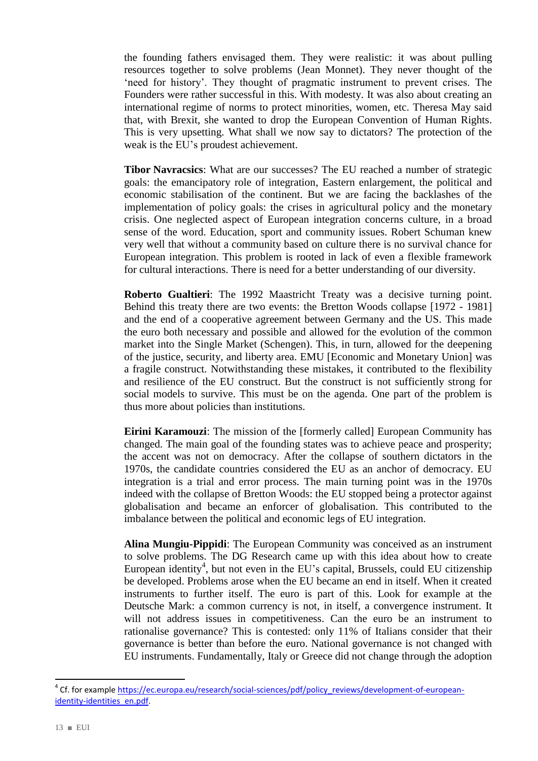the founding fathers envisaged them. They were realistic: it was about pulling resources together to solve problems (Jean Monnet). They never thought of the 'need for history'. They thought of pragmatic instrument to prevent crises. The Founders were rather successful in this. With modesty. It was also about creating an international regime of norms to protect minorities, women, etc. Theresa May said that, with Brexit, she wanted to drop the European Convention of Human Rights. This is very upsetting. What shall we now say to dictators? The protection of the weak is the EU's proudest achievement.

**Tibor Navracsics**: What are our successes? The EU reached a number of strategic goals: the emancipatory role of integration, Eastern enlargement, the political and economic stabilisation of the continent. But we are facing the backlashes of the implementation of policy goals: the crises in agricultural policy and the monetary crisis. One neglected aspect of European integration concerns culture, in a broad sense of the word. Education, sport and community issues. Robert Schuman knew very well that without a community based on culture there is no survival chance for European integration. This problem is rooted in lack of even a flexible framework for cultural interactions. There is need for a better understanding of our diversity.

**Roberto Gualtieri**: The 1992 Maastricht Treaty was a decisive turning point. Behind this treaty there are two events: the Bretton Woods collapse [1972 - 1981] and the end of a cooperative agreement between Germany and the US. This made the euro both necessary and possible and allowed for the evolution of the common market into the Single Market (Schengen). This, in turn, allowed for the deepening of the justice, security, and liberty area. EMU [Economic and Monetary Union] was a fragile construct. Notwithstanding these mistakes, it contributed to the flexibility and resilience of the EU construct. But the construct is not sufficiently strong for social models to survive. This must be on the agenda. One part of the problem is thus more about policies than institutions.

**Eirini Karamouzi**: The mission of the [formerly called] European Community has changed. The main goal of the founding states was to achieve peace and prosperity; the accent was not on democracy. After the collapse of southern dictators in the 1970s, the candidate countries considered the EU as an anchor of democracy. EU integration is a trial and error process. The main turning point was in the 1970s indeed with the collapse of Bretton Woods: the EU stopped being a protector against globalisation and became an enforcer of globalisation. This contributed to the imbalance between the political and economic legs of EU integration.

**Alina Mungiu-Pippidi**: The European Community was conceived as an instrument to solve problems. The DG Research came up with this idea about how to create European identity[4], but not even in the EU's capital, Brussels, could EU citizenship be developed. Problems arose when the EU became an end in itself. When it created instruments to further itself. The euro is part of this. Look for example at the Deutsche Mark: a common currency is not, in itself, a convergence instrument. It will not address issues in competitiveness. Can the euro be an instrument to rationalise governance? This is contested: only 11% of Italians consider that their governance is better than before the euro. National governance is not changed with EU instruments. Fundamentally, Italy or Greece did not change through the adoption

---

[4] Cf. for example https://ec.europa.eu/research/social-sciences/pdf/policy_reviews/development-of-european-identity-identities_en.pdf.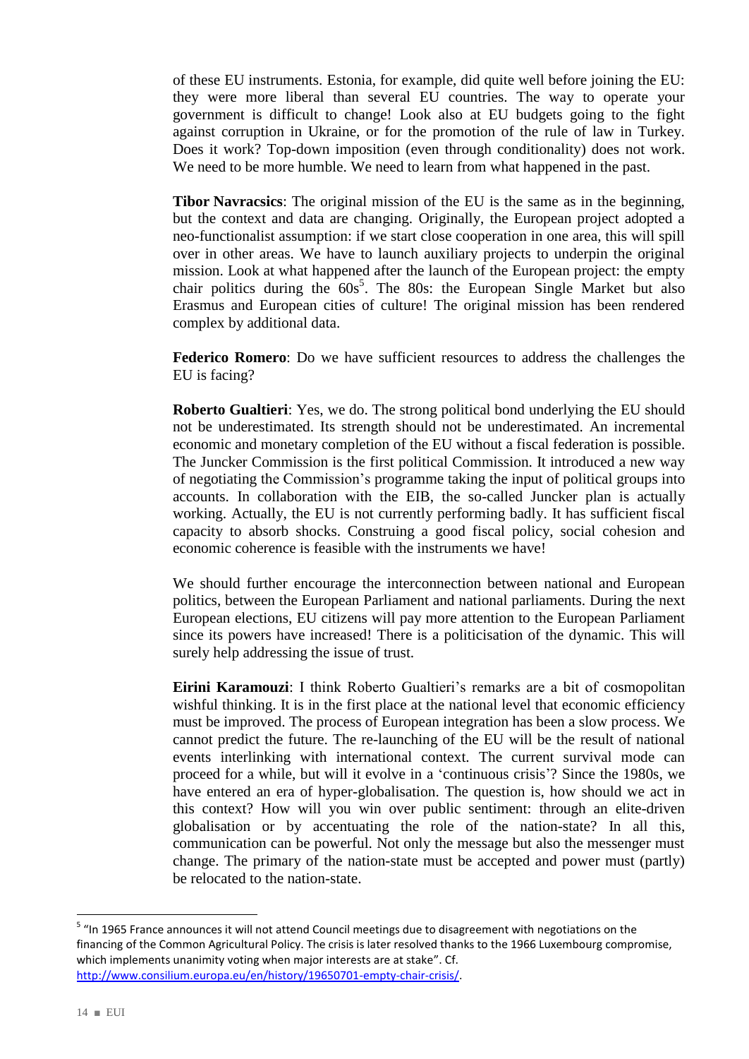of these EU instruments. Estonia, for example, did quite well before joining the EU: they were more liberal than several EU countries. The way to operate your government is difficult to change! Look also at EU budgets going to the fight against corruption in Ukraine, or for the promotion of the rule of law in Turkey. Does it work? Top-down imposition (even through conditionality) does not work. We need to be more humble. We need to learn from what happened in the past.

**Tibor Navracsics**: The original mission of the EU is the same as in the beginning, but the context and data are changing. Originally, the European project adopted a neo-functionalist assumption: if we start close cooperation in one area, this will spill over in other areas. We have to launch auxiliary projects to underpin the original mission. Look at what happened after the launch of the European project: the empty chair politics during the 60s[5]. The 80s: the European Single Market but also Erasmus and European cities of culture! The original mission has been rendered complex by additional data.

**Federico Romero**: Do we have sufficient resources to address the challenges the EU is facing?

**Roberto Gualtieri**: Yes, we do. The strong political bond underlying the EU should not be underestimated. Its strength should not be underestimated. An incremental economic and monetary completion of the EU without a fiscal federation is possible. The Juncker Commission is the first political Commission. It introduced a new way of negotiating the Commission's programme taking the input of political groups into accounts. In collaboration with the EIB, the so-called Juncker plan is actually working. Actually, the EU is not currently performing badly. It has sufficient fiscal capacity to absorb shocks. Construing a good fiscal policy, social cohesion and economic coherence is feasible with the instruments we have!

We should further encourage the interconnection between national and European politics, between the European Parliament and national parliaments. During the next European elections, EU citizens will pay more attention to the European Parliament since its powers have increased! There is a politicisation of the dynamic. This will surely help addressing the issue of trust.

**Eirini Karamouzi**: I think Roberto Gualtieri's remarks are a bit of cosmopolitan wishful thinking. It is in the first place at the national level that economic efficiency must be improved. The process of European integration has been a slow process. We cannot predict the future. The re-launching of the EU will be the result of national events interlinking with international context. The current survival mode can proceed for a while, but will it evolve in a 'continuous crisis'? Since the 1980s, we have entered an era of hyper-globalisation. The question is, how should we act in this context? How will you win over public sentiment: through an elite-driven globalisation or by accentuating the role of the nation-state? In all this, communication can be powerful. Not only the message but also the messenger must change. The primary of the nation-state must be accepted and power must (partly) be relocated to the nation-state.

---

[5] "In 1965 France announces it will not attend Council meetings due to disagreement with negotiations on the financing of the Common Agricultural Policy. The crisis is later resolved thanks to the 1966 Luxembourg compromise, which implements unanimity voting when major interests are at stake". Cf. http://www.consilium.europa.eu/en/history/19650701-empty-chair-crisis/.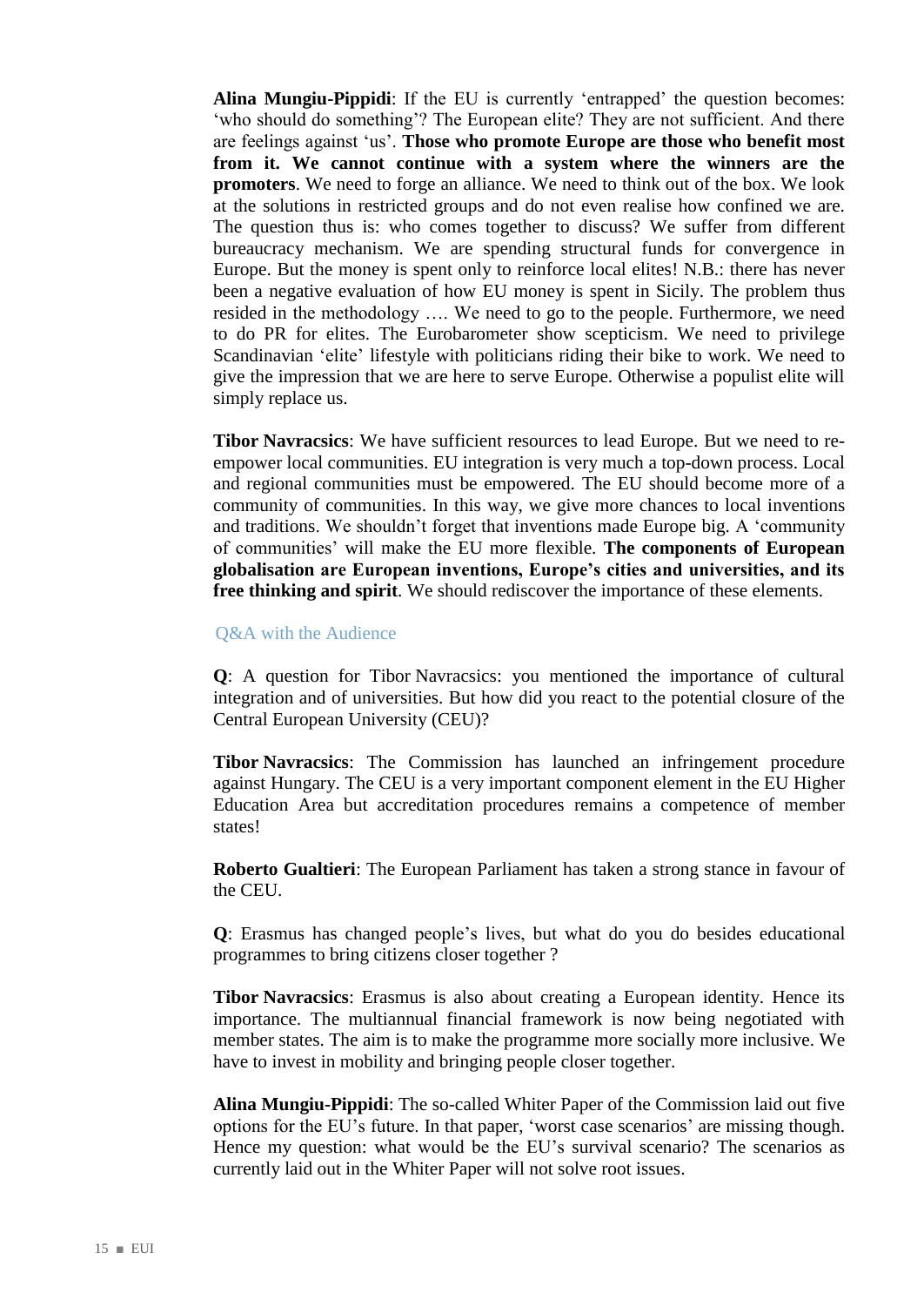**Alina Mungiu-Pippidi**: If the EU is currently 'entrapped' the question becomes: 'who should do something'? The European elite? They are not sufficient. And there are feelings against 'us'. **Those who promote Europe are those who benefit most from it. We cannot continue with a system where the winners are the promoters**. We need to forge an alliance. We need to think out of the box. We look at the solutions in restricted groups and do not even realise how confined we are. The question thus is: who comes together to discuss? We suffer from different bureaucracy mechanism. We are spending structural funds for convergence in Europe. But the money is spent only to reinforce local elites! N.B.: there has never been a negative evaluation of how EU money is spent in Sicily. The problem thus resided in the methodology …. We need to go to the people. Furthermore, we need to do PR for elites. The Eurobarometer show scepticism. We need to privilege Scandinavian 'elite' lifestyle with politicians riding their bike to work. We need to give the impression that we are here to serve Europe. Otherwise a populist elite will simply replace us.

**Tibor Navracsics**: We have sufficient resources to lead Europe. But we need to re-empower local communities. EU integration is very much a top-down process. Local and regional communities must be empowered. The EU should become more of a community of communities. In this way, we give more chances to local inventions and traditions. We shouldn't forget that inventions made Europe big. A 'community of communities' will make the EU more flexible. **The components of European globalisation are European inventions, Europe's cities and universities, and its free thinking and spirit**. We should rediscover the importance of these elements.

### Q&A with the Audience

**Q**: A question for Tibor Navracsics: you mentioned the importance of cultural integration and of universities. But how did you react to the potential closure of the Central European University (CEU)?

**Tibor Navracsics**: The Commission has launched an infringement procedure against Hungary. The CEU is a very important component element in the EU Higher Education Area but accreditation procedures remains a competence of member states!

**Roberto Gualtieri**: The European Parliament has taken a strong stance in favour of the CEU.

**Q**: Erasmus has changed people's lives, but what do you do besides educational programmes to bring citizens closer together ?

**Tibor Navracsics**: Erasmus is also about creating a European identity. Hence its importance. The multiannual financial framework is now being negotiated with member states. The aim is to make the programme more socially more inclusive. We have to invest in mobility and bringing people closer together.

**Alina Mungiu-Pippidi**: The so-called Whiter Paper of the Commission laid out five options for the EU's future. In that paper, 'worst case scenarios' are missing though. Hence my question: what would be the EU's survival scenario? The scenarios as currently laid out in the Whiter Paper will not solve root issues.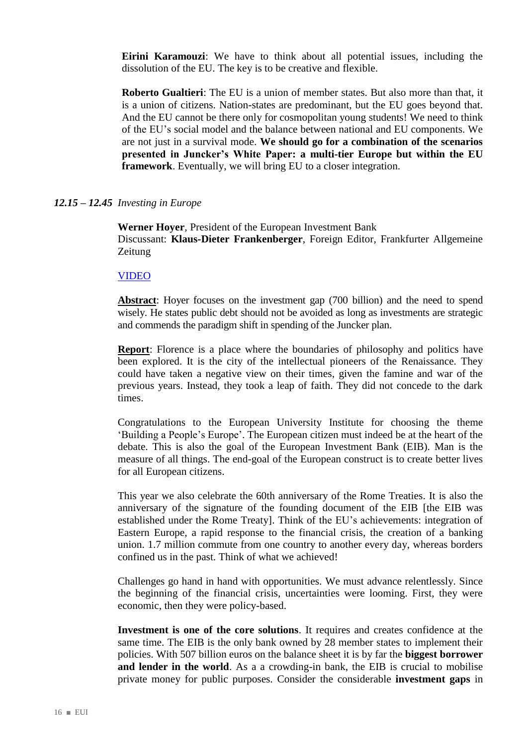**Eirini Karamouzi**: We have to think about all potential issues, including the dissolution of the EU. The key is to be creative and flexible.

**Roberto Gualtieri**: The EU is a union of member states. But also more than that, it is a union of citizens. Nation-states are predominant, but the EU goes beyond that. And the EU cannot be there only for cosmopolitan young students! We need to think of the EU's social model and the balance between national and EU components. We are not just in a survival mode. **We should go for a combination of the scenarios presented in Juncker's White Paper: a multi-tier Europe but within the EU framework**. Eventually, we will bring EU to a closer integration.

***12.15 – 12.45*** *Investing in Europe*

**Werner Hoyer**, President of the European Investment Bank
Discussant: **Klaus-Dieter Frankenberger**, Foreign Editor, Frankfurter Allgemeine Zeitung

VIDEO

**Abstract**: Hoyer focuses on the investment gap (700 billion) and the need to spend wisely. He states public debt should not be avoided as long as investments are strategic and commends the paradigm shift in spending of the Juncker plan.

**Report**: Florence is a place where the boundaries of philosophy and politics have been explored. It is the city of the intellectual pioneers of the Renaissance. They could have taken a negative view on their times, given the famine and war of the previous years. Instead, they took a leap of faith. They did not concede to the dark times.

Congratulations to the European University Institute for choosing the theme 'Building a People's Europe'. The European citizen must indeed be at the heart of the debate. This is also the goal of the European Investment Bank (EIB). Man is the measure of all things. The end-goal of the European construct is to create better lives for all European citizens.

This year we also celebrate the 60th anniversary of the Rome Treaties. It is also the anniversary of the signature of the founding document of the EIB [the EIB was established under the Rome Treaty]. Think of the EU's achievements: integration of Eastern Europe, a rapid response to the financial crisis, the creation of a banking union. 1.7 million commute from one country to another every day, whereas borders confined us in the past. Think of what we achieved!

Challenges go hand in hand with opportunities. We must advance relentlessly. Since the beginning of the financial crisis, uncertainties were looming. First, they were economic, then they were policy-based.

**Investment is one of the core solutions**. It requires and creates confidence at the same time. The EIB is the only bank owned by 28 member states to implement their policies. With 507 billion euros on the balance sheet it is by far the **biggest borrower and lender in the world**. As a a crowding-in bank, the EIB is crucial to mobilise private money for public purposes. Consider the considerable **investment gaps** in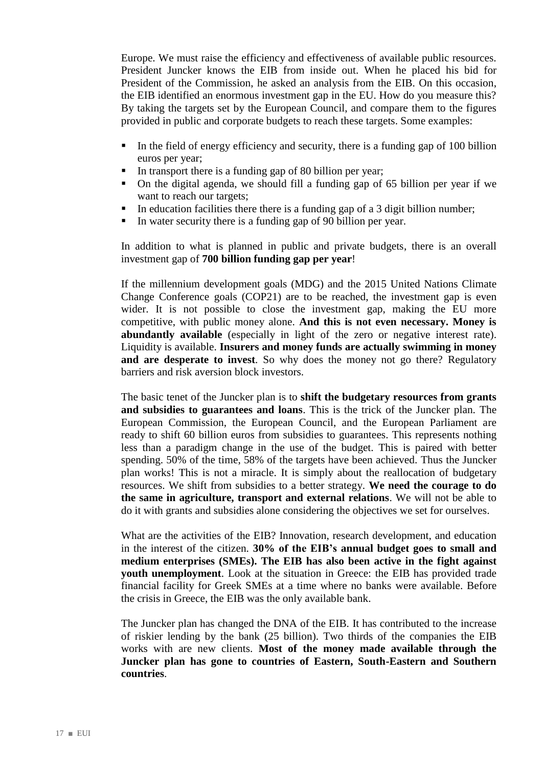Europe. We must raise the efficiency and effectiveness of available public resources. President Juncker knows the EIB from inside out. When he placed his bid for President of the Commission, he asked an analysis from the EIB. On this occasion, the EIB identified an enormous investment gap in the EU. How do you measure this? By taking the targets set by the European Council, and compare them to the figures provided in public and corporate budgets to reach these targets. Some examples:

- In the field of energy efficiency and security, there is a funding gap of 100 billion euros per year;
- In transport there is a funding gap of 80 billion per year;
- On the digital agenda, we should fill a funding gap of 65 billion per year if we want to reach our targets;
- In education facilities there there is a funding gap of a 3 digit billion number;
- In water security there is a funding gap of 90 billion per year.

In addition to what is planned in public and private budgets, there is an overall investment gap of **700 billion funding gap per year**!

If the millennium development goals (MDG) and the 2015 United Nations Climate Change Conference goals (COP21) are to be reached, the investment gap is even wider. It is not possible to close the investment gap, making the EU more competitive, with public money alone. **And this is not even necessary. Money is abundantly available** (especially in light of the zero or negative interest rate). Liquidity is available. **Insurers and money funds are actually swimming in money and are desperate to invest**. So why does the money not go there? Regulatory barriers and risk aversion block investors.

The basic tenet of the Juncker plan is to **shift the budgetary resources from grants and subsidies to guarantees and loans**. This is the trick of the Juncker plan. The European Commission, the European Council, and the European Parliament are ready to shift 60 billion euros from subsidies to guarantees. This represents nothing less than a paradigm change in the use of the budget. This is paired with better spending. 50% of the time, 58% of the targets have been achieved. Thus the Juncker plan works! This is not a miracle. It is simply about the reallocation of budgetary resources. We shift from subsidies to a better strategy. **We need the courage to do the same in agriculture, transport and external relations**. We will not be able to do it with grants and subsidies alone considering the objectives we set for ourselves.

What are the activities of the EIB? Innovation, research development, and education in the interest of the citizen. **30% of the EIB's annual budget goes to small and medium enterprises (SMEs). The EIB has also been active in the fight against youth unemployment**. Look at the situation in Greece: the EIB has provided trade financial facility for Greek SMEs at a time where no banks were available. Before the crisis in Greece, the EIB was the only available bank.

The Juncker plan has changed the DNA of the EIB. It has contributed to the increase of riskier lending by the bank (25 billion). Two thirds of the companies the EIB works with are new clients. **Most of the money made available through the Juncker plan has gone to countries of Eastern, South-Eastern and Southern countries**.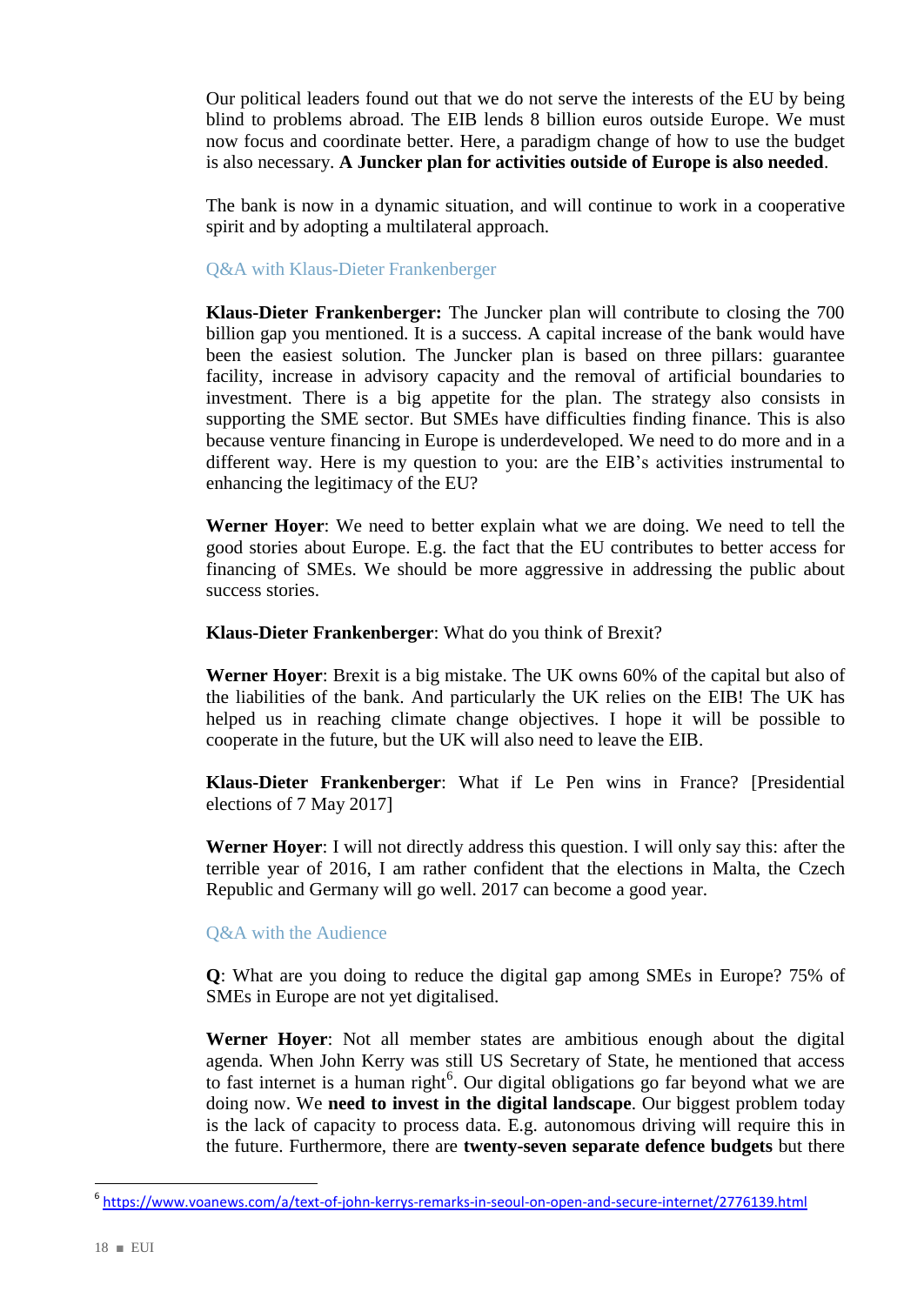Our political leaders found out that we do not serve the interests of the EU by being blind to problems abroad. The EIB lends 8 billion euros outside Europe. We must now focus and coordinate better. Here, a paradigm change of how to use the budget is also necessary. **A Juncker plan for activities outside of Europe is also needed**.

The bank is now in a dynamic situation, and will continue to work in a cooperative spirit and by adopting a multilateral approach.

### Q&A with Klaus-Dieter Frankenberger

**Klaus-Dieter Frankenberger:** The Juncker plan will contribute to closing the 700 billion gap you mentioned. It is a success. A capital increase of the bank would have been the easiest solution. The Juncker plan is based on three pillars: guarantee facility, increase in advisory capacity and the removal of artificial boundaries to investment. There is a big appetite for the plan. The strategy also consists in supporting the SME sector. But SMEs have difficulties finding finance. This is also because venture financing in Europe is underdeveloped. We need to do more and in a different way. Here is my question to you: are the EIB's activities instrumental to enhancing the legitimacy of the EU?

**Werner Hoyer**: We need to better explain what we are doing. We need to tell the good stories about Europe. E.g. the fact that the EU contributes to better access for financing of SMEs. We should be more aggressive in addressing the public about success stories.

**Klaus-Dieter Frankenberger**: What do you think of Brexit?

**Werner Hoyer**: Brexit is a big mistake. The UK owns 60% of the capital but also of the liabilities of the bank. And particularly the UK relies on the EIB! The UK has helped us in reaching climate change objectives. I hope it will be possible to cooperate in the future, but the UK will also need to leave the EIB.

**Klaus-Dieter Frankenberger**: What if Le Pen wins in France? [Presidential elections of 7 May 2017]

**Werner Hoyer**: I will not directly address this question. I will only say this: after the terrible year of 2016, I am rather confident that the elections in Malta, the Czech Republic and Germany will go well. 2017 can become a good year.

### Q&A with the Audience

**Q**: What are you doing to reduce the digital gap among SMEs in Europe? 75% of SMEs in Europe are not yet digitalised.

**Werner Hoyer**: Not all member states are ambitious enough about the digital agenda. When John Kerry was still US Secretary of State, he mentioned that access to fast internet is a human right[6]. Our digital obligations go far beyond what we are doing now. We **need to invest in the digital landscape**. Our biggest problem today is the lack of capacity to process data. E.g. autonomous driving will require this in the future. Furthermore, there are **twenty-seven separate defence budgets** but there

[6] https://www.voanews.com/a/text-of-john-kerrys-remarks-in-seoul-on-open-and-secure-internet/2776139.html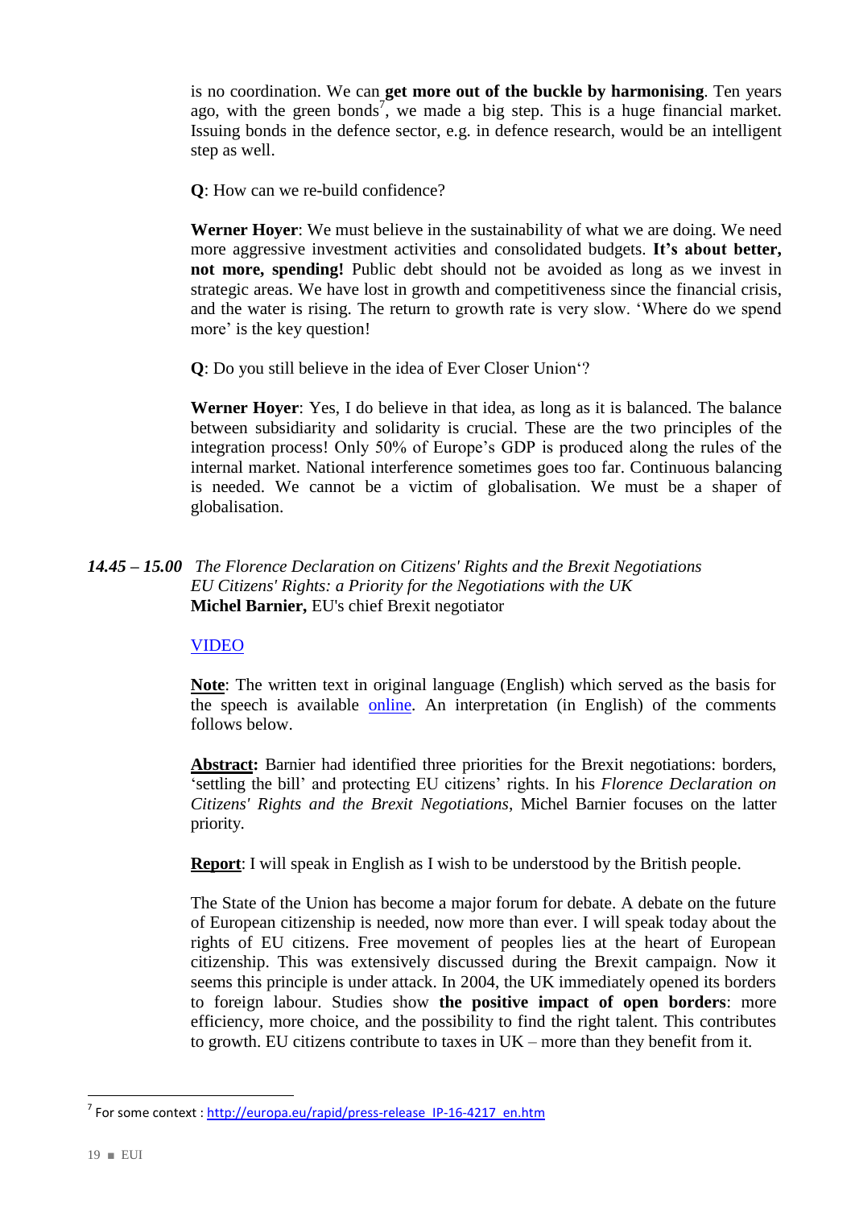is no coordination. We can **get more out of the buckle by harmonising**. Ten years ago, with the green bonds[7], we made a big step. This is a huge financial market. Issuing bonds in the defence sector, e.g. in defence research, would be an intelligent step as well.

**Q**: How can we re-build confidence?

**Werner Hoyer**: We must believe in the sustainability of what we are doing. We need more aggressive investment activities and consolidated budgets. **It's about better, not more, spending!** Public debt should not be avoided as long as we invest in strategic areas. We have lost in growth and competitiveness since the financial crisis, and the water is rising. The return to growth rate is very slow. 'Where do we spend more' is the key question!

**Q**: Do you still believe in the idea of Ever Closer Union'?

**Werner Hoyer**: Yes, I do believe in that idea, as long as it is balanced. The balance between subsidiarity and solidarity is crucial. These are the two principles of the integration process! Only 50% of Europe's GDP is produced along the rules of the internal market. National interference sometimes goes too far. Continuous balancing is needed. We cannot be a victim of globalisation. We must be a shaper of globalisation.

***14.45 – 15.00*** *The Florence Declaration on Citizens' Rights and the Brexit Negotiations*
*EU Citizens' Rights: a Priority for the Negotiations with the UK*
**Michel Barnier,** EU's chief Brexit negotiator

VIDEO

**Note**: The written text in original language (English) which served as the basis for the speech is available online. An interpretation (in English) of the comments follows below.

**Abstract:** Barnier had identified three priorities for the Brexit negotiations: borders, 'settling the bill' and protecting EU citizens' rights. In his *Florence Declaration on Citizens' Rights and the Brexit Negotiations*, Michel Barnier focuses on the latter priority.

**Report**: I will speak in English as I wish to be understood by the British people.

The State of the Union has become a major forum for debate. A debate on the future of European citizenship is needed, now more than ever. I will speak today about the rights of EU citizens. Free movement of peoples lies at the heart of European citizenship. This was extensively discussed during the Brexit campaign. Now it seems this principle is under attack. In 2004, the UK immediately opened its borders to foreign labour. Studies show **the positive impact of open borders**: more efficiency, more choice, and the possibility to find the right talent. This contributes to growth. EU citizens contribute to taxes in UK – more than they benefit from it.

[7] For some context : http://europa.eu/rapid/press-release_IP-16-4217_en.htm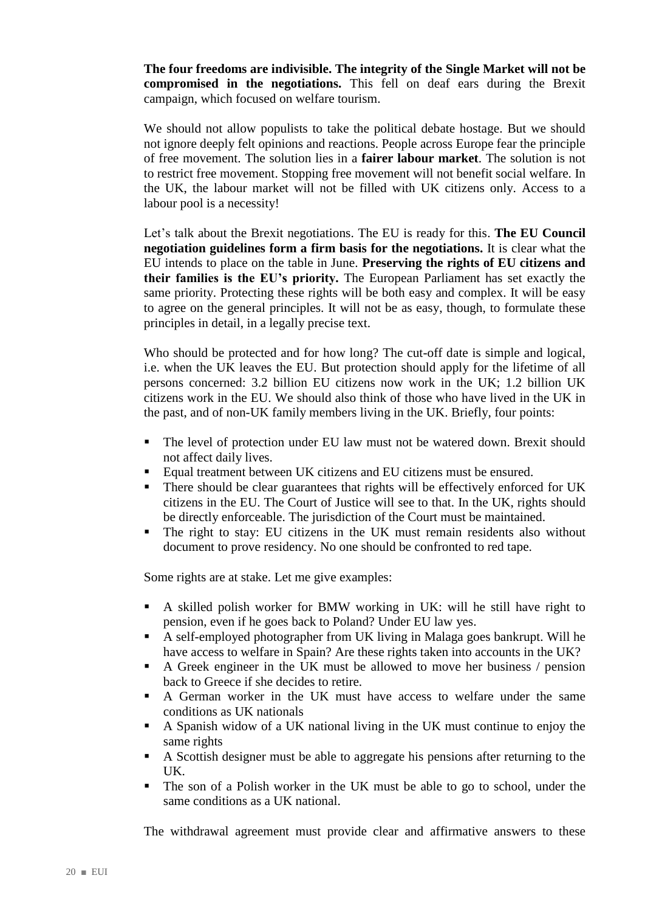**The four freedoms are indivisible. The integrity of the Single Market will not be compromised in the negotiations.** This fell on deaf ears during the Brexit campaign, which focused on welfare tourism.

We should not allow populists to take the political debate hostage. But we should not ignore deeply felt opinions and reactions. People across Europe fear the principle of free movement. The solution lies in a **fairer labour market**. The solution is not to restrict free movement. Stopping free movement will not benefit social welfare. In the UK, the labour market will not be filled with UK citizens only. Access to a labour pool is a necessity!

Let's talk about the Brexit negotiations. The EU is ready for this. **The EU Council negotiation guidelines form a firm basis for the negotiations.** It is clear what the EU intends to place on the table in June. **Preserving the rights of EU citizens and their families is the EU's priority.** The European Parliament has set exactly the same priority. Protecting these rights will be both easy and complex. It will be easy to agree on the general principles. It will not be as easy, though, to formulate these principles in detail, in a legally precise text.

Who should be protected and for how long? The cut-off date is simple and logical, i.e. when the UK leaves the EU. But protection should apply for the lifetime of all persons concerned: 3.2 billion EU citizens now work in the UK; 1.2 billion UK citizens work in the EU. We should also think of those who have lived in the UK in the past, and of non-UK family members living in the UK. Briefly, four points:

- The level of protection under EU law must not be watered down. Brexit should not affect daily lives.
- Equal treatment between UK citizens and EU citizens must be ensured.
- There should be clear guarantees that rights will be effectively enforced for UK citizens in the EU. The Court of Justice will see to that. In the UK, rights should be directly enforceable. The jurisdiction of the Court must be maintained.
- The right to stay: EU citizens in the UK must remain residents also without document to prove residency. No one should be confronted to red tape.

Some rights are at stake. Let me give examples:

- A skilled polish worker for BMW working in UK: will he still have right to pension, even if he goes back to Poland? Under EU law yes.
- A self-employed photographer from UK living in Malaga goes bankrupt. Will he have access to welfare in Spain? Are these rights taken into accounts in the UK?
- A Greek engineer in the UK must be allowed to move her business / pension back to Greece if she decides to retire.
- A German worker in the UK must have access to welfare under the same conditions as UK nationals
- A Spanish widow of a UK national living in the UK must continue to enjoy the same rights
- A Scottish designer must be able to aggregate his pensions after returning to the UK.
- The son of a Polish worker in the UK must be able to go to school, under the same conditions as a UK national.

The withdrawal agreement must provide clear and affirmative answers to these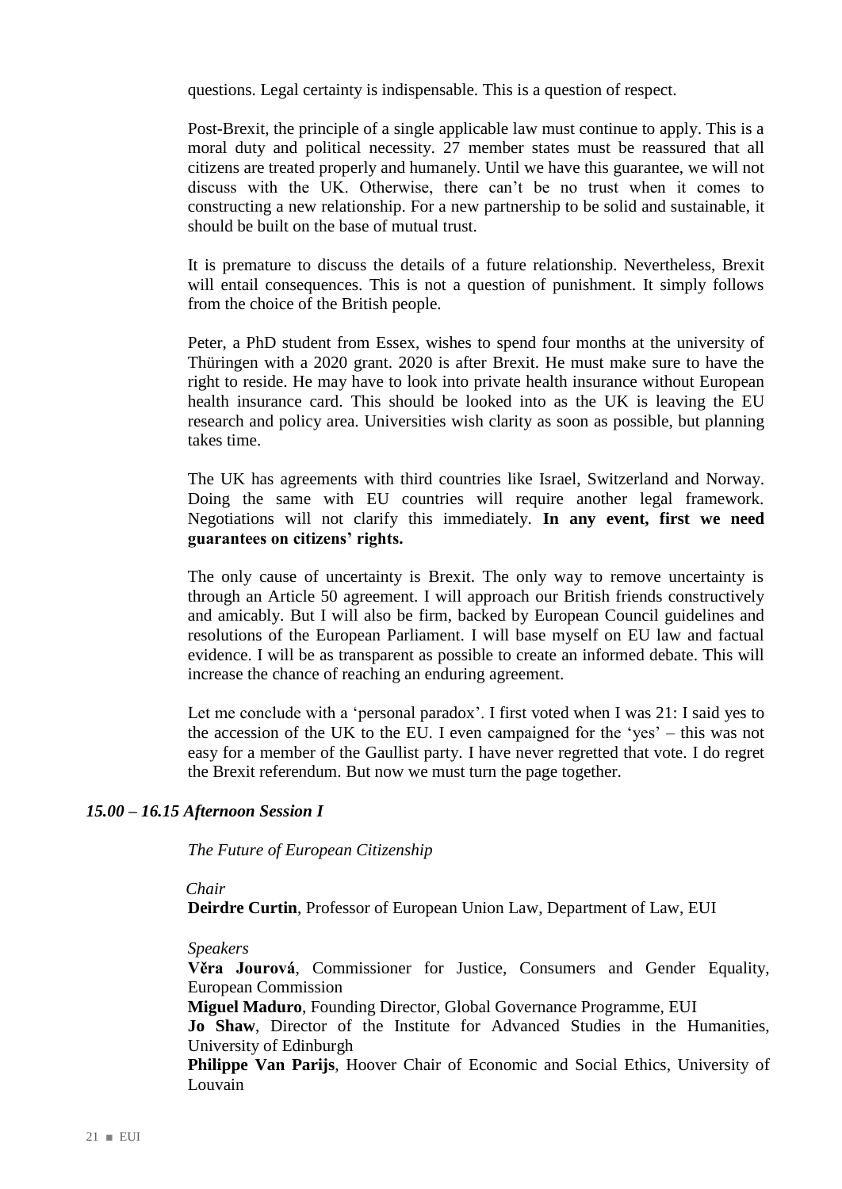questions. Legal certainty is indispensable. This is a question of respect.

Post-Brexit, the principle of a single applicable law must continue to apply. This is a moral duty and political necessity. 27 member states must be reassured that all citizens are treated properly and humanely. Until we have this guarantee, we will not discuss with the UK. Otherwise, there can't be no trust when it comes to constructing a new relationship. For a new partnership to be solid and sustainable, it should be built on the base of mutual trust.

It is premature to discuss the details of a future relationship. Nevertheless, Brexit will entail consequences. This is not a question of punishment. It simply follows from the choice of the British people.

Peter, a PhD student from Essex, wishes to spend four months at the university of Thüringen with a 2020 grant. 2020 is after Brexit. He must make sure to have the right to reside. He may have to look into private health insurance without European health insurance card. This should be looked into as the UK is leaving the EU research and policy area. Universities wish clarity as soon as possible, but planning takes time.

The UK has agreements with third countries like Israel, Switzerland and Norway. Doing the same with EU countries will require another legal framework. Negotiations will not clarify this immediately. **In any event, first we need guarantees on citizens' rights.**

The only cause of uncertainty is Brexit. The only way to remove uncertainty is through an Article 50 agreement. I will approach our British friends constructively and amicably. But I will also be firm, backed by European Council guidelines and resolutions of the European Parliament. I will base myself on EU law and factual evidence. I will be as transparent as possible to create an informed debate. This will increase the chance of reaching an enduring agreement.

Let me conclude with a 'personal paradox'. I first voted when I was 21: I said yes to the accession of the UK to the EU. I even campaigned for the 'yes' – this was not easy for a member of the Gaullist party. I have never regretted that vote. I do regret the Brexit referendum. But now we must turn the page together.

### *15.00 – 16.15 Afternoon Session I*

*The Future of European Citizenship*

*Chair*
**Deirdre Curtin**, Professor of European Union Law, Department of Law, EUI

*Speakers*
**Věra Jourová**, Commissioner for Justice, Consumers and Gender Equality, European Commission
**Miguel Maduro**, Founding Director, Global Governance Programme, EUI
**Jo Shaw**, Director of the Institute for Advanced Studies in the Humanities, University of Edinburgh
**Philippe Van Parijs**, Hoover Chair of Economic and Social Ethics, University of Louvain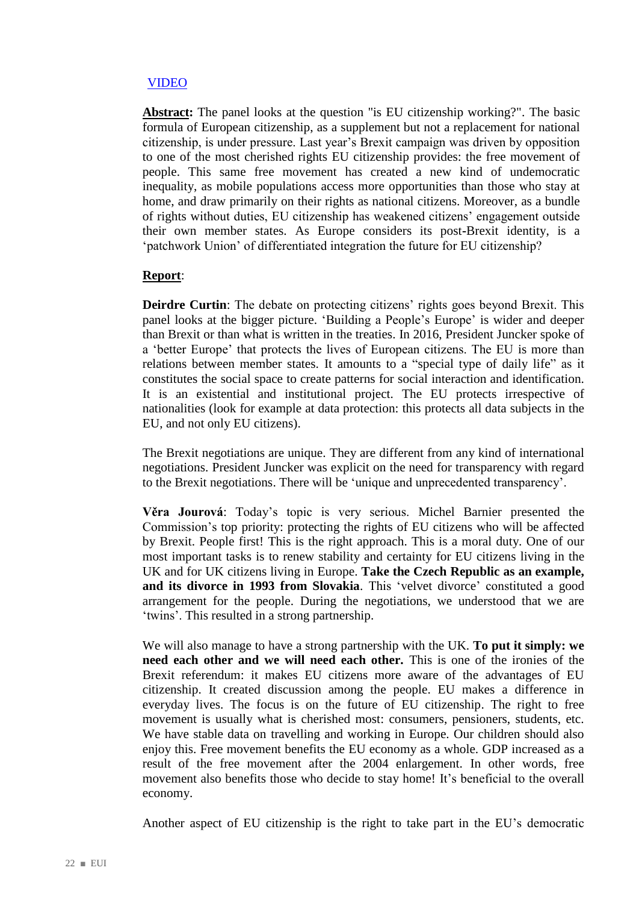[VIDEO](VIDEO)

**Abstract:** The panel looks at the question "is EU citizenship working?". The basic formula of European citizenship, as a supplement but not a replacement for national citizenship, is under pressure. Last year's Brexit campaign was driven by opposition to one of the most cherished rights EU citizenship provides: the free movement of people. This same free movement has created a new kind of undemocratic inequality, as mobile populations access more opportunities than those who stay at home, and draw primarily on their rights as national citizens. Moreover, as a bundle of rights without duties, EU citizenship has weakened citizens' engagement outside their own member states. As Europe considers its post-Brexit identity, is a 'patchwork Union' of differentiated integration the future for EU citizenship?

**Report**:

**Deirdre Curtin**: The debate on protecting citizens' rights goes beyond Brexit. This panel looks at the bigger picture. 'Building a People's Europe' is wider and deeper than Brexit or than what is written in the treaties. In 2016, President Juncker spoke of a 'better Europe' that protects the lives of European citizens. The EU is more than relations between member states. It amounts to a "special type of daily life" as it constitutes the social space to create patterns for social interaction and identification. It is an existential and institutional project. The EU protects irrespective of nationalities (look for example at data protection: this protects all data subjects in the EU, and not only EU citizens).

The Brexit negotiations are unique. They are different from any kind of international negotiations. President Juncker was explicit on the need for transparency with regard to the Brexit negotiations. There will be 'unique and unprecedented transparency'.

**Věra Jourová**: Today's topic is very serious. Michel Barnier presented the Commission's top priority: protecting the rights of EU citizens who will be affected by Brexit. People first! This is the right approach. This is a moral duty. One of our most important tasks is to renew stability and certainty for EU citizens living in the UK and for UK citizens living in Europe. **Take the Czech Republic as an example, and its divorce in 1993 from Slovakia**. This 'velvet divorce' constituted a good arrangement for the people. During the negotiations, we understood that we are 'twins'. This resulted in a strong partnership.

We will also manage to have a strong partnership with the UK. **To put it simply: we need each other and we will need each other.** This is one of the ironies of the Brexit referendum: it makes EU citizens more aware of the advantages of EU citizenship. It created discussion among the people. EU makes a difference in everyday lives. The focus is on the future of EU citizenship. The right to free movement is usually what is cherished most: consumers, pensioners, students, etc. We have stable data on travelling and working in Europe. Our children should also enjoy this. Free movement benefits the EU economy as a whole. GDP increased as a result of the free movement after the 2004 enlargement. In other words, free movement also benefits those who decide to stay home! It's beneficial to the overall economy.

Another aspect of EU citizenship is the right to take part in the EU's democratic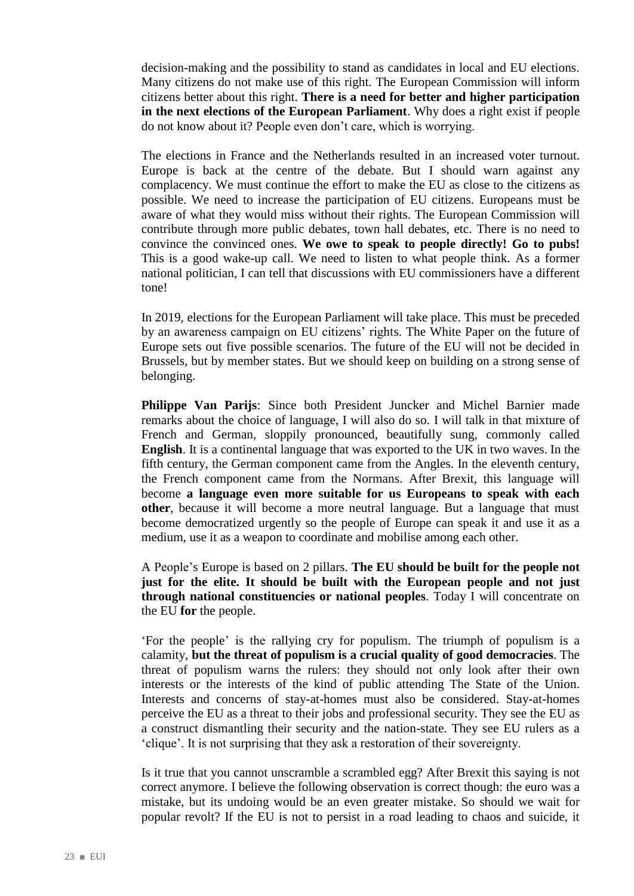decision-making and the possibility to stand as candidates in local and EU elections. Many citizens do not make use of this right. The European Commission will inform citizens better about this right. **There is a need for better and higher participation in the next elections of the European Parliament**. Why does a right exist if people do not know about it? People even don't care, which is worrying.

The elections in France and the Netherlands resulted in an increased voter turnout. Europe is back at the centre of the debate. But I should warn against any complacency. We must continue the effort to make the EU as close to the citizens as possible. We need to increase the participation of EU citizens. Europeans must be aware of what they would miss without their rights. The European Commission will contribute through more public debates, town hall debates, etc. There is no need to convince the convinced ones. **We owe to speak to people directly! Go to pubs!** This is a good wake-up call. We need to listen to what people think. As a former national politician, I can tell that discussions with EU commissioners have a different tone!

In 2019, elections for the European Parliament will take place. This must be preceded by an awareness campaign on EU citizens' rights. The White Paper on the future of Europe sets out five possible scenarios. The future of the EU will not be decided in Brussels, but by member states. But we should keep on building on a strong sense of belonging.

**Philippe Van Parijs**: Since both President Juncker and Michel Barnier made remarks about the choice of language, I will also do so. I will talk in that mixture of French and German, sloppily pronounced, beautifully sung, commonly called **English**. It is a continental language that was exported to the UK in two waves. In the fifth century, the German component came from the Angles. In the eleventh century, the French component came from the Normans. After Brexit, this language will become **a language even more suitable for us Europeans to speak with each other**, because it will become a more neutral language. But a language that must become democratized urgently so the people of Europe can speak it and use it as a medium, use it as a weapon to coordinate and mobilise among each other.

A People's Europe is based on 2 pillars. **The EU should be built for the people not just for the elite. It should be built with the European people and not just through national constituencies or national peoples**. Today I will concentrate on the EU **for** the people.

'For the people' is the rallying cry for populism. The triumph of populism is a calamity, **but the threat of populism is a crucial quality of good democracies**. The threat of populism warns the rulers: they should not only look after their own interests or the interests of the kind of public attending The State of the Union. Interests and concerns of stay-at-homes must also be considered. Stay-at-homes perceive the EU as a threat to their jobs and professional security. They see the EU as a construct dismantling their security and the nation-state. They see EU rulers as a 'clique'. It is not surprising that they ask a restoration of their sovereignty.

Is it true that you cannot unscramble a scrambled egg? After Brexit this saying is not correct anymore. I believe the following observation is correct though: the euro was a mistake, but its undoing would be an even greater mistake. So should we wait for popular revolt? If the EU is not to persist in a road leading to chaos and suicide, it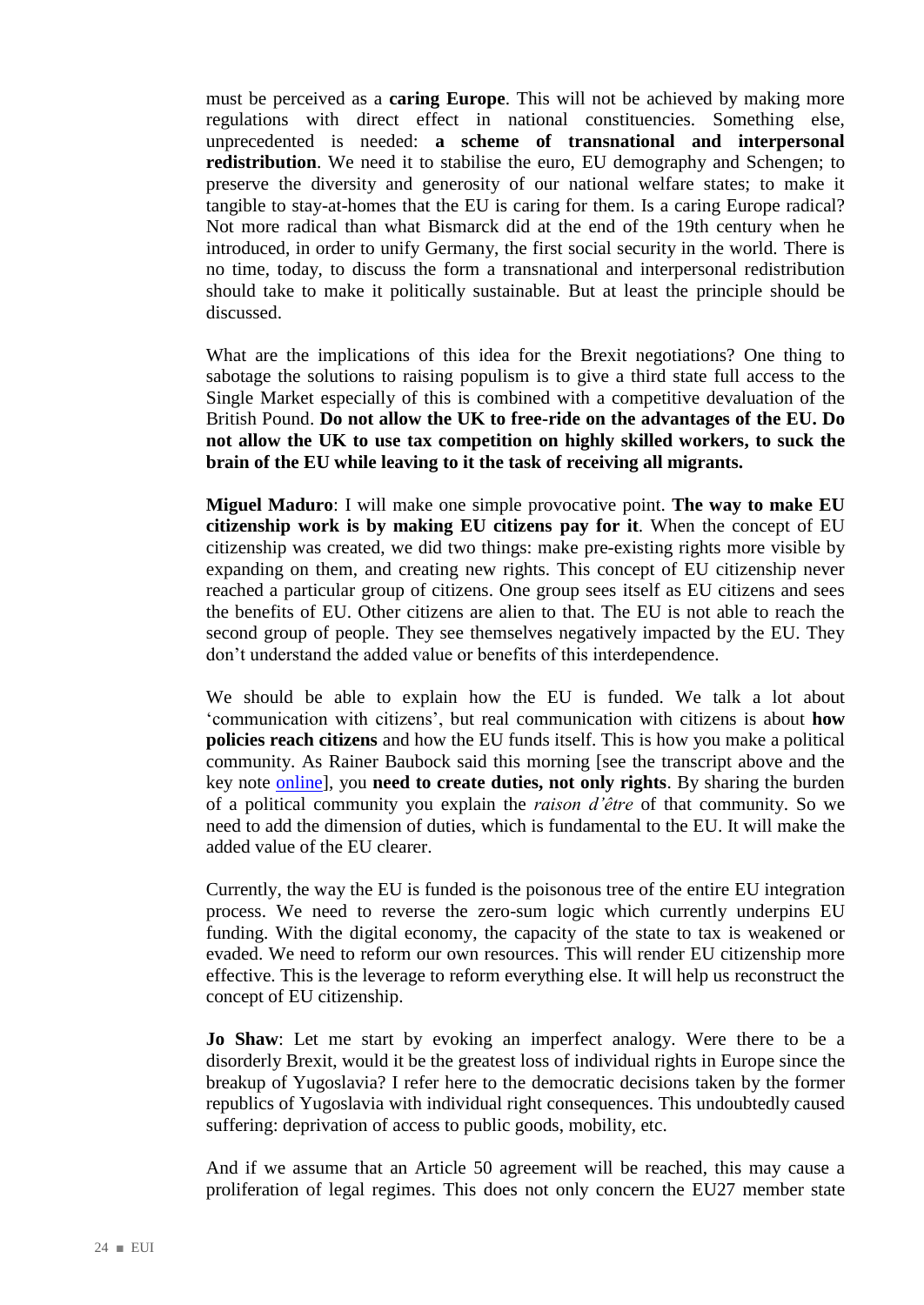must be perceived as a **caring Europe**. This will not be achieved by making more regulations with direct effect in national constituencies. Something else, unprecedented is needed: **a scheme of transnational and interpersonal redistribution**. We need it to stabilise the euro, EU demography and Schengen; to preserve the diversity and generosity of our national welfare states; to make it tangible to stay-at-homes that the EU is caring for them. Is a caring Europe radical? Not more radical than what Bismarck did at the end of the 19th century when he introduced, in order to unify Germany, the first social security in the world. There is no time, today, to discuss the form a transnational and interpersonal redistribution should take to make it politically sustainable. But at least the principle should be discussed.

What are the implications of this idea for the Brexit negotiations? One thing to sabotage the solutions to raising populism is to give a third state full access to the Single Market especially of this is combined with a competitive devaluation of the British Pound. **Do not allow the UK to free-ride on the advantages of the EU. Do not allow the UK to use tax competition on highly skilled workers, to suck the brain of the EU while leaving to it the task of receiving all migrants.**

**Miguel Maduro**: I will make one simple provocative point. **The way to make EU citizenship work is by making EU citizens pay for it**. When the concept of EU citizenship was created, we did two things: make pre-existing rights more visible by expanding on them, and creating new rights. This concept of EU citizenship never reached a particular group of citizens. One group sees itself as EU citizens and sees the benefits of EU. Other citizens are alien to that. The EU is not able to reach the second group of people. They see themselves negatively impacted by the EU. They don't understand the added value or benefits of this interdependence.

We should be able to explain how the EU is funded. We talk a lot about 'communication with citizens', but real communication with citizens is about **how policies reach citizens** and how the EU funds itself. This is how you make a political community. As Rainer Baubock said this morning [see the transcript above and the key note online], you **need to create duties, not only rights**. By sharing the burden of a political community you explain the *raison d'être* of that community. So we need to add the dimension of duties, which is fundamental to the EU. It will make the added value of the EU clearer.

Currently, the way the EU is funded is the poisonous tree of the entire EU integration process. We need to reverse the zero-sum logic which currently underpins EU funding. With the digital economy, the capacity of the state to tax is weakened or evaded. We need to reform our own resources. This will render EU citizenship more effective. This is the leverage to reform everything else. It will help us reconstruct the concept of EU citizenship.

**Jo Shaw**: Let me start by evoking an imperfect analogy. Were there to be a disorderly Brexit, would it be the greatest loss of individual rights in Europe since the breakup of Yugoslavia? I refer here to the democratic decisions taken by the former republics of Yugoslavia with individual right consequences. This undoubtedly caused suffering: deprivation of access to public goods, mobility, etc.

And if we assume that an Article 50 agreement will be reached, this may cause a proliferation of legal regimes. This does not only concern the EU27 member state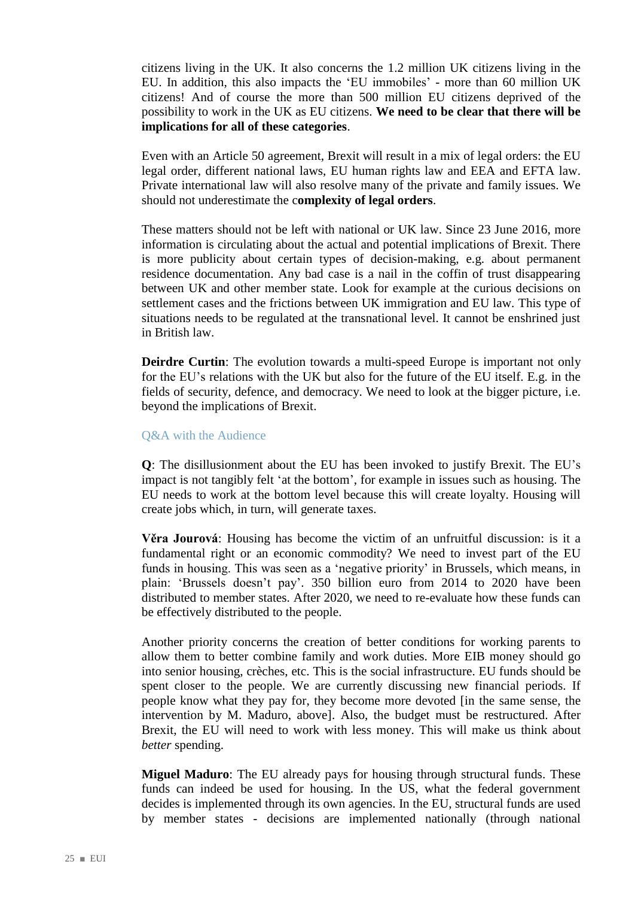citizens living in the UK. It also concerns the 1.2 million UK citizens living in the EU. In addition, this also impacts the 'EU immobiles' - more than 60 million UK citizens! And of course the more than 500 million EU citizens deprived of the possibility to work in the UK as EU citizens. **We need to be clear that there will be implications for all of these categories**.

Even with an Article 50 agreement, Brexit will result in a mix of legal orders: the EU legal order, different national laws, EU human rights law and EEA and EFTA law. Private international law will also resolve many of the private and family issues. We should not underestimate the c**omplexity of legal orders**.

These matters should not be left with national or UK law. Since 23 June 2016, more information is circulating about the actual and potential implications of Brexit. There is more publicity about certain types of decision-making, e.g. about permanent residence documentation. Any bad case is a nail in the coffin of trust disappearing between UK and other member state. Look for example at the curious decisions on settlement cases and the frictions between UK immigration and EU law. This type of situations needs to be regulated at the transnational level. It cannot be enshrined just in British law.

**Deirdre Curtin**: The evolution towards a multi-speed Europe is important not only for the EU's relations with the UK but also for the future of the EU itself. E.g. in the fields of security, defence, and democracy. We need to look at the bigger picture, i.e. beyond the implications of Brexit.

### Q&A with the Audience

**Q**: The disillusionment about the EU has been invoked to justify Brexit. The EU's impact is not tangibly felt 'at the bottom', for example in issues such as housing. The EU needs to work at the bottom level because this will create loyalty. Housing will create jobs which, in turn, will generate taxes.

**Věra Jourová**: Housing has become the victim of an unfruitful discussion: is it a fundamental right or an economic commodity? We need to invest part of the EU funds in housing. This was seen as a 'negative priority' in Brussels, which means, in plain: 'Brussels doesn't pay'. 350 billion euro from 2014 to 2020 have been distributed to member states. After 2020, we need to re-evaluate how these funds can be effectively distributed to the people.

Another priority concerns the creation of better conditions for working parents to allow them to better combine family and work duties. More EIB money should go into senior housing, crèches, etc. This is the social infrastructure. EU funds should be spent closer to the people. We are currently discussing new financial periods. If people know what they pay for, they become more devoted [in the same sense, the intervention by M. Maduro, above]. Also, the budget must be restructured. After Brexit, the EU will need to work with less money. This will make us think about *better* spending.

**Miguel Maduro**: The EU already pays for housing through structural funds. These funds can indeed be used for housing. In the US, what the federal government decides is implemented through its own agencies. In the EU, structural funds are used by member states - decisions are implemented nationally (through national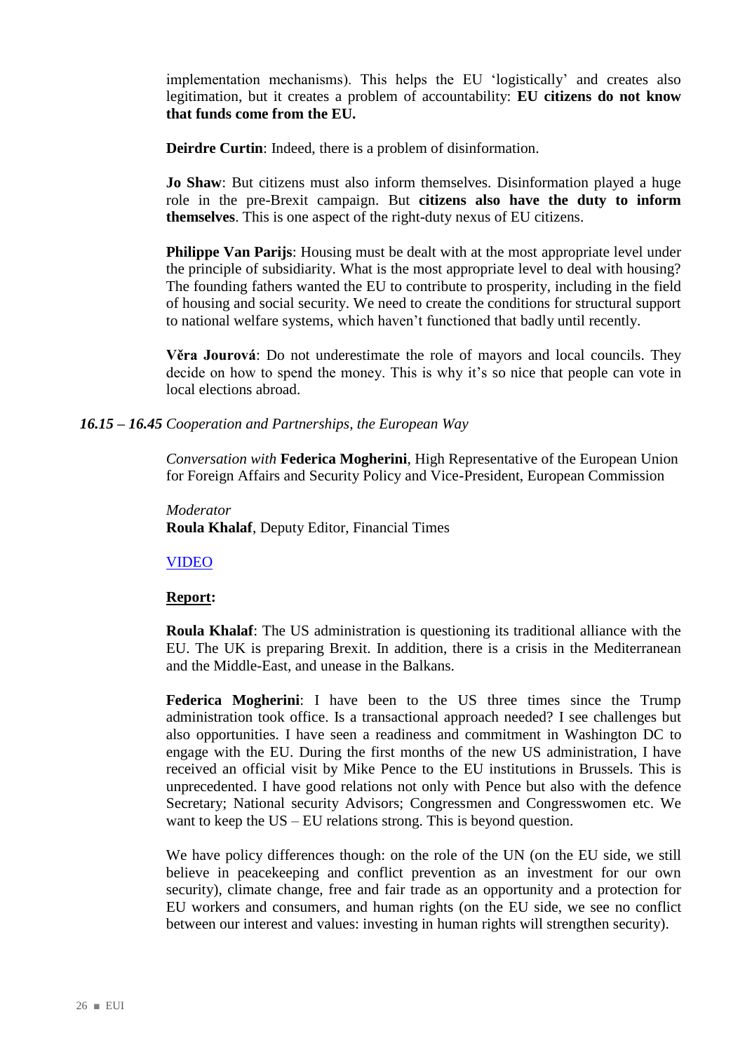implementation mechanisms). This helps the EU 'logistically' and creates also legitimation, but it creates a problem of accountability: **EU citizens do not know that funds come from the EU.**

**Deirdre Curtin**: Indeed, there is a problem of disinformation.

**Jo Shaw**: But citizens must also inform themselves. Disinformation played a huge role in the pre-Brexit campaign. But **citizens also have the duty to inform themselves**. This is one aspect of the right-duty nexus of EU citizens.

**Philippe Van Parijs**: Housing must be dealt with at the most appropriate level under the principle of subsidiarity. What is the most appropriate level to deal with housing? The founding fathers wanted the EU to contribute to prosperity, including in the field of housing and social security. We need to create the conditions for structural support to national welfare systems, which haven't functioned that badly until recently.

**Věra Jourová**: Do not underestimate the role of mayors and local councils. They decide on how to spend the money. This is why it's so nice that people can vote in local elections abroad.

***16.15 – 16.45*** *Cooperation and Partnerships, the European Way*

*Conversation with* **Federica Mogherini**, High Representative of the European Union for Foreign Affairs and Security Policy and Vice-President, European Commission

*Moderator*
**Roula Khalaf**, Deputy Editor, Financial Times

VIDEO

**Report:**

**Roula Khalaf**: The US administration is questioning its traditional alliance with the EU. The UK is preparing Brexit. In addition, there is a crisis in the Mediterranean and the Middle-East, and unease in the Balkans.

**Federica Mogherini**: I have been to the US three times since the Trump administration took office. Is a transactional approach needed? I see challenges but also opportunities. I have seen a readiness and commitment in Washington DC to engage with the EU. During the first months of the new US administration, I have received an official visit by Mike Pence to the EU institutions in Brussels. This is unprecedented. I have good relations not only with Pence but also with the defence Secretary; National security Advisors; Congressmen and Congresswomen etc. We want to keep the US – EU relations strong. This is beyond question.

We have policy differences though: on the role of the UN (on the EU side, we still believe in peacekeeping and conflict prevention as an investment for our own security), climate change, free and fair trade as an opportunity and a protection for EU workers and consumers, and human rights (on the EU side, we see no conflict between our interest and values: investing in human rights will strengthen security).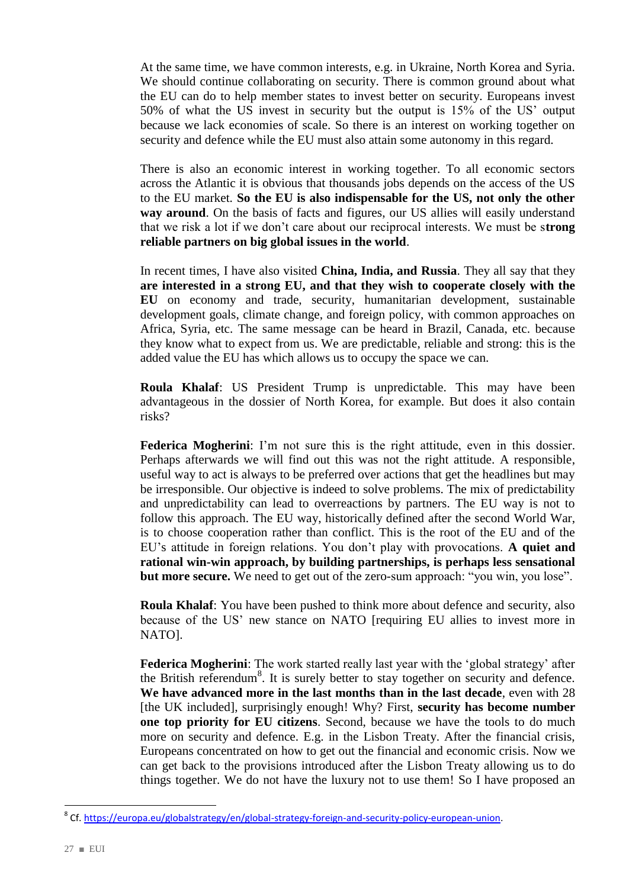At the same time, we have common interests, e.g. in Ukraine, North Korea and Syria. We should continue collaborating on security. There is common ground about what the EU can do to help member states to invest better on security. Europeans invest 50% of what the US invest in security but the output is 15% of the US' output because we lack economies of scale. So there is an interest on working together on security and defence while the EU must also attain some autonomy in this regard.

There is also an economic interest in working together. To all economic sectors across the Atlantic it is obvious that thousands jobs depends on the access of the US to the EU market. **So the EU is also indispensable for the US, not only the other way around**. On the basis of facts and figures, our US allies will easily understand that we risk a lot if we don't care about our reciprocal interests. We must be s**trong reliable partners on big global issues in the world**.

In recent times, I have also visited **China, India, and Russia**. They all say that they **are interested in a strong EU, and that they wish to cooperate closely with the EU** on economy and trade, security, humanitarian development, sustainable development goals, climate change, and foreign policy, with common approaches on Africa, Syria, etc. The same message can be heard in Brazil, Canada, etc. because they know what to expect from us. We are predictable, reliable and strong: this is the added value the EU has which allows us to occupy the space we can.

**Roula Khalaf**: US President Trump is unpredictable. This may have been advantageous in the dossier of North Korea, for example. But does it also contain risks?

**Federica Mogherini**: I'm not sure this is the right attitude, even in this dossier. Perhaps afterwards we will find out this was not the right attitude. A responsible, useful way to act is always to be preferred over actions that get the headlines but may be irresponsible. Our objective is indeed to solve problems. The mix of predictability and unpredictability can lead to overreactions by partners. The EU way is not to follow this approach. The EU way, historically defined after the second World War, is to choose cooperation rather than conflict. This is the root of the EU and of the EU's attitude in foreign relations. You don't play with provocations. **A quiet and rational win-win approach, by building partnerships, is perhaps less sensational but more secure.** We need to get out of the zero-sum approach: "you win, you lose".

**Roula Khalaf**: You have been pushed to think more about defence and security, also because of the US' new stance on NATO [requiring EU allies to invest more in NATO].

**Federica Mogherini**: The work started really last year with the 'global strategy' after the British referendum[8]. It is surely better to stay together on security and defence. **We have advanced more in the last months than in the last decade**, even with 28 [the UK included], surprisingly enough! Why? First, **security has become number one top priority for EU citizens**. Second, because we have the tools to do much more on security and defence. E.g. in the Lisbon Treaty. After the financial crisis, Europeans concentrated on how to get out the financial and economic crisis. Now we can get back to the provisions introduced after the Lisbon Treaty allowing us to do things together. We do not have the luxury not to use them! So I have proposed an

[8] Cf. https://europa.eu/globalstrategy/en/global-strategy-foreign-and-security-policy-european-union.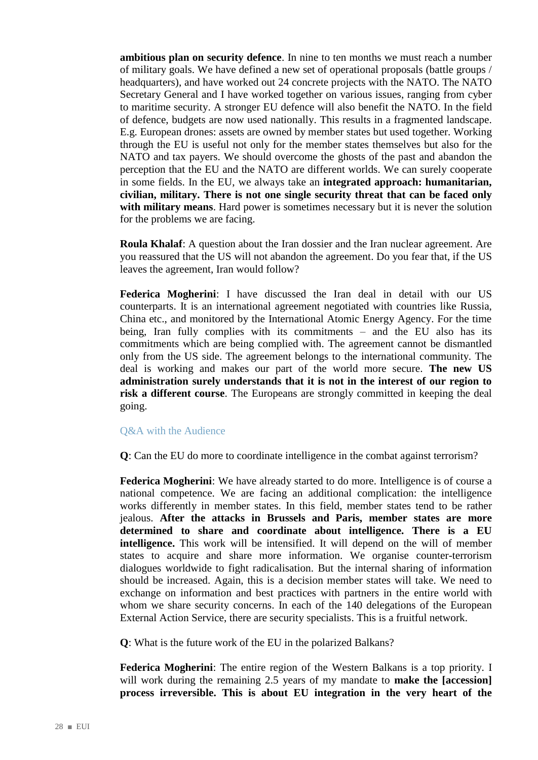**ambitious plan on security defence**. In nine to ten months we must reach a number of military goals. We have defined a new set of operational proposals (battle groups / headquarters), and have worked out 24 concrete projects with the NATO. The NATO Secretary General and I have worked together on various issues, ranging from cyber to maritime security. A stronger EU defence will also benefit the NATO. In the field of defence, budgets are now used nationally. This results in a fragmented landscape. E.g. European drones: assets are owned by member states but used together. Working through the EU is useful not only for the member states themselves but also for the NATO and tax payers. We should overcome the ghosts of the past and abandon the perception that the EU and the NATO are different worlds. We can surely cooperate in some fields. In the EU, we always take an **integrated approach: humanitarian, civilian, military. There is not one single security threat that can be faced only with military means**. Hard power is sometimes necessary but it is never the solution for the problems we are facing.

**Roula Khalaf**: A question about the Iran dossier and the Iran nuclear agreement. Are you reassured that the US will not abandon the agreement. Do you fear that, if the US leaves the agreement, Iran would follow?

**Federica Mogherini**: I have discussed the Iran deal in detail with our US counterparts. It is an international agreement negotiated with countries like Russia, China etc., and monitored by the International Atomic Energy Agency. For the time being, Iran fully complies with its commitments – and the EU also has its commitments which are being complied with. The agreement cannot be dismantled only from the US side. The agreement belongs to the international community. The deal is working and makes our part of the world more secure. **The new US administration surely understands that it is not in the interest of our region to risk a different course**. The Europeans are strongly committed in keeping the deal going.

### Q&A with the Audience

**Q**: Can the EU do more to coordinate intelligence in the combat against terrorism?

**Federica Mogherini**: We have already started to do more. Intelligence is of course a national competence. We are facing an additional complication: the intelligence works differently in member states. In this field, member states tend to be rather jealous. **After the attacks in Brussels and Paris, member states are more determined to share and coordinate about intelligence. There is a EU intelligence.** This work will be intensified. It will depend on the will of member states to acquire and share more information. We organise counter-terrorism dialogues worldwide to fight radicalisation. But the internal sharing of information should be increased. Again, this is a decision member states will take. We need to exchange on information and best practices with partners in the entire world with whom we share security concerns. In each of the 140 delegations of the European External Action Service, there are security specialists. This is a fruitful network.

**Q**: What is the future work of the EU in the polarized Balkans?

**Federica Mogherini**: The entire region of the Western Balkans is a top priority. I will work during the remaining 2.5 years of my mandate to **make the [accession] process irreversible. This is about EU integration in the very heart of the**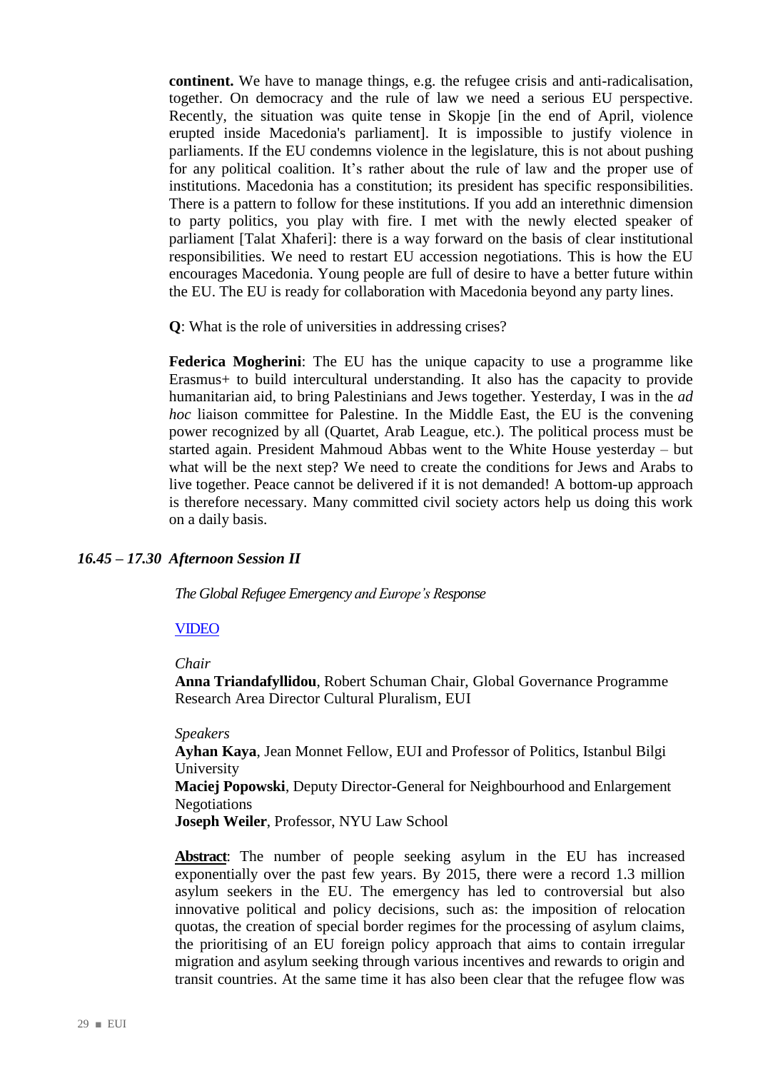**continent.** We have to manage things, e.g. the refugee crisis and anti-radicalisation, together. On democracy and the rule of law we need a serious EU perspective. Recently, the situation was quite tense in Skopje [in the end of April, violence erupted inside Macedonia's parliament]. It is impossible to justify violence in parliaments. If the EU condemns violence in the legislature, this is not about pushing for any political coalition. It's rather about the rule of law and the proper use of institutions. Macedonia has a constitution; its president has specific responsibilities. There is a pattern to follow for these institutions. If you add an interethnic dimension to party politics, you play with fire. I met with the newly elected speaker of parliament [Talat Xhaferi]: there is a way forward on the basis of clear institutional responsibilities. We need to restart EU accession negotiations. This is how the EU encourages Macedonia. Young people are full of desire to have a better future within the EU. The EU is ready for collaboration with Macedonia beyond any party lines.

**Q**: What is the role of universities in addressing crises?

**Federica Mogherini**: The EU has the unique capacity to use a programme like Erasmus+ to build intercultural understanding. It also has the capacity to provide humanitarian aid, to bring Palestinians and Jews together. Yesterday, I was in the *ad hoc* liaison committee for Palestine. In the Middle East, the EU is the convening power recognized by all (Quartet, Arab League, etc.). The political process must be started again. President Mahmoud Abbas went to the White House yesterday – but what will be the next step? We need to create the conditions for Jews and Arabs to live together. Peace cannot be delivered if it is not demanded! A bottom-up approach is therefore necessary. Many committed civil society actors help us doing this work on a daily basis.

### *16.45 – 17.30 Afternoon Session II*

*The Global Refugee Emergency and Europe's Response*

VIDEO

*Chair*
**Anna Triandafyllidou**, Robert Schuman Chair, Global Governance Programme Research Area Director Cultural Pluralism, EUI

*Speakers*
**Ayhan Kaya**, Jean Monnet Fellow, EUI and Professor of Politics, Istanbul Bilgi University
**Maciej Popowski**, Deputy Director-General for Neighbourhood and Enlargement Negotiations
**Joseph Weiler**, Professor, NYU Law School

**Abstract**: The number of people seeking asylum in the EU has increased exponentially over the past few years. By 2015, there were a record 1.3 million asylum seekers in the EU. The emergency has led to controversial but also innovative political and policy decisions, such as: the imposition of relocation quotas, the creation of special border regimes for the processing of asylum claims, the prioritising of an EU foreign policy approach that aims to contain irregular migration and asylum seeking through various incentives and rewards to origin and transit countries. At the same time it has also been clear that the refugee flow was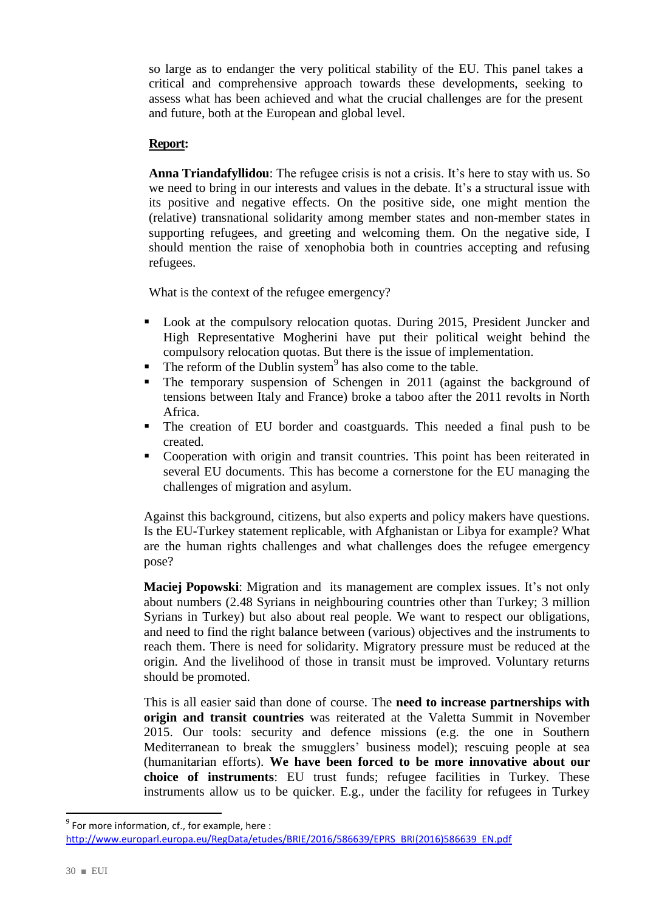so large as to endanger the very political stability of the EU. This panel takes a critical and comprehensive approach towards these developments, seeking to assess what has been achieved and what the crucial challenges are for the present and future, both at the European and global level.

**Report:**

**Anna Triandafyllidou**: The refugee crisis is not a crisis. It's here to stay with us. So we need to bring in our interests and values in the debate. It's a structural issue with its positive and negative effects. On the positive side, one might mention the (relative) transnational solidarity among member states and non-member states in supporting refugees, and greeting and welcoming them. On the negative side, I should mention the raise of xenophobia both in countries accepting and refusing refugees.

What is the context of the refugee emergency?

- Look at the compulsory relocation quotas. During 2015, President Juncker and High Representative Mogherini have put their political weight behind the compulsory relocation quotas. But there is the issue of implementation.
- The reform of the Dublin system[9] has also come to the table.
- The temporary suspension of Schengen in 2011 (against the background of tensions between Italy and France) broke a taboo after the 2011 revolts in North Africa.
- The creation of EU border and coastguards. This needed a final push to be created.
- Cooperation with origin and transit countries. This point has been reiterated in several EU documents. This has become a cornerstone for the EU managing the challenges of migration and asylum.

Against this background, citizens, but also experts and policy makers have questions. Is the EU-Turkey statement replicable, with Afghanistan or Libya for example? What are the human rights challenges and what challenges does the refugee emergency pose?

**Maciej Popowski**: Migration and its management are complex issues. It's not only about numbers (2.48 Syrians in neighbouring countries other than Turkey; 3 million Syrians in Turkey) but also about real people. We want to respect our obligations, and need to find the right balance between (various) objectives and the instruments to reach them. There is need for solidarity. Migratory pressure must be reduced at the origin. And the livelihood of those in transit must be improved. Voluntary returns should be promoted.

This is all easier said than done of course. The **need to increase partnerships with origin and transit countries** was reiterated at the Valetta Summit in November 2015. Our tools: security and defence missions (e.g. the one in Southern Mediterranean to break the smugglers' business model); rescuing people at sea (humanitarian efforts). **We have been forced to be more innovative about our choice of instruments**: EU trust funds; refugee facilities in Turkey. These instruments allow us to be quicker. E.g., under the facility for refugees in Turkey

[9] For more information, cf., for example, here : http://www.europarl.europa.eu/RegData/etudes/BRIE/2016/586639/EPRS_BRI(2016)586639_EN.pdf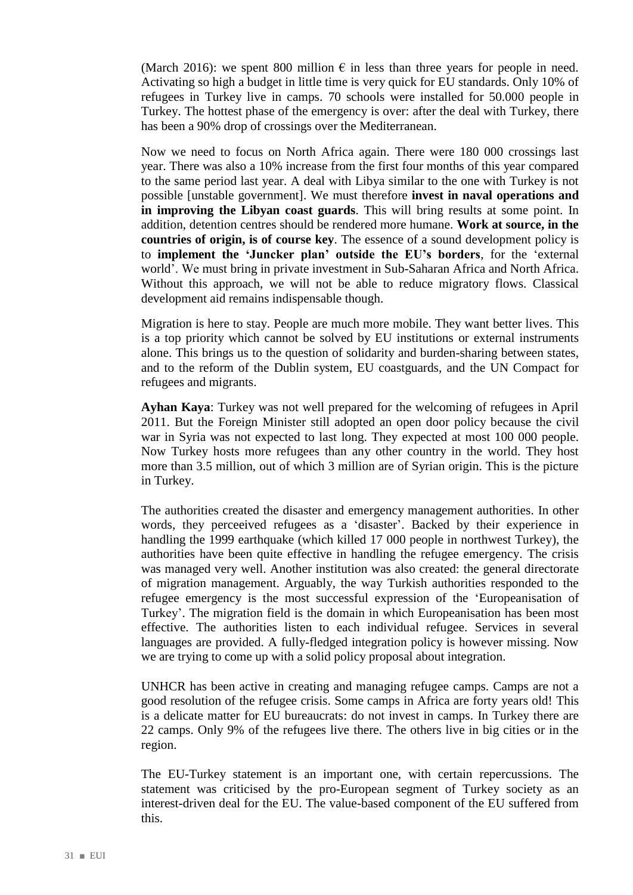(March 2016): we spent 800 million € in less than three years for people in need. Activating so high a budget in little time is very quick for EU standards. Only 10% of refugees in Turkey live in camps. 70 schools were installed for 50.000 people in Turkey. The hottest phase of the emergency is over: after the deal with Turkey, there has been a 90% drop of crossings over the Mediterranean.

Now we need to focus on North Africa again. There were 180 000 crossings last year. There was also a 10% increase from the first four months of this year compared to the same period last year. A deal with Libya similar to the one with Turkey is not possible [unstable government]. We must therefore **invest in naval operations and in improving the Libyan coast guards**. This will bring results at some point. In addition, detention centres should be rendered more humane. **Work at source, in the countries of origin, is of course key**. The essence of a sound development policy is to **implement the 'Juncker plan' outside the EU's borders**, for the 'external world'. We must bring in private investment in Sub-Saharan Africa and North Africa. Without this approach, we will not be able to reduce migratory flows. Classical development aid remains indispensable though.

Migration is here to stay. People are much more mobile. They want better lives. This is a top priority which cannot be solved by EU institutions or external instruments alone. This brings us to the question of solidarity and burden-sharing between states, and to the reform of the Dublin system, EU coastguards, and the UN Compact for refugees and migrants.

**Ayhan Kaya**: Turkey was not well prepared for the welcoming of refugees in April 2011. But the Foreign Minister still adopted an open door policy because the civil war in Syria was not expected to last long. They expected at most 100 000 people. Now Turkey hosts more refugees than any other country in the world. They host more than 3.5 million, out of which 3 million are of Syrian origin. This is the picture in Turkey.

The authorities created the disaster and emergency management authorities. In other words, they perceeived refugees as a 'disaster'. Backed by their experience in handling the 1999 earthquake (which killed 17 000 people in northwest Turkey), the authorities have been quite effective in handling the refugee emergency. The crisis was managed very well. Another institution was also created: the general directorate of migration management. Arguably, the way Turkish authorities responded to the refugee emergency is the most successful expression of the 'Europeanisation of Turkey'. The migration field is the domain in which Europeanisation has been most effective. The authorities listen to each individual refugee. Services in several languages are provided. A fully-fledged integration policy is however missing. Now we are trying to come up with a solid policy proposal about integration.

UNHCR has been active in creating and managing refugee camps. Camps are not a good resolution of the refugee crisis. Some camps in Africa are forty years old! This is a delicate matter for EU bureaucrats: do not invest in camps. In Turkey there are 22 camps. Only 9% of the refugees live there. The others live in big cities or in the region.

The EU-Turkey statement is an important one, with certain repercussions. The statement was criticised by the pro-European segment of Turkey society as an interest-driven deal for the EU. The value-based component of the EU suffered from this.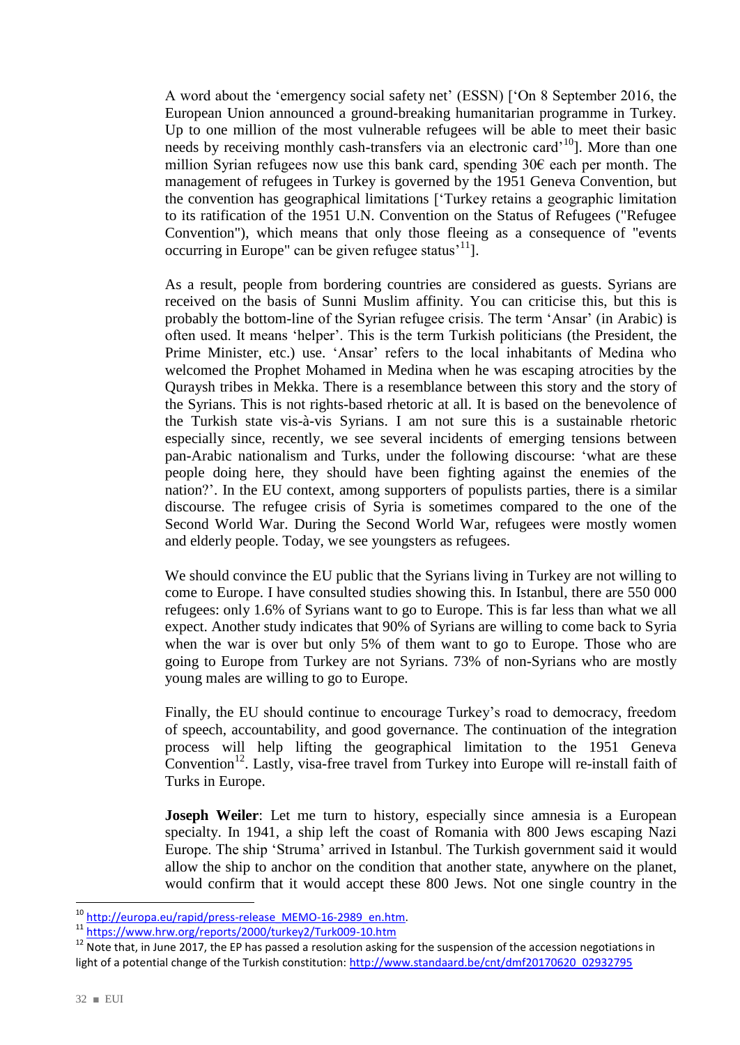A word about the 'emergency social safety net' (ESSN) ['On 8 September 2016, the European Union announced a ground-breaking humanitarian programme in Turkey. Up to one million of the most vulnerable refugees will be able to meet their basic needs by receiving monthly cash-transfers via an electronic card'[10]]. More than one million Syrian refugees now use this bank card, spending 30€ each per month. The management of refugees in Turkey is governed by the 1951 Geneva Convention, but the convention has geographical limitations ['Turkey retains a geographic limitation to its ratification of the 1951 U.N. Convention on the Status of Refugees ("Refugee Convention"), which means that only those fleeing as a consequence of "events occurring in Europe" can be given refugee status'[11]].

As a result, people from bordering countries are considered as guests. Syrians are received on the basis of Sunni Muslim affinity. You can criticise this, but this is probably the bottom-line of the Syrian refugee crisis. The term 'Ansar' (in Arabic) is often used. It means 'helper'. This is the term Turkish politicians (the President, the Prime Minister, etc.) use. 'Ansar' refers to the local inhabitants of Medina who welcomed the Prophet Mohamed in Medina when he was escaping atrocities by the Quraysh tribes in Mekka. There is a resemblance between this story and the story of the Syrians. This is not rights-based rhetoric at all. It is based on the benevolence of the Turkish state vis-à-vis Syrians. I am not sure this is a sustainable rhetoric especially since, recently, we see several incidents of emerging tensions between pan-Arabic nationalism and Turks, under the following discourse: 'what are these people doing here, they should have been fighting against the enemies of the nation?'. In the EU context, among supporters of populists parties, there is a similar discourse. The refugee crisis of Syria is sometimes compared to the one of the Second World War. During the Second World War, refugees were mostly women and elderly people. Today, we see youngsters as refugees.

We should convince the EU public that the Syrians living in Turkey are not willing to come to Europe. I have consulted studies showing this. In Istanbul, there are 550 000 refugees: only 1.6% of Syrians want to go to Europe. This is far less than what we all expect. Another study indicates that 90% of Syrians are willing to come back to Syria when the war is over but only 5% of them want to go to Europe. Those who are going to Europe from Turkey are not Syrians. 73% of non-Syrians who are mostly young males are willing to go to Europe.

Finally, the EU should continue to encourage Turkey's road to democracy, freedom of speech, accountability, and good governance. The continuation of the integration process will help lifting the geographical limitation to the 1951 Geneva Convention[12]. Lastly, visa-free travel from Turkey into Europe will re-install faith of Turks in Europe.

**Joseph Weiler**: Let me turn to history, especially since amnesia is a European specialty. In 1941, a ship left the coast of Romania with 800 Jews escaping Nazi Europe. The ship 'Struma' arrived in Istanbul. The Turkish government said it would allow the ship to anchor on the condition that another state, anywhere on the planet, would confirm that it would accept these 800 Jews. Not one single country in the

---

[10] http://europa.eu/rapid/press-release_MEMO-16-2989_en.htm.

[11] https://www.hrw.org/reports/2000/turkey2/Turk009-10.htm

[12] Note that, in June 2017, the EP has passed a resolution asking for the suspension of the accession negotiations in light of a potential change of the Turkish constitution: http://www.standaard.be/cnt/dmf20170620_02932795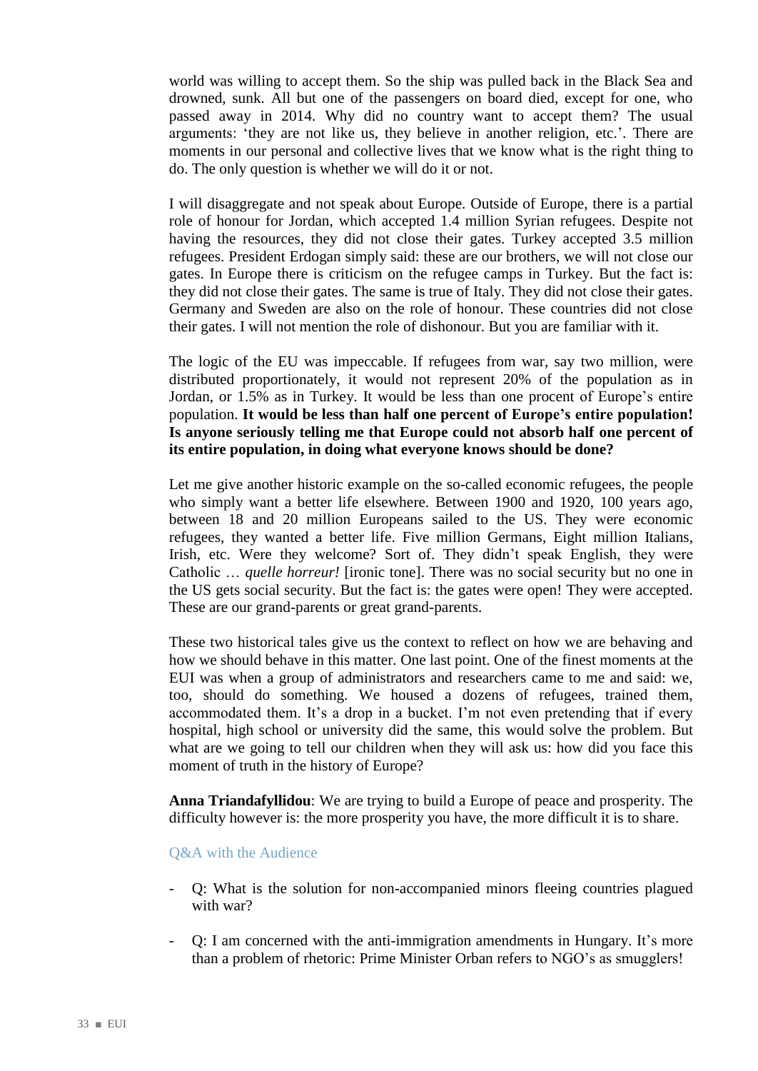world was willing to accept them. So the ship was pulled back in the Black Sea and drowned, sunk. All but one of the passengers on board died, except for one, who passed away in 2014. Why did no country want to accept them? The usual arguments: 'they are not like us, they believe in another religion, etc.'. There are moments in our personal and collective lives that we know what is the right thing to do. The only question is whether we will do it or not.

I will disaggregate and not speak about Europe. Outside of Europe, there is a partial role of honour for Jordan, which accepted 1.4 million Syrian refugees. Despite not having the resources, they did not close their gates. Turkey accepted 3.5 million refugees. President Erdogan simply said: these are our brothers, we will not close our gates. In Europe there is criticism on the refugee camps in Turkey. But the fact is: they did not close their gates. The same is true of Italy. They did not close their gates. Germany and Sweden are also on the role of honour. These countries did not close their gates. I will not mention the role of dishonour. But you are familiar with it.

The logic of the EU was impeccable. If refugees from war, say two million, were distributed proportionately, it would not represent 20% of the population as in Jordan, or 1.5% as in Turkey. It would be less than one procent of Europe's entire population. **It would be less than half one percent of Europe's entire population! Is anyone seriously telling me that Europe could not absorb half one percent of its entire population, in doing what everyone knows should be done?**

Let me give another historic example on the so-called economic refugees, the people who simply want a better life elsewhere. Between 1900 and 1920, 100 years ago, between 18 and 20 million Europeans sailed to the US. They were economic refugees, they wanted a better life. Five million Germans, Eight million Italians, Irish, etc. Were they welcome? Sort of. They didn't speak English, they were Catholic … *quelle horreur!* [ironic tone]. There was no social security but no one in the US gets social security. But the fact is: the gates were open! They were accepted. These are our grand-parents or great grand-parents.

These two historical tales give us the context to reflect on how we are behaving and how we should behave in this matter. One last point. One of the finest moments at the EUI was when a group of administrators and researchers came to me and said: we, too, should do something. We housed a dozens of refugees, trained them, accommodated them. It's a drop in a bucket. I'm not even pretending that if every hospital, high school or university did the same, this would solve the problem. But what are we going to tell our children when they will ask us: how did you face this moment of truth in the history of Europe?

**Anna Triandafyllidou**: We are trying to build a Europe of peace and prosperity. The difficulty however is: the more prosperity you have, the more difficult it is to share.

### Q&A with the Audience

- Q: What is the solution for non-accompanied minors fleeing countries plagued with war?

- Q: I am concerned with the anti-immigration amendments in Hungary. It's more than a problem of rhetoric: Prime Minister Orban refers to NGO's as smugglers!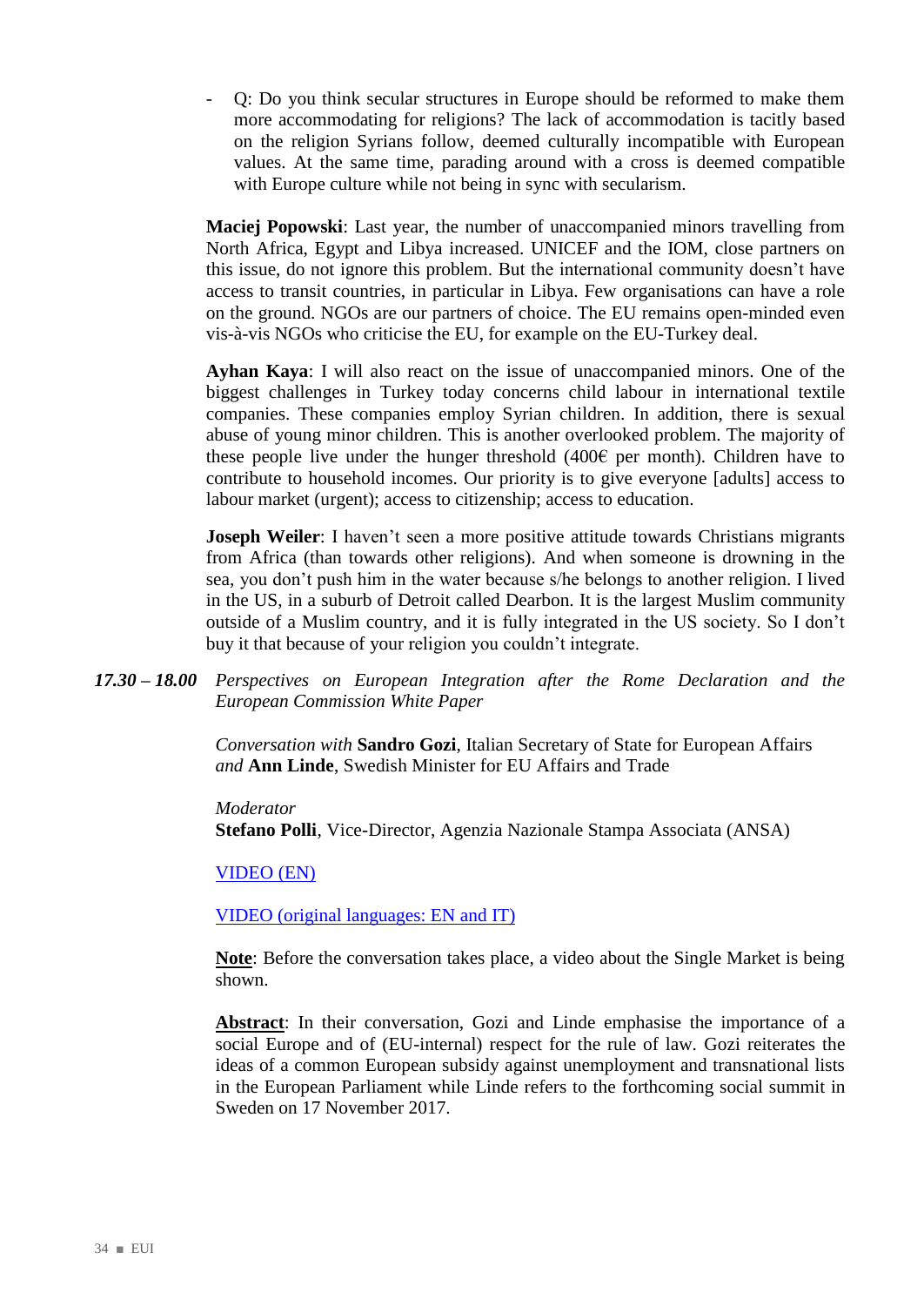- Q: Do you think secular structures in Europe should be reformed to make them more accommodating for religions? The lack of accommodation is tacitly based on the religion Syrians follow, deemed culturally incompatible with European values. At the same time, parading around with a cross is deemed compatible with Europe culture while not being in sync with secularism.

**Maciej Popowski**: Last year, the number of unaccompanied minors travelling from North Africa, Egypt and Libya increased. UNICEF and the IOM, close partners on this issue, do not ignore this problem. But the international community doesn't have access to transit countries, in particular in Libya. Few organisations can have a role on the ground. NGOs are our partners of choice. The EU remains open-minded even vis-à-vis NGOs who criticise the EU, for example on the EU-Turkey deal.

**Ayhan Kaya**: I will also react on the issue of unaccompanied minors. One of the biggest challenges in Turkey today concerns child labour in international textile companies. These companies employ Syrian children. In addition, there is sexual abuse of young minor children. This is another overlooked problem. The majority of these people live under the hunger threshold (400€ per month). Children have to contribute to household incomes. Our priority is to give everyone [adults] access to labour market (urgent); access to citizenship; access to education.

**Joseph Weiler**: I haven't seen a more positive attitude towards Christians migrants from Africa (than towards other religions). And when someone is drowning in the sea, you don't push him in the water because s/he belongs to another religion. I lived in the US, in a suburb of Detroit called Dearbon. It is the largest Muslim community outside of a Muslim country, and it is fully integrated in the US society. So I don't buy it that because of your religion you couldn't integrate.

***17.30 – 18.00*** *Perspectives on European Integration after the Rome Declaration and the European Commission White Paper*

*Conversation with* **Sandro Gozi**, Italian Secretary of State for European Affairs *and* **Ann Linde**, Swedish Minister for EU Affairs and Trade

*Moderator*
**Stefano Polli**, Vice-Director, Agenzia Nazionale Stampa Associata (ANSA)

VIDEO (EN)

VIDEO (original languages: EN and IT)

**Note**: Before the conversation takes place, a video about the Single Market is being shown.

**Abstract**: In their conversation, Gozi and Linde emphasise the importance of a social Europe and of (EU-internal) respect for the rule of law. Gozi reiterates the ideas of a common European subsidy against unemployment and transnational lists in the European Parliament while Linde refers to the forthcoming social summit in Sweden on 17 November 2017.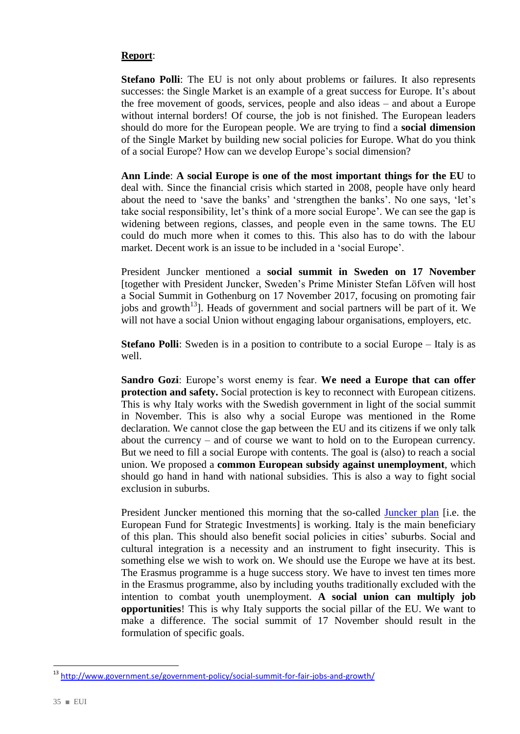**Report**:

**Stefano Polli**: The EU is not only about problems or failures. It also represents successes: the Single Market is an example of a great success for Europe. It's about the free movement of goods, services, people and also ideas – and about a Europe without internal borders! Of course, the job is not finished. The European leaders should do more for the European people. We are trying to find a **social dimension** of the Single Market by building new social policies for Europe. What do you think of a social Europe? How can we develop Europe's social dimension?

**Ann Linde**: **A social Europe is one of the most important things for the EU** to deal with. Since the financial crisis which started in 2008, people have only heard about the need to 'save the banks' and 'strengthen the banks'. No one says, 'let's take social responsibility, let's think of a more social Europe'. We can see the gap is widening between regions, classes, and people even in the same towns. The EU could do much more when it comes to this. This also has to do with the labour market. Decent work is an issue to be included in a 'social Europe'.

President Juncker mentioned a **social summit in Sweden on 17 November** [together with President Juncker, Sweden's Prime Minister Stefan Löfven will host a Social Summit in Gothenburg on 17 November 2017, focusing on promoting fair jobs and growth[13]]. Heads of government and social partners will be part of it. We will not have a social Union without engaging labour organisations, employers, etc.

**Stefano Polli**: Sweden is in a position to contribute to a social Europe – Italy is as well.

**Sandro Gozi**: Europe's worst enemy is fear. **We need a Europe that can offer protection and safety.** Social protection is key to reconnect with European citizens. This is why Italy works with the Swedish government in light of the social summit in November. This is also why a social Europe was mentioned in the Rome declaration. We cannot close the gap between the EU and its citizens if we only talk about the currency – and of course we want to hold on to the European currency. But we need to fill a social Europe with contents. The goal is (also) to reach a social union. We proposed a **common European subsidy against unemployment**, which should go hand in hand with national subsidies. This is also a way to fight social exclusion in suburbs.

President Juncker mentioned this morning that the so-called Juncker plan [i.e. the European Fund for Strategic Investments] is working. Italy is the main beneficiary of this plan. This should also benefit social policies in cities' suburbs. Social and cultural integration is a necessity and an instrument to fight insecurity. This is something else we wish to work on. We should use the Europe we have at its best. The Erasmus programme is a huge success story. We have to invest ten times more in the Erasmus programme, also by including youths traditionally excluded with the intention to combat youth unemployment. **A social union can multiply job opportunities**! This is why Italy supports the social pillar of the EU. We want to make a difference. The social summit of 17 November should result in the formulation of specific goals.

[13] http://www.government.se/government-policy/social-summit-for-fair-jobs-and-growth/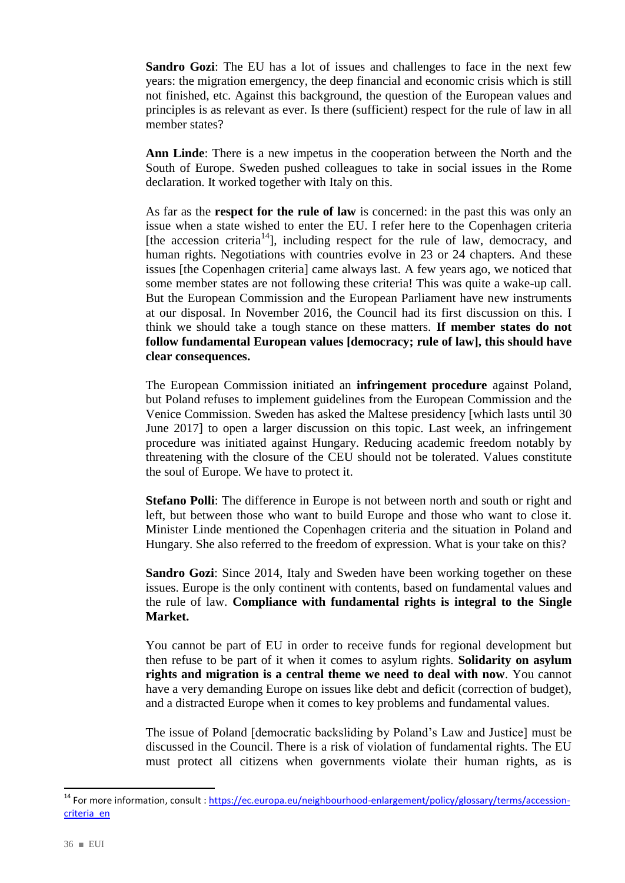**Sandro Gozi**: The EU has a lot of issues and challenges to face in the next few years: the migration emergency, the deep financial and economic crisis which is still not finished, etc. Against this background, the question of the European values and principles is as relevant as ever. Is there (sufficient) respect for the rule of law in all member states?

**Ann Linde**: There is a new impetus in the cooperation between the North and the South of Europe. Sweden pushed colleagues to take in social issues in the Rome declaration. It worked together with Italy on this.

As far as the **respect for the rule of law** is concerned: in the past this was only an issue when a state wished to enter the EU. I refer here to the Copenhagen criteria [the accession criteria[14]], including respect for the rule of law, democracy, and human rights. Negotiations with countries evolve in 23 or 24 chapters. And these issues [the Copenhagen criteria] came always last. A few years ago, we noticed that some member states are not following these criteria! This was quite a wake-up call. But the European Commission and the European Parliament have new instruments at our disposal. In November 2016, the Council had its first discussion on this. I think we should take a tough stance on these matters. **If member states do not follow fundamental European values [democracy; rule of law], this should have clear consequences.**

The European Commission initiated an **infringement procedure** against Poland, but Poland refuses to implement guidelines from the European Commission and the Venice Commission. Sweden has asked the Maltese presidency [which lasts until 30 June 2017] to open a larger discussion on this topic. Last week, an infringement procedure was initiated against Hungary. Reducing academic freedom notably by threatening with the closure of the CEU should not be tolerated. Values constitute the soul of Europe. We have to protect it.

**Stefano Polli**: The difference in Europe is not between north and south or right and left, but between those who want to build Europe and those who want to close it. Minister Linde mentioned the Copenhagen criteria and the situation in Poland and Hungary. She also referred to the freedom of expression. What is your take on this?

**Sandro Gozi**: Since 2014, Italy and Sweden have been working together on these issues. Europe is the only continent with contents, based on fundamental values and the rule of law. **Compliance with fundamental rights is integral to the Single Market.**

You cannot be part of EU in order to receive funds for regional development but then refuse to be part of it when it comes to asylum rights. **Solidarity on asylum rights and migration is a central theme we need to deal with now**. You cannot have a very demanding Europe on issues like debt and deficit (correction of budget), and a distracted Europe when it comes to key problems and fundamental values.

The issue of Poland [democratic backsliding by Poland's Law and Justice] must be discussed in the Council. There is a risk of violation of fundamental rights. The EU must protect all citizens when governments violate their human rights, as is

---

[14] For more information, consult : https://ec.europa.eu/neighbourhood-enlargement/policy/glossary/terms/accession-criteria_en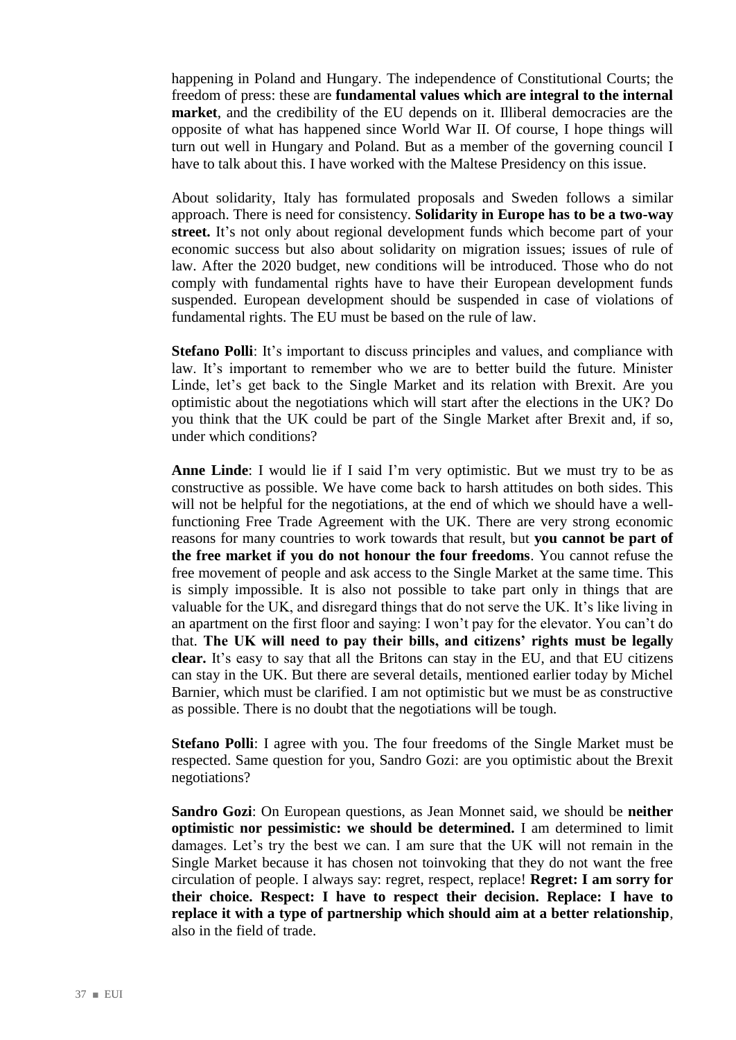happening in Poland and Hungary. The independence of Constitutional Courts; the freedom of press: these are **fundamental values which are integral to the internal market**, and the credibility of the EU depends on it. Illiberal democracies are the opposite of what has happened since World War II. Of course, I hope things will turn out well in Hungary and Poland. But as a member of the governing council I have to talk about this. I have worked with the Maltese Presidency on this issue.

About solidarity, Italy has formulated proposals and Sweden follows a similar approach. There is need for consistency. **Solidarity in Europe has to be a two-way street.** It's not only about regional development funds which become part of your economic success but also about solidarity on migration issues; issues of rule of law. After the 2020 budget, new conditions will be introduced. Those who do not comply with fundamental rights have to have their European development funds suspended. European development should be suspended in case of violations of fundamental rights. The EU must be based on the rule of law.

**Stefano Polli**: It's important to discuss principles and values, and compliance with law. It's important to remember who we are to better build the future. Minister Linde, let's get back to the Single Market and its relation with Brexit. Are you optimistic about the negotiations which will start after the elections in the UK? Do you think that the UK could be part of the Single Market after Brexit and, if so, under which conditions?

**Anne Linde**: I would lie if I said I'm very optimistic. But we must try to be as constructive as possible. We have come back to harsh attitudes on both sides. This will not be helpful for the negotiations, at the end of which we should have a well-functioning Free Trade Agreement with the UK. There are very strong economic reasons for many countries to work towards that result, but **you cannot be part of the free market if you do not honour the four freedoms**. You cannot refuse the free movement of people and ask access to the Single Market at the same time. This is simply impossible. It is also not possible to take part only in things that are valuable for the UK, and disregard things that do not serve the UK. It's like living in an apartment on the first floor and saying: I won't pay for the elevator. You can't do that. **The UK will need to pay their bills, and citizens' rights must be legally clear.** It's easy to say that all the Britons can stay in the EU, and that EU citizens can stay in the UK. But there are several details, mentioned earlier today by Michel Barnier, which must be clarified. I am not optimistic but we must be as constructive as possible. There is no doubt that the negotiations will be tough.

**Stefano Polli**: I agree with you. The four freedoms of the Single Market must be respected. Same question for you, Sandro Gozi: are you optimistic about the Brexit negotiations?

**Sandro Gozi**: On European questions, as Jean Monnet said, we should be **neither optimistic nor pessimistic: we should be determined.** I am determined to limit damages. Let's try the best we can. I am sure that the UK will not remain in the Single Market because it has chosen not toinvoking that they do not want the free circulation of people. I always say: regret, respect, replace! **Regret: I am sorry for their choice. Respect: I have to respect their decision. Replace: I have to replace it with a type of partnership which should aim at a better relationship**, also in the field of trade.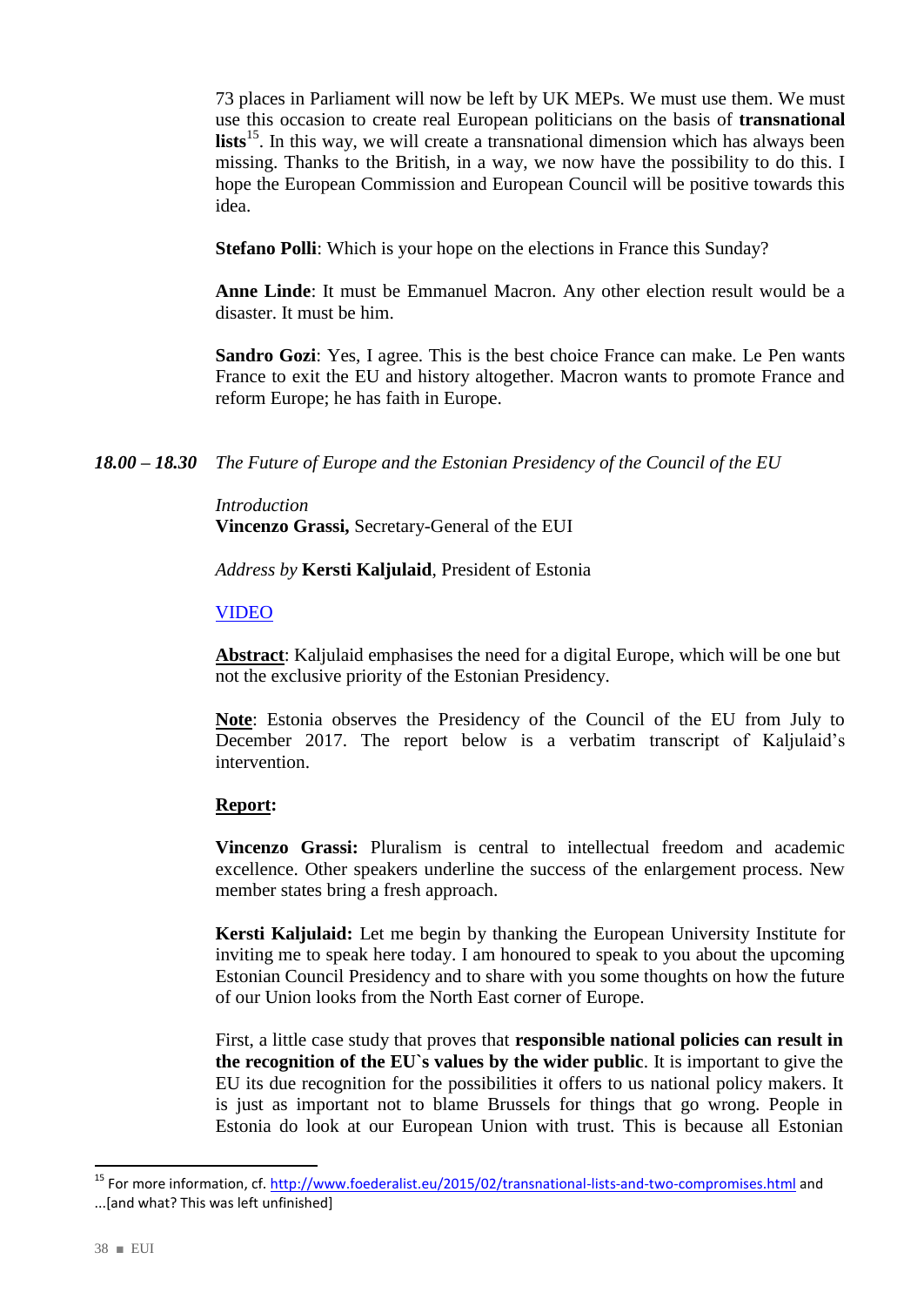73 places in Parliament will now be left by UK MEPs. We must use them. We must use this occasion to create real European politicians on the basis of **transnational lists**[15]. In this way, we will create a transnational dimension which has always been missing. Thanks to the British, in a way, we now have the possibility to do this. I hope the European Commission and European Council will be positive towards this idea.

**Stefano Polli**: Which is your hope on the elections in France this Sunday?

**Anne Linde**: It must be Emmanuel Macron. Any other election result would be a disaster. It must be him.

**Sandro Gozi**: Yes, I agree. This is the best choice France can make. Le Pen wants France to exit the EU and history altogether. Macron wants to promote France and reform Europe; he has faith in Europe.

***18.00 – 18.30*** *The Future of Europe and the Estonian Presidency of the Council of the EU*

*Introduction*
**Vincenzo Grassi,** Secretary-General of the EUI

*Address by* **Kersti Kaljulaid**, President of Estonia

VIDEO

**Abstract**: Kaljulaid emphasises the need for a digital Europe, which will be one but not the exclusive priority of the Estonian Presidency.

**Note**: Estonia observes the Presidency of the Council of the EU from July to December 2017. The report below is a verbatim transcript of Kaljulaid's intervention.

**Report:**

**Vincenzo Grassi:** Pluralism is central to intellectual freedom and academic excellence. Other speakers underline the success of the enlargement process. New member states bring a fresh approach.

**Kersti Kaljulaid:** Let me begin by thanking the European University Institute for inviting me to speak here today. I am honoured to speak to you about the upcoming Estonian Council Presidency and to share with you some thoughts on how the future of our Union looks from the North East corner of Europe.

First, a little case study that proves that **responsible national policies can result in the recognition of the EU`s values by the wider public**. It is important to give the EU its due recognition for the possibilities it offers to us national policy makers. It is just as important not to blame Brussels for things that go wrong. People in Estonia do look at our European Union with trust. This is because all Estonian

---

[15] For more information, cf. http://www.foederalist.eu/2015/02/transnational-lists-and-two-compromises.html and ...[and what? This was left unfinished]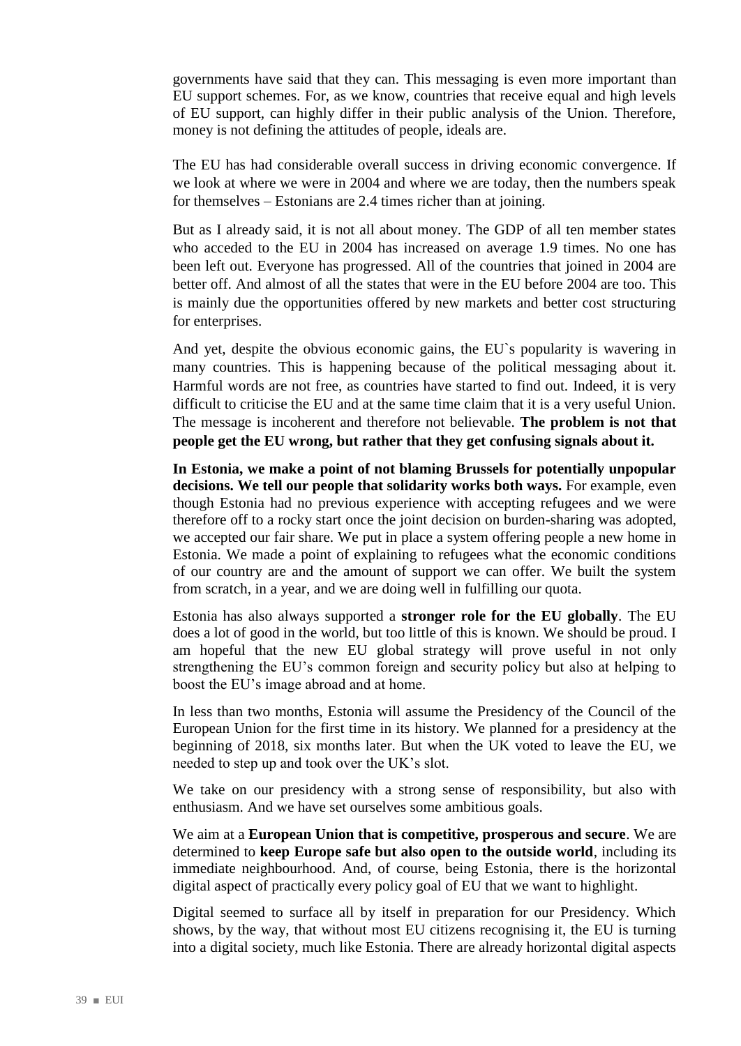governments have said that they can. This messaging is even more important than EU support schemes. For, as we know, countries that receive equal and high levels of EU support, can highly differ in their public analysis of the Union. Therefore, money is not defining the attitudes of people, ideals are.

The EU has had considerable overall success in driving economic convergence. If we look at where we were in 2004 and where we are today, then the numbers speak for themselves – Estonians are 2.4 times richer than at joining.

But as I already said, it is not all about money. The GDP of all ten member states who acceded to the EU in 2004 has increased on average 1.9 times. No one has been left out. Everyone has progressed. All of the countries that joined in 2004 are better off. And almost of all the states that were in the EU before 2004 are too. This is mainly due the opportunities offered by new markets and better cost structuring for enterprises.

And yet, despite the obvious economic gains, the EU`s popularity is wavering in many countries. This is happening because of the political messaging about it. Harmful words are not free, as countries have started to find out. Indeed, it is very difficult to criticise the EU and at the same time claim that it is a very useful Union. The message is incoherent and therefore not believable. **The problem is not that people get the EU wrong, but rather that they get confusing signals about it.**

**In Estonia, we make a point of not blaming Brussels for potentially unpopular decisions. We tell our people that solidarity works both ways.** For example, even though Estonia had no previous experience with accepting refugees and we were therefore off to a rocky start once the joint decision on burden-sharing was adopted, we accepted our fair share. We put in place a system offering people a new home in Estonia. We made a point of explaining to refugees what the economic conditions of our country are and the amount of support we can offer. We built the system from scratch, in a year, and we are doing well in fulfilling our quota.

Estonia has also always supported a **stronger role for the EU globally**. The EU does a lot of good in the world, but too little of this is known. We should be proud. I am hopeful that the new EU global strategy will prove useful in not only strengthening the EU's common foreign and security policy but also at helping to boost the EU's image abroad and at home.

In less than two months, Estonia will assume the Presidency of the Council of the European Union for the first time in its history. We planned for a presidency at the beginning of 2018, six months later. But when the UK voted to leave the EU, we needed to step up and took over the UK's slot.

We take on our presidency with a strong sense of responsibility, but also with enthusiasm. And we have set ourselves some ambitious goals.

We aim at a **European Union that is competitive, prosperous and secure**. We are determined to **keep Europe safe but also open to the outside world**, including its immediate neighbourhood. And, of course, being Estonia, there is the horizontal digital aspect of practically every policy goal of EU that we want to highlight.

Digital seemed to surface all by itself in preparation for our Presidency. Which shows, by the way, that without most EU citizens recognising it, the EU is turning into a digital society, much like Estonia. There are already horizontal digital aspects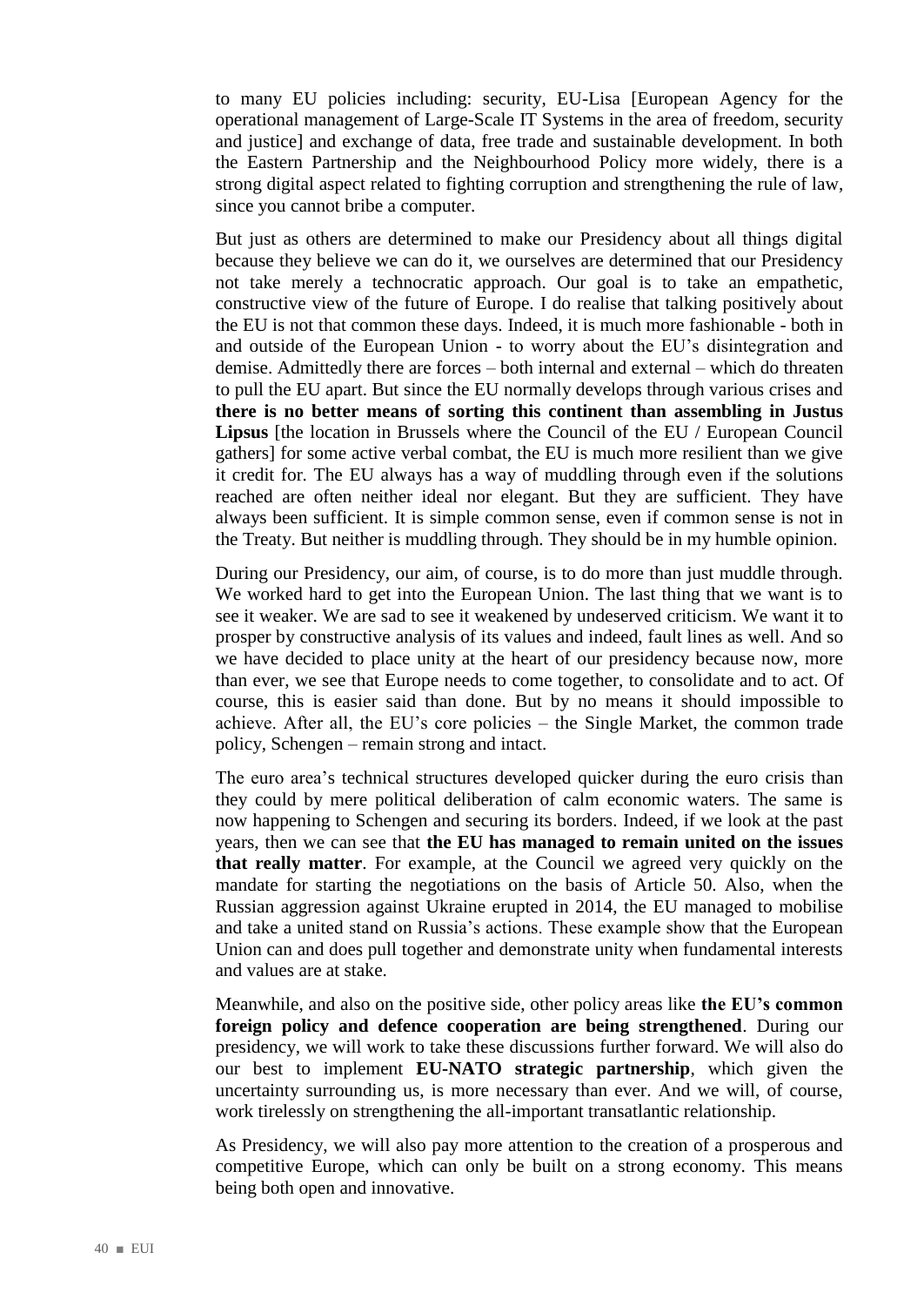to many EU policies including: security, EU-Lisa [European Agency for the operational management of Large-Scale IT Systems in the area of freedom, security and justice] and exchange of data, free trade and sustainable development. In both the Eastern Partnership and the Neighbourhood Policy more widely, there is a strong digital aspect related to fighting corruption and strengthening the rule of law, since you cannot bribe a computer.

But just as others are determined to make our Presidency about all things digital because they believe we can do it, we ourselves are determined that our Presidency not take merely a technocratic approach. Our goal is to take an empathetic, constructive view of the future of Europe. I do realise that talking positively about the EU is not that common these days. Indeed, it is much more fashionable - both in and outside of the European Union - to worry about the EU's disintegration and demise. Admittedly there are forces – both internal and external – which do threaten to pull the EU apart. But since the EU normally develops through various crises and **there is no better means of sorting this continent than assembling in Justus Lipsus** [the location in Brussels where the Council of the EU / European Council gathers] for some active verbal combat, the EU is much more resilient than we give it credit for. The EU always has a way of muddling through even if the solutions reached are often neither ideal nor elegant. But they are sufficient. They have always been sufficient. It is simple common sense, even if common sense is not in the Treaty. But neither is muddling through. They should be in my humble opinion.

During our Presidency, our aim, of course, is to do more than just muddle through. We worked hard to get into the European Union. The last thing that we want is to see it weaker. We are sad to see it weakened by undeserved criticism. We want it to prosper by constructive analysis of its values and indeed, fault lines as well. And so we have decided to place unity at the heart of our presidency because now, more than ever, we see that Europe needs to come together, to consolidate and to act. Of course, this is easier said than done. But by no means it should impossible to achieve. After all, the EU's core policies – the Single Market, the common trade policy, Schengen – remain strong and intact.

The euro area's technical structures developed quicker during the euro crisis than they could by mere political deliberation of calm economic waters. The same is now happening to Schengen and securing its borders. Indeed, if we look at the past years, then we can see that **the EU has managed to remain united on the issues that really matter**. For example, at the Council we agreed very quickly on the mandate for starting the negotiations on the basis of Article 50. Also, when the Russian aggression against Ukraine erupted in 2014, the EU managed to mobilise and take a united stand on Russia's actions. These example show that the European Union can and does pull together and demonstrate unity when fundamental interests and values are at stake.

Meanwhile, and also on the positive side, other policy areas like **the EU's common foreign policy and defence cooperation are being strengthened**. During our presidency, we will work to take these discussions further forward. We will also do our best to implement **EU-NATO strategic partnership**, which given the uncertainty surrounding us, is more necessary than ever. And we will, of course, work tirelessly on strengthening the all-important transatlantic relationship.

As Presidency, we will also pay more attention to the creation of a prosperous and competitive Europe, which can only be built on a strong economy. This means being both open and innovative.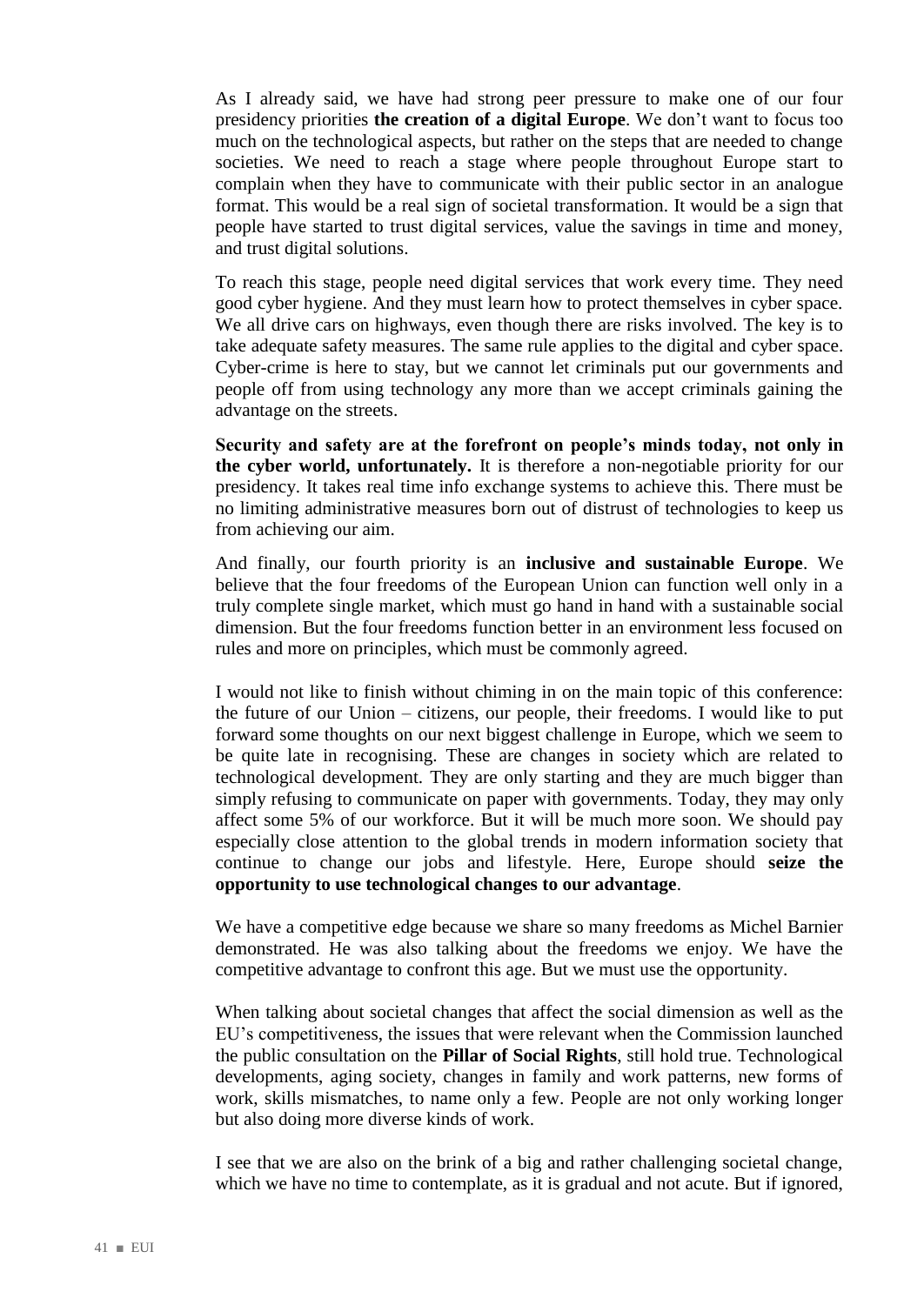As I already said, we have had strong peer pressure to make one of our four presidency priorities **the creation of a digital Europe**. We don't want to focus too much on the technological aspects, but rather on the steps that are needed to change societies. We need to reach a stage where people throughout Europe start to complain when they have to communicate with their public sector in an analogue format. This would be a real sign of societal transformation. It would be a sign that people have started to trust digital services, value the savings in time and money, and trust digital solutions.

To reach this stage, people need digital services that work every time. They need good cyber hygiene. And they must learn how to protect themselves in cyber space. We all drive cars on highways, even though there are risks involved. The key is to take adequate safety measures. The same rule applies to the digital and cyber space. Cyber-crime is here to stay, but we cannot let criminals put our governments and people off from using technology any more than we accept criminals gaining the advantage on the streets.

**Security and safety are at the forefront on people's minds today, not only in the cyber world, unfortunately.** It is therefore a non-negotiable priority for our presidency. It takes real time info exchange systems to achieve this. There must be no limiting administrative measures born out of distrust of technologies to keep us from achieving our aim.

And finally, our fourth priority is an **inclusive and sustainable Europe**. We believe that the four freedoms of the European Union can function well only in a truly complete single market, which must go hand in hand with a sustainable social dimension. But the four freedoms function better in an environment less focused on rules and more on principles, which must be commonly agreed.

I would not like to finish without chiming in on the main topic of this conference: the future of our Union – citizens, our people, their freedoms. I would like to put forward some thoughts on our next biggest challenge in Europe, which we seem to be quite late in recognising. These are changes in society which are related to technological development. They are only starting and they are much bigger than simply refusing to communicate on paper with governments. Today, they may only affect some 5% of our workforce. But it will be much more soon. We should pay especially close attention to the global trends in modern information society that continue to change our jobs and lifestyle. Here, Europe should **seize the opportunity to use technological changes to our advantage**.

We have a competitive edge because we share so many freedoms as Michel Barnier demonstrated. He was also talking about the freedoms we enjoy. We have the competitive advantage to confront this age. But we must use the opportunity.

When talking about societal changes that affect the social dimension as well as the EU's competitiveness, the issues that were relevant when the Commission launched the public consultation on the **Pillar of Social Rights**, still hold true. Technological developments, aging society, changes in family and work patterns, new forms of work, skills mismatches, to name only a few. People are not only working longer but also doing more diverse kinds of work.

I see that we are also on the brink of a big and rather challenging societal change, which we have no time to contemplate, as it is gradual and not acute. But if ignored,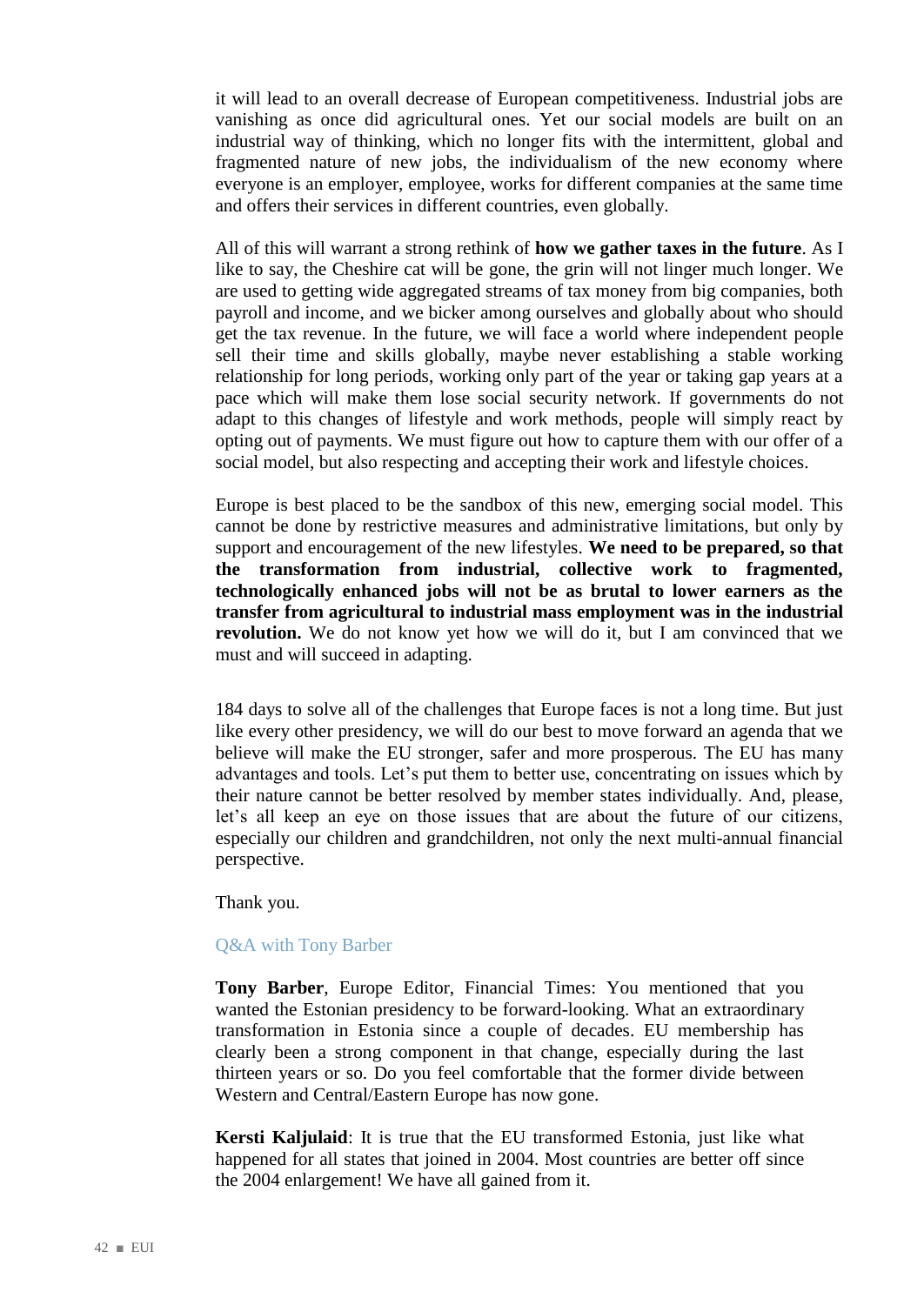it will lead to an overall decrease of European competitiveness. Industrial jobs are vanishing as once did agricultural ones. Yet our social models are built on an industrial way of thinking, which no longer fits with the intermittent, global and fragmented nature of new jobs, the individualism of the new economy where everyone is an employer, employee, works for different companies at the same time and offers their services in different countries, even globally.

All of this will warrant a strong rethink of **how we gather taxes in the future**. As I like to say, the Cheshire cat will be gone, the grin will not linger much longer. We are used to getting wide aggregated streams of tax money from big companies, both payroll and income, and we bicker among ourselves and globally about who should get the tax revenue. In the future, we will face a world where independent people sell their time and skills globally, maybe never establishing a stable working relationship for long periods, working only part of the year or taking gap years at a pace which will make them lose social security network. If governments do not adapt to this changes of lifestyle and work methods, people will simply react by opting out of payments. We must figure out how to capture them with our offer of a social model, but also respecting and accepting their work and lifestyle choices.

Europe is best placed to be the sandbox of this new, emerging social model. This cannot be done by restrictive measures and administrative limitations, but only by support and encouragement of the new lifestyles. **We need to be prepared, so that the transformation from industrial, collective work to fragmented, technologically enhanced jobs will not be as brutal to lower earners as the transfer from agricultural to industrial mass employment was in the industrial revolution.** We do not know yet how we will do it, but I am convinced that we must and will succeed in adapting.

184 days to solve all of the challenges that Europe faces is not a long time. But just like every other presidency, we will do our best to move forward an agenda that we believe will make the EU stronger, safer and more prosperous. The EU has many advantages and tools. Let's put them to better use, concentrating on issues which by their nature cannot be better resolved by member states individually. And, please, let's all keep an eye on those issues that are about the future of our citizens, especially our children and grandchildren, not only the next multi-annual financial perspective.

Thank you.

## Q&A with Tony Barber

**Tony Barber**, Europe Editor, Financial Times: You mentioned that you wanted the Estonian presidency to be forward-looking. What an extraordinary transformation in Estonia since a couple of decades. EU membership has clearly been a strong component in that change, especially during the last thirteen years or so. Do you feel comfortable that the former divide between Western and Central/Eastern Europe has now gone.

**Kersti Kaljulaid**: It is true that the EU transformed Estonia, just like what happened for all states that joined in 2004. Most countries are better off since the 2004 enlargement! We have all gained from it.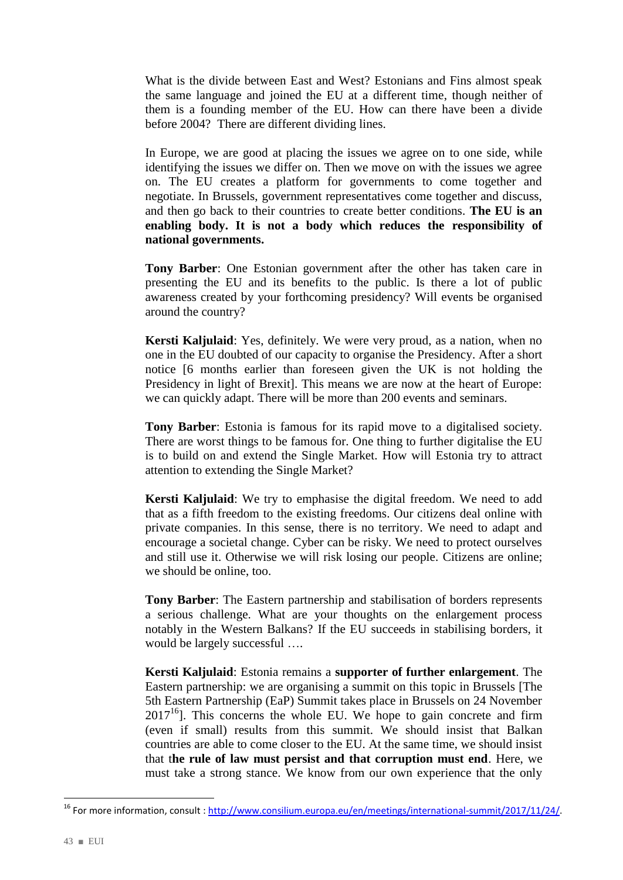What is the divide between East and West? Estonians and Fins almost speak the same language and joined the EU at a different time, though neither of them is a founding member of the EU. How can there have been a divide before 2004? There are different dividing lines.

In Europe, we are good at placing the issues we agree on to one side, while identifying the issues we differ on. Then we move on with the issues we agree on. The EU creates a platform for governments to come together and negotiate. In Brussels, government representatives come together and discuss, and then go back to their countries to create better conditions. **The EU is an enabling body. It is not a body which reduces the responsibility of national governments.**

**Tony Barber**: One Estonian government after the other has taken care in presenting the EU and its benefits to the public. Is there a lot of public awareness created by your forthcoming presidency? Will events be organised around the country?

**Kersti Kaljulaid**: Yes, definitely. We were very proud, as a nation, when no one in the EU doubted of our capacity to organise the Presidency. After a short notice [6 months earlier than foreseen given the UK is not holding the Presidency in light of Brexit]. This means we are now at the heart of Europe: we can quickly adapt. There will be more than 200 events and seminars.

**Tony Barber**: Estonia is famous for its rapid move to a digitalised society. There are worst things to be famous for. One thing to further digitalise the EU is to build on and extend the Single Market. How will Estonia try to attract attention to extending the Single Market?

**Kersti Kaljulaid**: We try to emphasise the digital freedom. We need to add that as a fifth freedom to the existing freedoms. Our citizens deal online with private companies. In this sense, there is no territory. We need to adapt and encourage a societal change. Cyber can be risky. We need to protect ourselves and still use it. Otherwise we will risk losing our people. Citizens are online; we should be online, too.

**Tony Barber**: The Eastern partnership and stabilisation of borders represents a serious challenge. What are your thoughts on the enlargement process notably in the Western Balkans? If the EU succeeds in stabilising borders, it would be largely successful ….

**Kersti Kaljulaid**: Estonia remains a **supporter of further enlargement**. The Eastern partnership: we are organising a summit on this topic in Brussels [The 5th Eastern Partnership (EaP) Summit takes place in Brussels on 24 November 2017[16]]. This concerns the whole EU. We hope to gain concrete and firm (even if small) results from this summit. We should insist that Balkan countries are able to come closer to the EU. At the same time, we should insist that t**he rule of law must persist and that corruption must end**. Here, we must take a strong stance. We know from our own experience that the only

[16] For more information, consult : http://www.consilium.europa.eu/en/meetings/international-summit/2017/11/24/.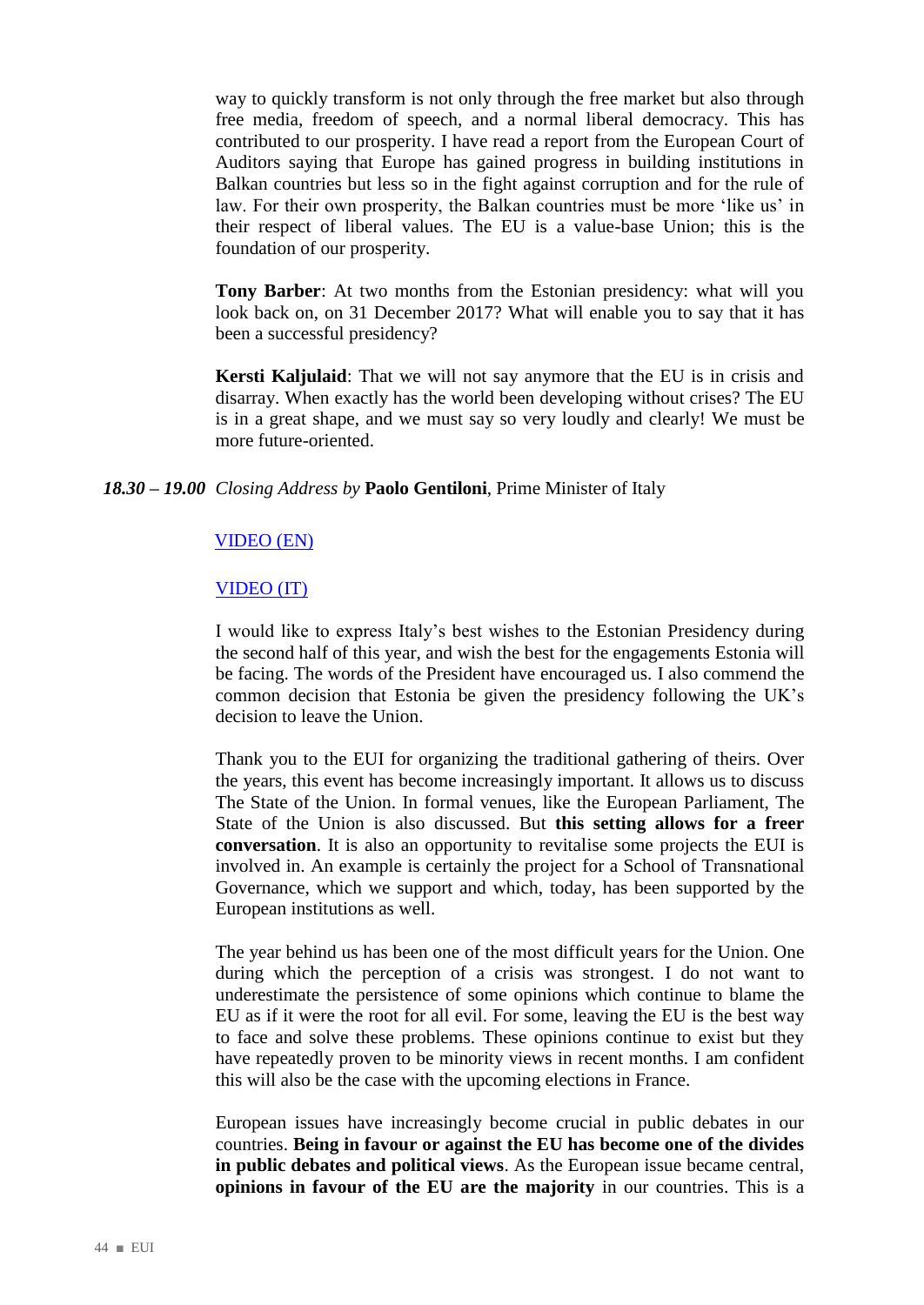way to quickly transform is not only through the free market but also through free media, freedom of speech, and a normal liberal democracy. This has contributed to our prosperity. I have read a report from the European Court of Auditors saying that Europe has gained progress in building institutions in Balkan countries but less so in the fight against corruption and for the rule of law. For their own prosperity, the Balkan countries must be more 'like us' in their respect of liberal values. The EU is a value-base Union; this is the foundation of our prosperity.

**Tony Barber**: At two months from the Estonian presidency: what will you look back on, on 31 December 2017? What will enable you to say that it has been a successful presidency?

**Kersti Kaljulaid**: That we will not say anymore that the EU is in crisis and disarray. When exactly has the world been developing without crises? The EU is in a great shape, and we must say so very loudly and clearly! We must be more future-oriented.

***18.30 – 19.00*** *Closing Address by* **Paolo Gentiloni**, Prime Minister of Italy

VIDEO (EN)

VIDEO (IT)

I would like to express Italy's best wishes to the Estonian Presidency during the second half of this year, and wish the best for the engagements Estonia will be facing. The words of the President have encouraged us. I also commend the common decision that Estonia be given the presidency following the UK's decision to leave the Union.

Thank you to the EUI for organizing the traditional gathering of theirs. Over the years, this event has become increasingly important. It allows us to discuss The State of the Union. In formal venues, like the European Parliament, The State of the Union is also discussed. But **this setting allows for a freer conversation**. It is also an opportunity to revitalise some projects the EUI is involved in. An example is certainly the project for a School of Transnational Governance, which we support and which, today, has been supported by the European institutions as well.

The year behind us has been one of the most difficult years for the Union. One during which the perception of a crisis was strongest. I do not want to underestimate the persistence of some opinions which continue to blame the EU as if it were the root for all evil. For some, leaving the EU is the best way to face and solve these problems. These opinions continue to exist but they have repeatedly proven to be minority views in recent months. I am confident this will also be the case with the upcoming elections in France.

European issues have increasingly become crucial in public debates in our countries. **Being in favour or against the EU has become one of the divides in public debates and political views**. As the European issue became central, **opinions in favour of the EU are the majority** in our countries. This is a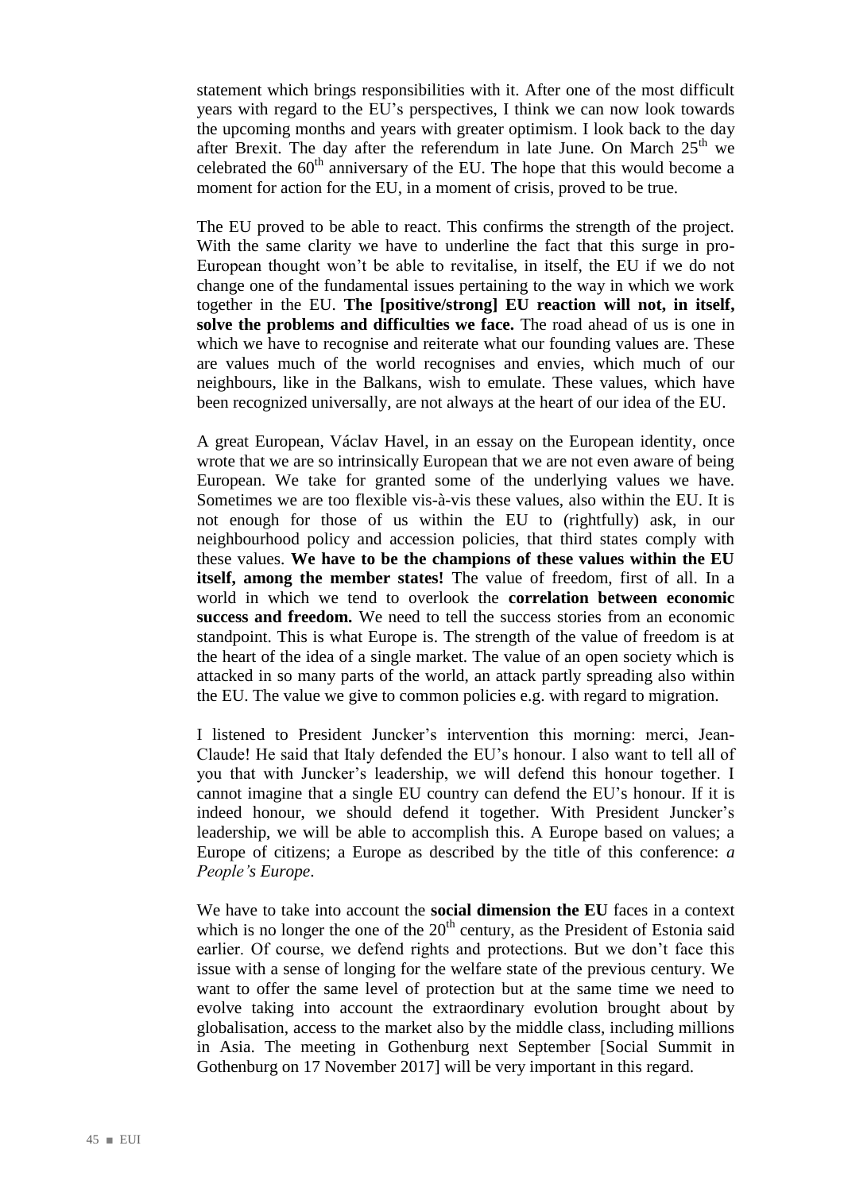statement which brings responsibilities with it. After one of the most difficult years with regard to the EU's perspectives, I think we can now look towards the upcoming months and years with greater optimism. I look back to the day after Brexit. The day after the referendum in late June. On March 25th we celebrated the 60th anniversary of the EU. The hope that this would become a moment for action for the EU, in a moment of crisis, proved to be true.

The EU proved to be able to react. This confirms the strength of the project. With the same clarity we have to underline the fact that this surge in pro-European thought won't be able to revitalise, in itself, the EU if we do not change one of the fundamental issues pertaining to the way in which we work together in the EU. **The [positive/strong] EU reaction will not, in itself, solve the problems and difficulties we face.** The road ahead of us is one in which we have to recognise and reiterate what our founding values are. These are values much of the world recognises and envies, which much of our neighbours, like in the Balkans, wish to emulate. These values, which have been recognized universally, are not always at the heart of our idea of the EU.

A great European, Václav Havel, in an essay on the European identity, once wrote that we are so intrinsically European that we are not even aware of being European. We take for granted some of the underlying values we have. Sometimes we are too flexible vis-à-vis these values, also within the EU. It is not enough for those of us within the EU to (rightfully) ask, in our neighbourhood policy and accession policies, that third states comply with these values. **We have to be the champions of these values within the EU itself, among the member states!** The value of freedom, first of all. In a world in which we tend to overlook the **correlation between economic success and freedom.** We need to tell the success stories from an economic standpoint. This is what Europe is. The strength of the value of freedom is at the heart of the idea of a single market. The value of an open society which is attacked in so many parts of the world, an attack partly spreading also within the EU. The value we give to common policies e.g. with regard to migration.

I listened to President Juncker's intervention this morning: merci, Jean-Claude! He said that Italy defended the EU's honour. I also want to tell all of you that with Juncker's leadership, we will defend this honour together. I cannot imagine that a single EU country can defend the EU's honour. If it is indeed honour, we should defend it together. With President Juncker's leadership, we will be able to accomplish this. A Europe based on values; a Europe of citizens; a Europe as described by the title of this conference: *a People's Europe*.

We have to take into account the **social dimension the EU** faces in a context which is no longer the one of the 20th century, as the President of Estonia said earlier. Of course, we defend rights and protections. But we don't face this issue with a sense of longing for the welfare state of the previous century. We want to offer the same level of protection but at the same time we need to evolve taking into account the extraordinary evolution brought about by globalisation, access to the market also by the middle class, including millions in Asia. The meeting in Gothenburg next September [Social Summit in Gothenburg on 17 November 2017] will be very important in this regard.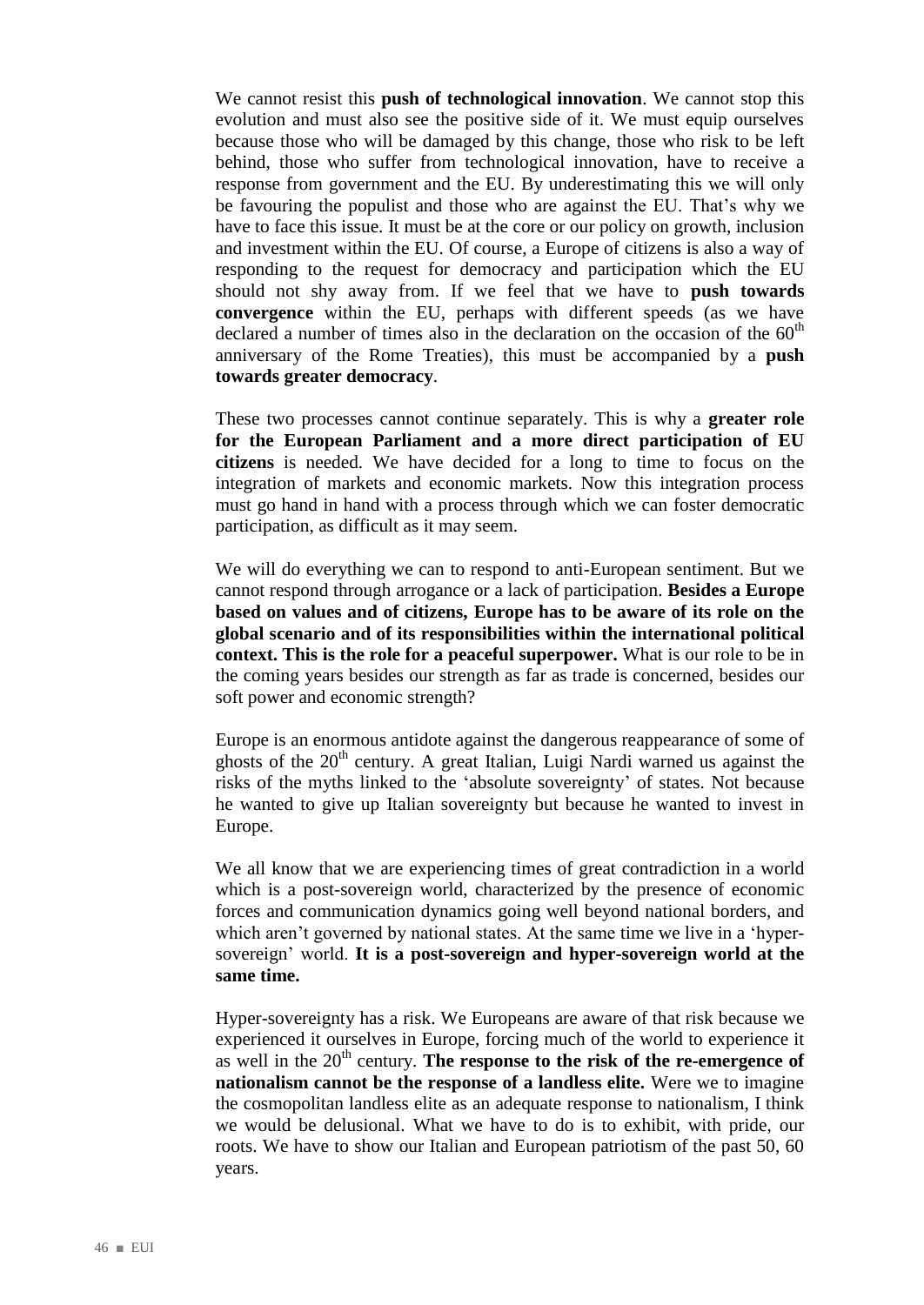We cannot resist this **push of technological innovation**. We cannot stop this evolution and must also see the positive side of it. We must equip ourselves because those who will be damaged by this change, those who risk to be left behind, those who suffer from technological innovation, have to receive a response from government and the EU. By underestimating this we will only be favouring the populist and those who are against the EU. That's why we have to face this issue. It must be at the core or our policy on growth, inclusion and investment within the EU. Of course, a Europe of citizens is also a way of responding to the request for democracy and participation which the EU should not shy away from. If we feel that we have to **push towards convergence** within the EU, perhaps with different speeds (as we have declared a number of times also in the declaration on the occasion of the 60th anniversary of the Rome Treaties), this must be accompanied by a **push towards greater democracy**.

These two processes cannot continue separately. This is why a **greater role for the European Parliament and a more direct participation of EU citizens** is needed. We have decided for a long to time to focus on the integration of markets and economic markets. Now this integration process must go hand in hand with a process through which we can foster democratic participation, as difficult as it may seem.

We will do everything we can to respond to anti-European sentiment. But we cannot respond through arrogance or a lack of participation. **Besides a Europe based on values and of citizens, Europe has to be aware of its role on the global scenario and of its responsibilities within the international political context. This is the role for a peaceful superpower.** What is our role to be in the coming years besides our strength as far as trade is concerned, besides our soft power and economic strength?

Europe is an enormous antidote against the dangerous reappearance of some of ghosts of the 20th century. A great Italian, Luigi Nardi warned us against the risks of the myths linked to the 'absolute sovereignty' of states. Not because he wanted to give up Italian sovereignty but because he wanted to invest in Europe.

We all know that we are experiencing times of great contradiction in a world which is a post-sovereign world, characterized by the presence of economic forces and communication dynamics going well beyond national borders, and which aren't governed by national states. At the same time we live in a 'hyper-sovereign' world. **It is a post-sovereign and hyper-sovereign world at the same time.**

Hyper-sovereignty has a risk. We Europeans are aware of that risk because we experienced it ourselves in Europe, forcing much of the world to experience it as well in the 20th century. **The response to the risk of the re-emergence of nationalism cannot be the response of a landless elite.** Were we to imagine the cosmopolitan landless elite as an adequate response to nationalism, I think we would be delusional. What we have to do is to exhibit, with pride, our roots. We have to show our Italian and European patriotism of the past 50, 60 years.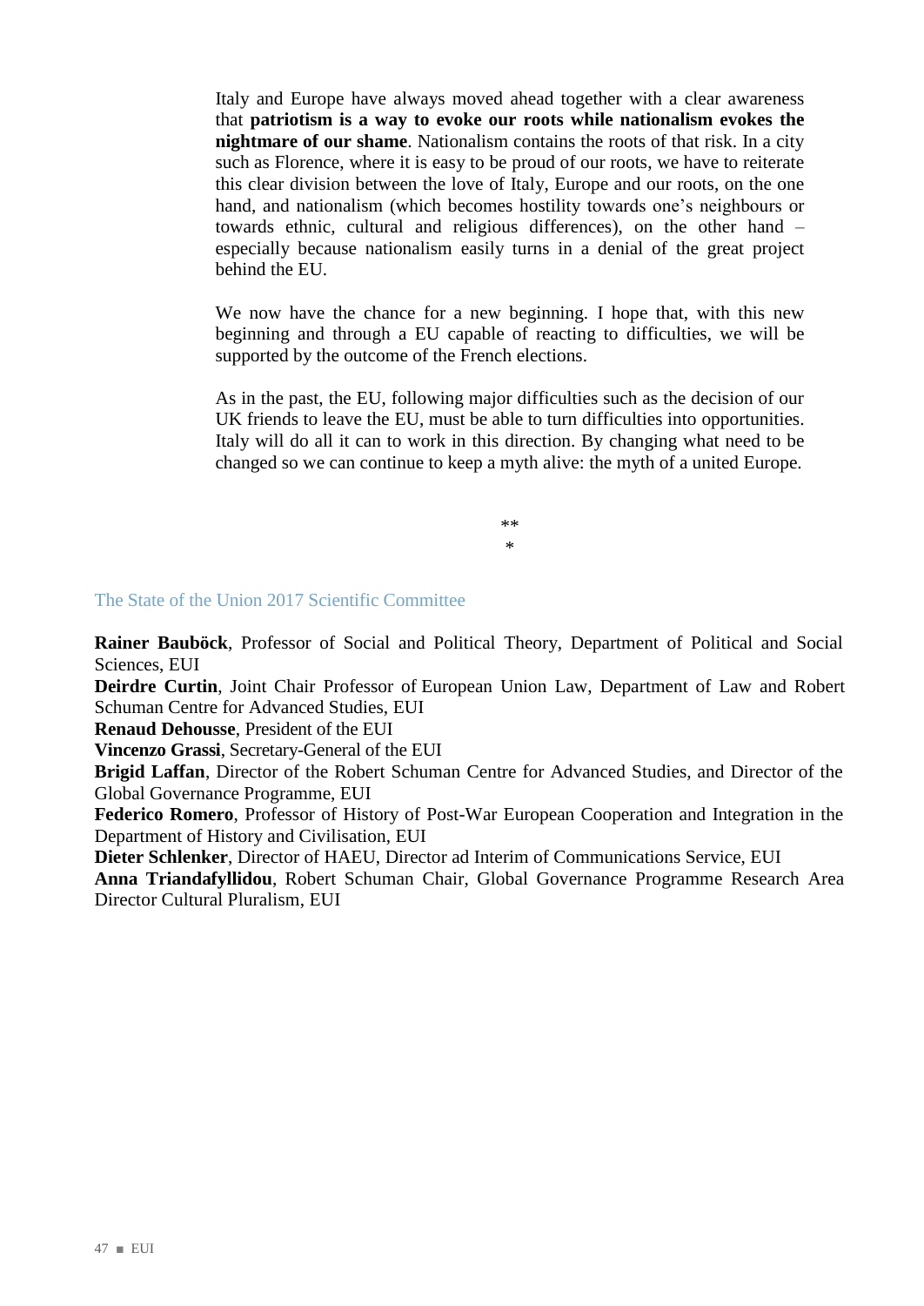Italy and Europe have always moved ahead together with a clear awareness that **patriotism is a way to evoke our roots while nationalism evokes the nightmare of our shame**. Nationalism contains the roots of that risk. In a city such as Florence, where it is easy to be proud of our roots, we have to reiterate this clear division between the love of Italy, Europe and our roots, on the one hand, and nationalism (which becomes hostility towards one's neighbours or towards ethnic, cultural and religious differences), on the other hand – especially because nationalism easily turns in a denial of the great project behind the EU.

We now have the chance for a new beginning. I hope that, with this new beginning and through a EU capable of reacting to difficulties, we will be supported by the outcome of the French elections.

As in the past, the EU, following major difficulties such as the decision of our UK friends to leave the EU, must be able to turn difficulties into opportunities. Italy will do all it can to work in this direction. By changing what need to be changed so we can continue to keep a myth alive: the myth of a united Europe.

**
*

## The State of the Union 2017 Scientific Committee

**Rainer Bauböck**, Professor of Social and Political Theory, Department of Political and Social Sciences, EUI
**Deirdre Curtin**, Joint Chair Professor of European Union Law, Department of Law and Robert Schuman Centre for Advanced Studies, EUI
**Renaud Dehousse**, President of the EUI
**Vincenzo Grassi**, Secretary-General of the EUI
**Brigid Laffan**, Director of the Robert Schuman Centre for Advanced Studies, and Director of the Global Governance Programme, EUI
**Federico Romero**, Professor of History of Post-War European Cooperation and Integration in the Department of History and Civilisation, EUI
**Dieter Schlenker**, Director of HAEU, Director ad Interim of Communications Service, EUI
**Anna Triandafyllidou**, Robert Schuman Chair, Global Governance Programme Research Area Director Cultural Pluralism, EUI